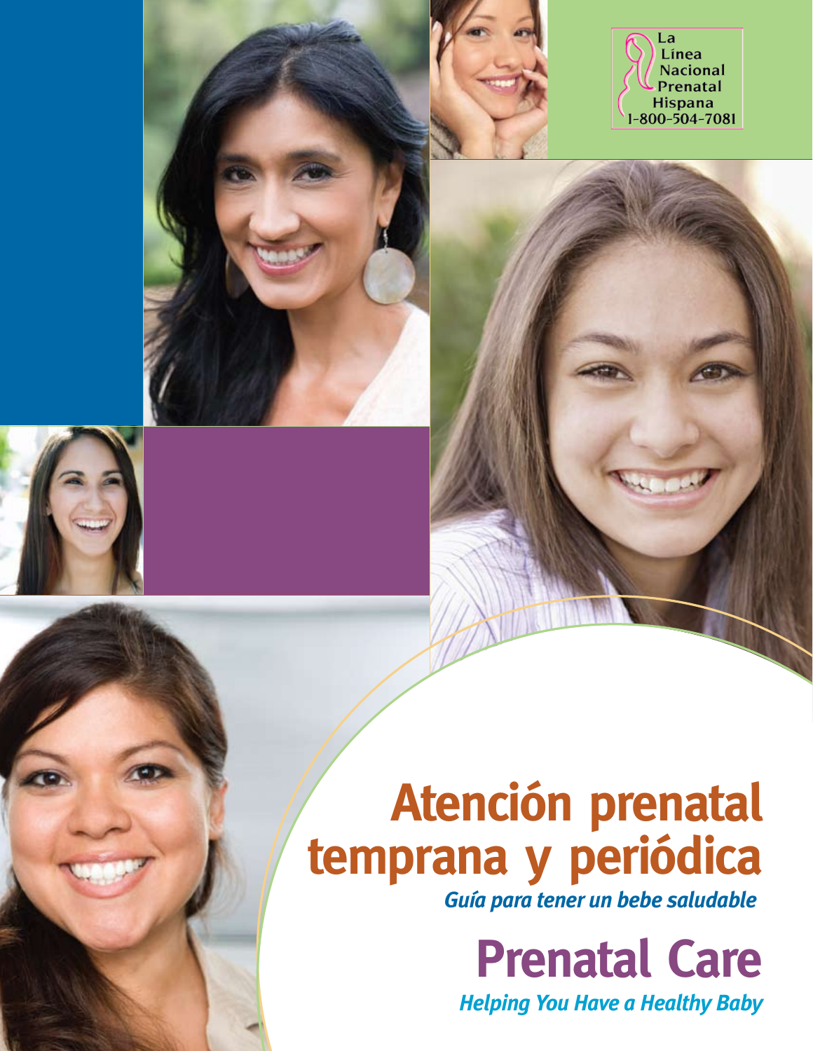La Línea Nacional Prenatal Hispana
1-800-504-7081

# Atención prenatal temprana y periódica

***Guía para tener un bebe saludable***

# Prenatal Care

***Helping You Have a Healthy Baby***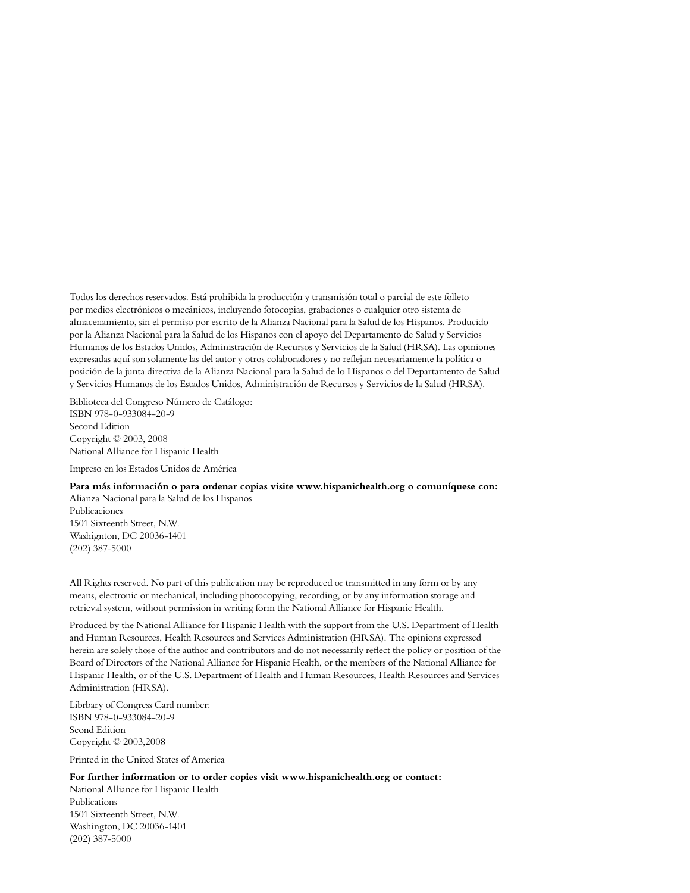Todos los derechos reservados. Está prohibida la producción y transmisión total o parcial de este folleto por medios electrónicos o mecánicos, incluyendo fotocopias, grabaciones o cualquier otro sistema de almacenamiento, sin el permiso por escrito de la Alianza Nacional para la Salud de los Hispanos. Producido por la Alianza Nacional para la Salud de los Hispanos con el apoyo del Departamento de Salud y Servicios Humanos de los Estados Unidos, Administración de Recursos y Servicios de la Salud (HRSA). Las opiniones expresadas aquí son solamente las del autor y otros colaboradores y no reflejan necesariamente la política o posición de la junta directiva de la Alianza Nacional para la Salud de lo Hispanos o del Departamento de Salud y Servicios Humanos de los Estados Unidos, Administración de Recursos y Servicios de la Salud (HRSA).

Biblioteca del Congreso Número de Catálogo:
ISBN 978-0-933084-20-9
Second Edition
Copyright © 2003, 2008
National Alliance for Hispanic Health

Impreso en los Estados Unidos de América

**Para más información o para ordenar copias visite www.hispanichealth.org o comuníquese con:**
Alianza Nacional para la Salud de los Hispanos
Publicaciones
1501 Sixteenth Street, N.W.
Washignton, DC 20036-1401
(202) 387-5000

---

All Rights reserved. No part of this publication may be reproduced or transmitted in any form or by any means, electronic or mechanical, including photocopying, recording, or by any information storage and retrieval system, without permission in writing form the National Alliance for Hispanic Health.

Produced by the National Alliance for Hispanic Health with the support from the U.S. Department of Health and Human Resources, Health Resources and Services Administration (HRSA). The opinions expressed herein are solely those of the author and contributors and do not necessarily reflect the policy or position of the Board of Directors of the National Alliance for Hispanic Health, or the members of the National Alliance for Hispanic Health, or of the U.S. Department of Health and Human Resources, Health Resources and Services Administration (HRSA).

Librbary of Congress Card number:
ISBN 978-0-933084-20-9
Seond Edition
Copyright © 2003,2008

Printed in the United States of America

**For further information or to order copies visit www.hispanichealth.org or contact:**
National Alliance for Hispanic Health
Publications
1501 Sixteenth Street, N.W.
Washington, DC 20036-1401
(202) 387-5000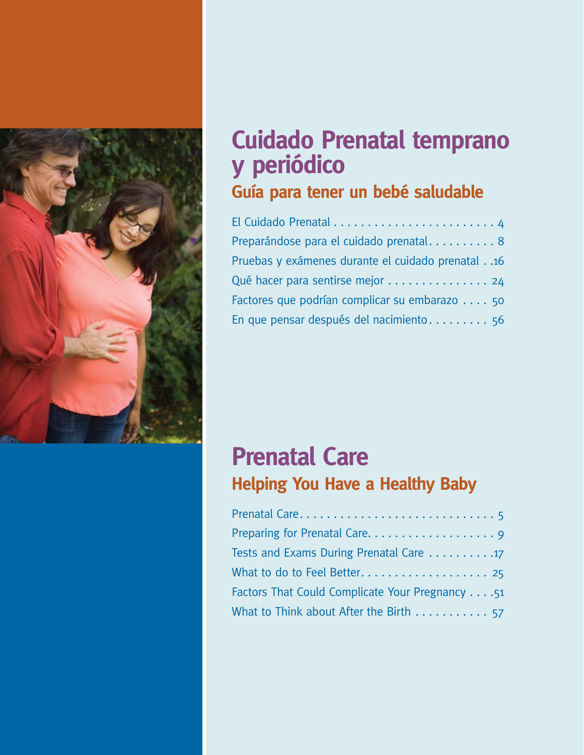# Cuidado Prenatal temprano y periódico

## Guía para tener un bebé saludable

- El Cuidado Prenatal . . . . . . . . . . . . . . . . . . . . . . . . . 4
- Preparándose para el cuidado prenatal. . . . . . . . . . 8
- Pruebas y exámenes durante el cuidado prenatal . .16
- Qué hacer para sentirse mejor . . . . . . . . . . . . . . . 24
- Factores que podrían complicar su embarazo . . . . 50
- En que pensar después del nacimiento. . . . . . . . . 56

# Prenatal Care

## Helping You Have a Healthy Baby

- Prenatal Care. . . . . . . . . . . . . . . . . . . . . . . . . . . . 5
- Preparing for Prenatal Care. . . . . . . . . . . . . . . . . . . 9
- Tests and Exams During Prenatal Care . . . . . . . . . .17
- What to do to Feel Better. . . . . . . . . . . . . . . . . . . 25
- Factors That Could Complicate Your Pregnancy . . . .51
- What to Think about After the Birth . . . . . . . . . . . 57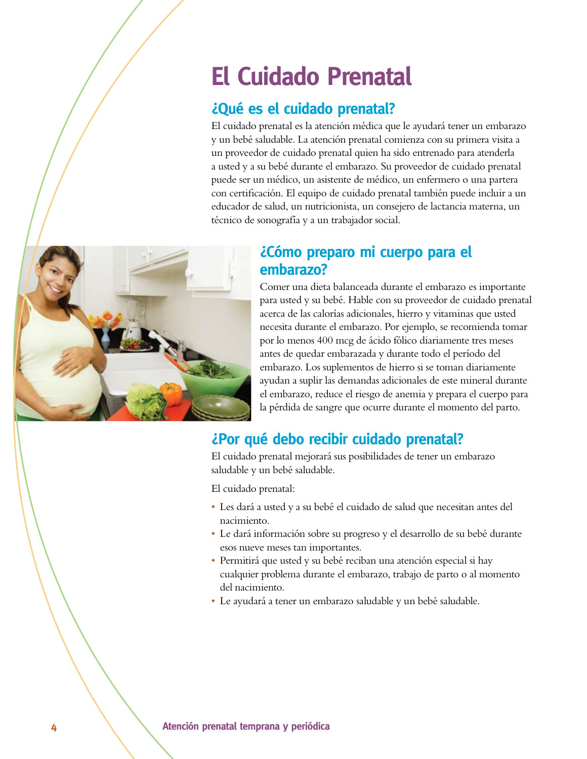# El Cuidado Prenatal

## ¿Qué es el cuidado prenatal?

El cuidado prenatal es la atención médica que le ayudará tener un embarazo y un bebé saludable. La atención prenatal comienza con su primera visita a un proveedor de cuidado prenatal quien ha sido entrenado para atenderla a usted y a su bebé durante el embarazo. Su proveedor de cuidado prenatal puede ser un médico, un asistente de médico, un enfermero o una partera con certificación. El equipo de cuidado prenatal también puede incluir a un educador de salud, un nutricionista, un consejero de lactancia materna, un técnico de sonografía y a un trabajador social.

## ¿Cómo preparo mi cuerpo para el embarazo?

Comer una dieta balanceada durante el embarazo es importante para usted y su bebé. Hable con su proveedor de cuidado prenatal acerca de las calorías adicionales, hierro y vitaminas que usted necesita durante el embarazo. Por ejemplo, se recomienda tomar por lo menos 400 mcg de ácido fólico diariamente tres meses antes de quedar embarazada y durante todo el período del embarazo. Los suplementos de hierro si se toman diariamente ayudan a suplir las demandas adicionales de este mineral durante el embarazo, reduce el riesgo de anemia y prepara el cuerpo para la pérdida de sangre que ocurre durante el momento del parto.

## ¿Por qué debo recibir cuidado prenatal?

El cuidado prenatal mejorará sus posibilidades de tener un embarazo saludable y un bebé saludable.

El cuidado prenatal:

- Les dará a usted y a su bebé el cuidado de salud que necesitan antes del nacimiento.
- Le dará información sobre su progreso y el desarrollo de su bebé durante esos nueve meses tan importantes.
- Permitirá que usted y su bebé reciban una atención especial si hay cualquier problema durante el embarazo, trabajo de parto o al momento del nacimiento.
- Le ayudará a tener un embarazo saludable y un bebé saludable.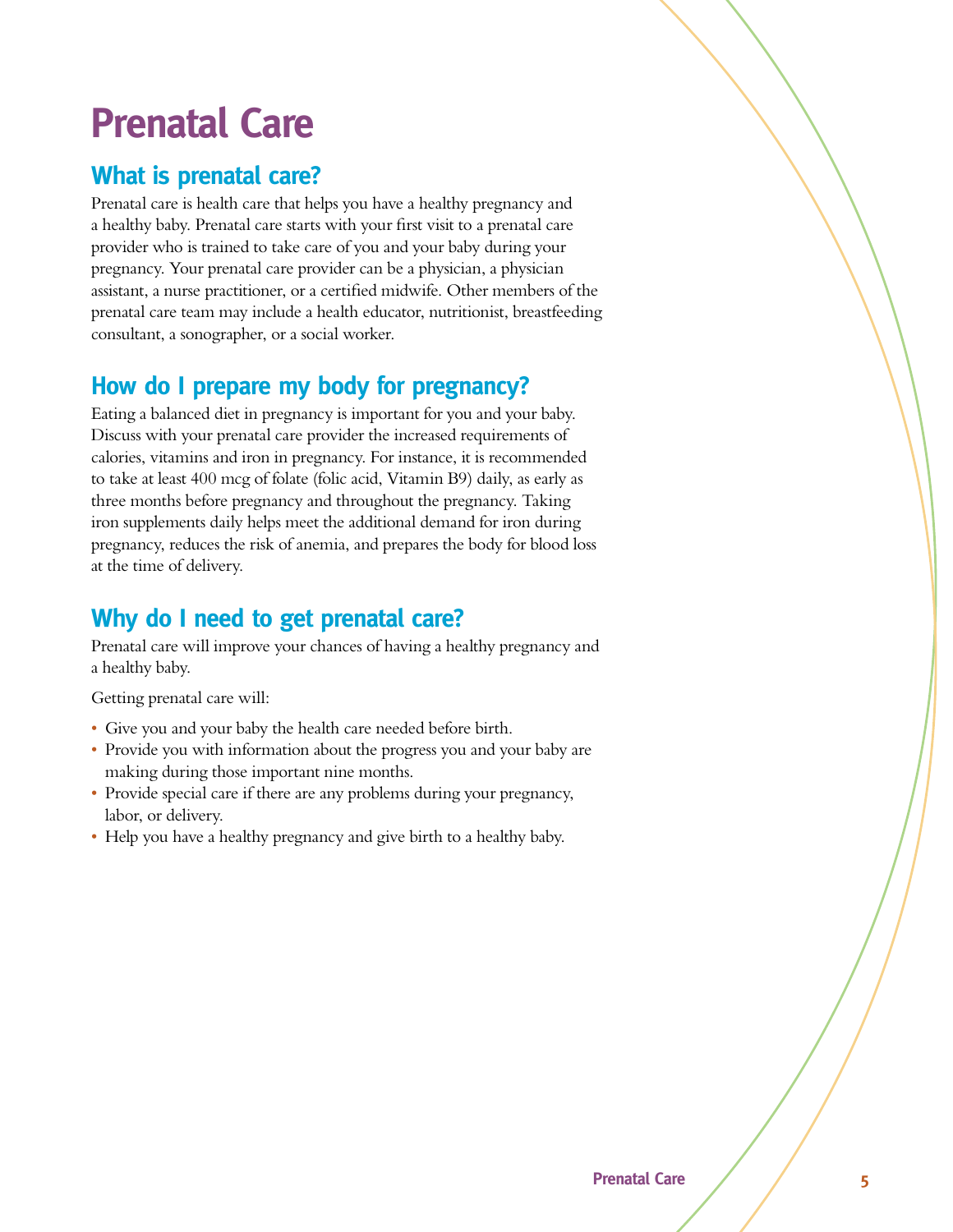# Prenatal Care

## What is prenatal care?

Prenatal care is health care that helps you have a healthy pregnancy and a healthy baby. Prenatal care starts with your first visit to a prenatal care provider who is trained to take care of you and your baby during your pregnancy. Your prenatal care provider can be a physician, a physician assistant, a nurse practitioner, or a certified midwife. Other members of the prenatal care team may include a health educator, nutritionist, breastfeeding consultant, a sonographer, or a social worker.

## How do I prepare my body for pregnancy?

Eating a balanced diet in pregnancy is important for you and your baby. Discuss with your prenatal care provider the increased requirements of calories, vitamins and iron in pregnancy. For instance, it is recommended to take at least 400 mcg of folate (folic acid, Vitamin B9) daily, as early as three months before pregnancy and throughout the pregnancy. Taking iron supplements daily helps meet the additional demand for iron during pregnancy, reduces the risk of anemia, and prepares the body for blood loss at the time of delivery.

## Why do I need to get prenatal care?

Prenatal care will improve your chances of having a healthy pregnancy and a healthy baby.

Getting prenatal care will:

- Give you and your baby the health care needed before birth.
- Provide you with information about the progress you and your baby are making during those important nine months.
- Provide special care if there are any problems during your pregnancy, labor, or delivery.
- Help you have a healthy pregnancy and give birth to a healthy baby.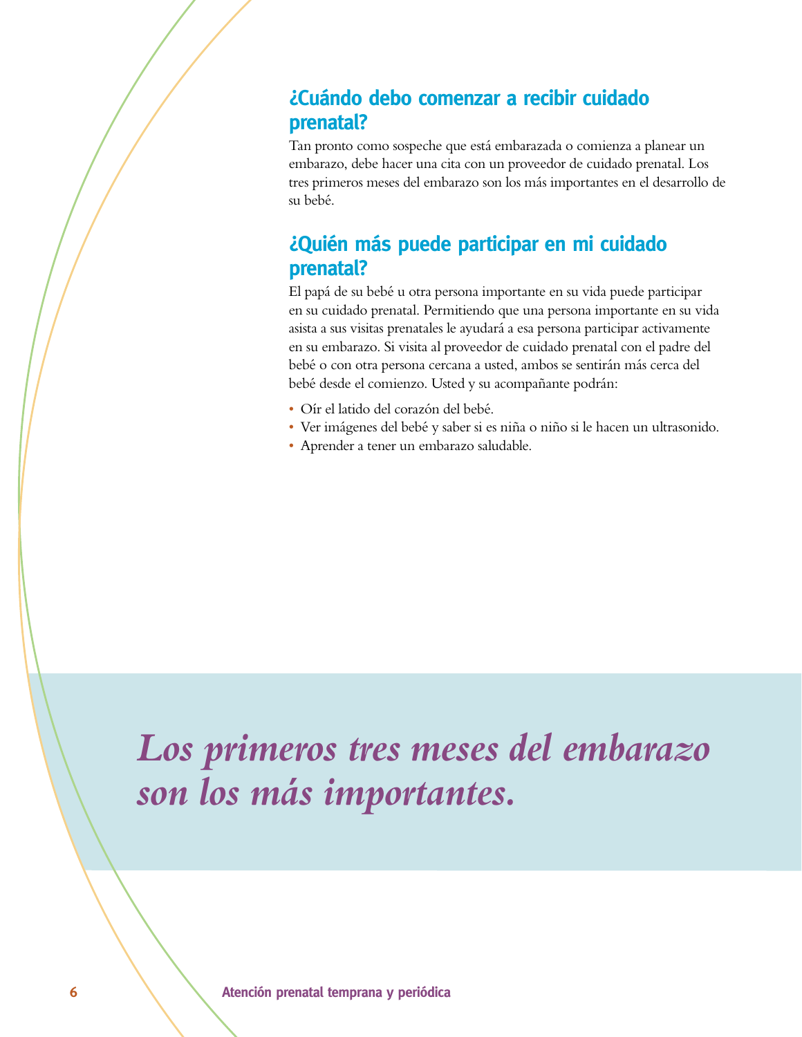## ¿Cuándo debo comenzar a recibir cuidado prenatal?

Tan pronto como sospeche que está embarazada o comienza a planear un embarazo, debe hacer una cita con un proveedor de cuidado prenatal. Los tres primeros meses del embarazo son los más importantes en el desarrollo de su bebé.

## ¿Quién más puede participar en mi cuidado prenatal?

El papá de su bebé u otra persona importante en su vida puede participar en su cuidado prenatal. Permitiendo que una persona importante en su vida asista a sus visitas prenatales le ayudará a esa persona participar activamente en su embarazo. Si visita al proveedor de cuidado prenatal con el padre del bebé o con otra persona cercana a usted, ambos se sentirán más cerca del bebé desde el comienzo. Usted y su acompañante podrán:

- Oír el latido del corazón del bebé.
- Ver imágenes del bebé y saber si es niña o niño si le hacen un ultrasonido.
- Aprender a tener un embarazo saludable.

*Los primeros tres meses del embarazo son los más importantes.*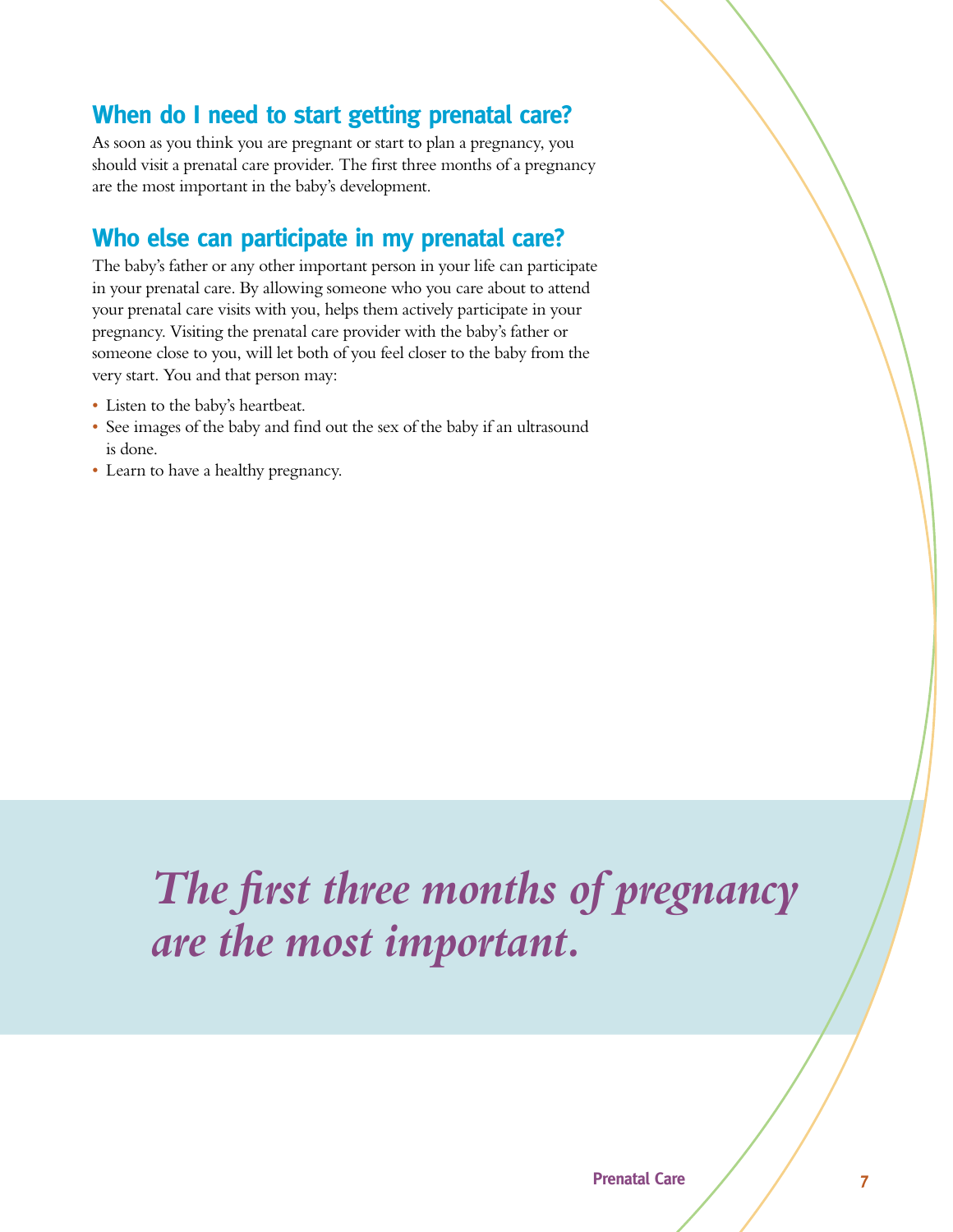## When do I need to start getting prenatal care?

As soon as you think you are pregnant or start to plan a pregnancy, you should visit a prenatal care provider. The first three months of a pregnancy are the most important in the baby's development.

## Who else can participate in my prenatal care?

The baby's father or any other important person in your life can participate in your prenatal care. By allowing someone who you care about to attend your prenatal care visits with you, helps them actively participate in your pregnancy. Visiting the prenatal care provider with the baby's father or someone close to you, will let both of you feel closer to the baby from the very start. You and that person may:

- Listen to the baby's heartbeat.
- See images of the baby and find out the sex of the baby if an ultrasound is done.
- Learn to have a healthy pregnancy.

***The first three months of pregnancy are the most important.***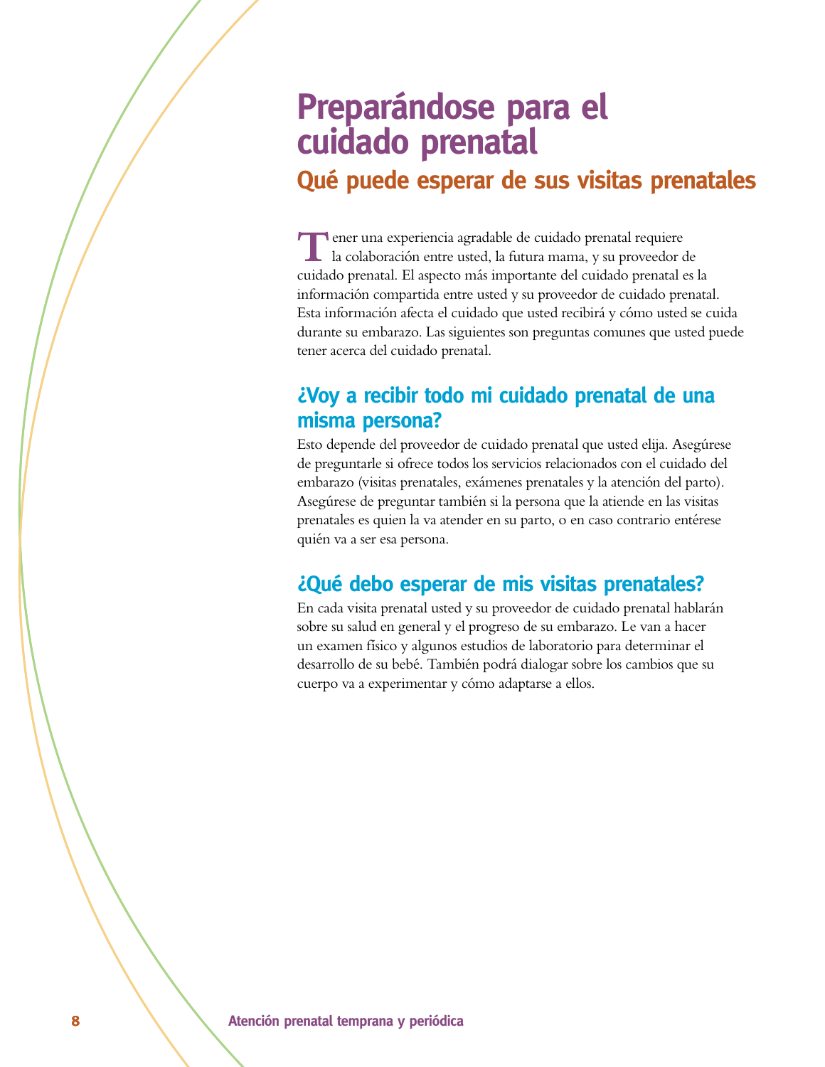# Preparándose para el cuidado prenatal

## Qué puede esperar de sus visitas prenatales

Tener una experiencia agradable de cuidado prenatal requiere la colaboración entre usted, la futura mama, y su proveedor de cuidado prenatal. El aspecto más importante del cuidado prenatal es la información compartida entre usted y su proveedor de cuidado prenatal. Esta información afecta el cuidado que usted recibirá y cómo usted se cuida durante su embarazo. Las siguientes son preguntas comunes que usted puede tener acerca del cuidado prenatal.

### ¿Voy a recibir todo mi cuidado prenatal de una misma persona?

Esto depende del proveedor de cuidado prenatal que usted elija. Asegúrese de preguntarle si ofrece todos los servicios relacionados con el cuidado del embarazo (visitas prenatales, exámenes prenatales y la atención del parto). Asegúrese de preguntar también si la persona que la atiende en las visitas prenatales es quien la va atender en su parto, o en caso contrario entérese quién va a ser esa persona.

### ¿Qué debo esperar de mis visitas prenatales?

En cada visita prenatal usted y su proveedor de cuidado prenatal hablarán sobre su salud en general y el progreso de su embarazo. Le van a hacer un examen físico y algunos estudios de laboratorio para determinar el desarrollo de su bebé. También podrá dialogar sobre los cambios que su cuerpo va a experimentar y cómo adaptarse a ellos.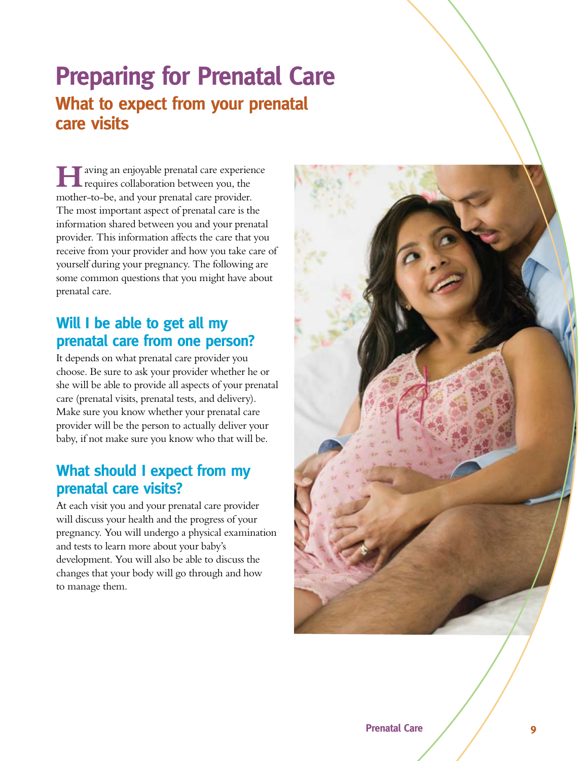# Preparing for Prenatal Care

## What to expect from your prenatal care visits

Having an enjoyable prenatal care experience requires collaboration between you, the mother-to-be, and your prenatal care provider. The most important aspect of prenatal care is the information shared between you and your prenatal provider. This information affects the care that you receive from your provider and how you take care of yourself during your pregnancy. The following are some common questions that you might have about prenatal care.

### Will I be able to get all my prenatal care from one person?

It depends on what prenatal care provider you choose. Be sure to ask your provider whether he or she will be able to provide all aspects of your prenatal care (prenatal visits, prenatal tests, and delivery). Make sure you know whether your prenatal care provider will be the person to actually deliver your baby, if not make sure you know who that will be.

### What should I expect from my prenatal care visits?

At each visit you and your prenatal care provider will discuss your health and the progress of your pregnancy. You will undergo a physical examination and tests to learn more about your baby's development. You will also be able to discuss the changes that your body will go through and how to manage them.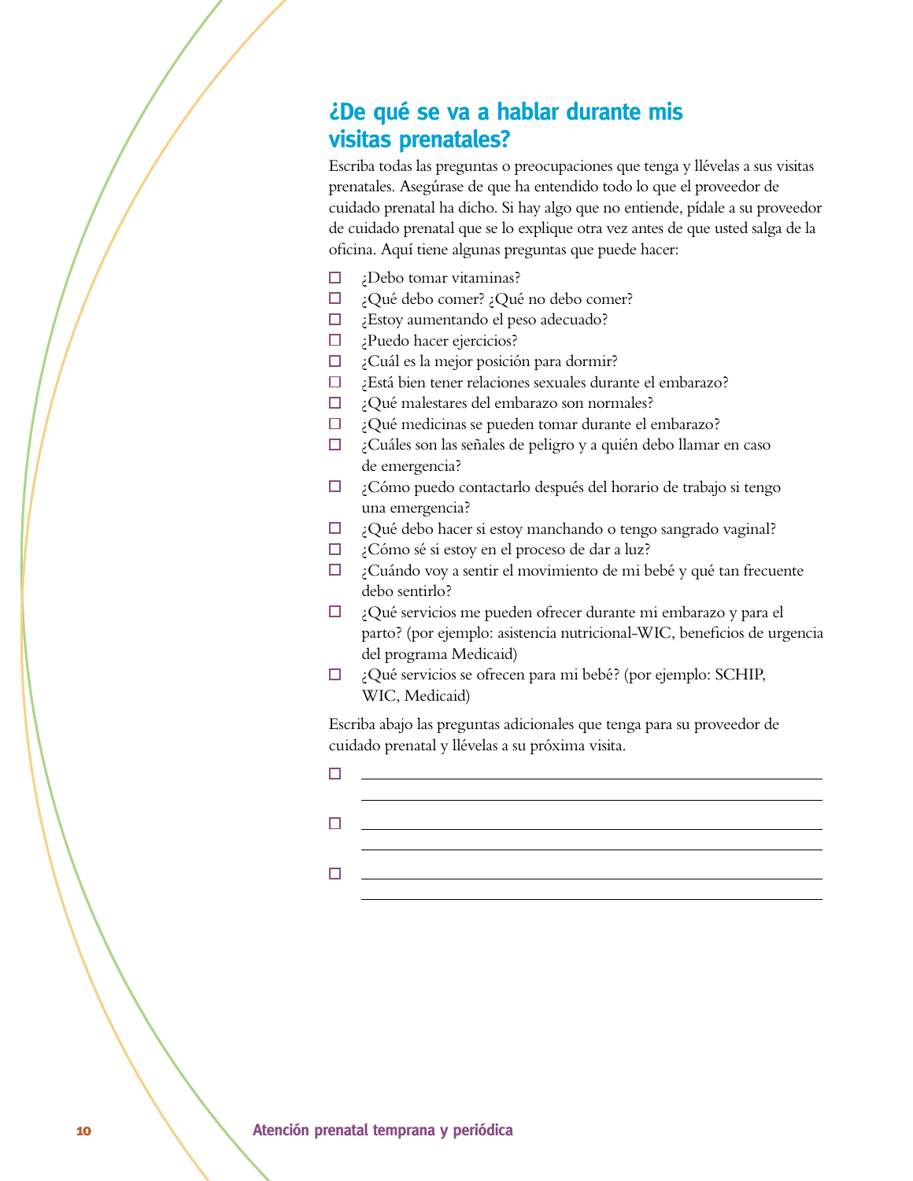## ¿De qué se va a hablar durante mis visitas prenatales?

Escriba todas las preguntas o preocupaciones que tenga y llévelas a sus visitas prenatales. Asegúrase de que ha entendido todo lo que el proveedor de cuidado prenatal ha dicho. Si hay algo que no entiende, pídale a su proveedor de cuidado prenatal que se lo explique otra vez antes de que usted salga de la oficina. Aquí tiene algunas preguntas que puede hacer:

- ☐ ¿Debo tomar vitaminas?
- ☐ ¿Qué debo comer? ¿Qué no debo comer?
- ☐ ¿Estoy aumentando el peso adecuado?
- ☐ ¿Puedo hacer ejercicios?
- ☐ ¿Cuál es la mejor posición para dormir?
- ☐ ¿Está bien tener relaciones sexuales durante el embarazo?
- ☐ ¿Qué malestares del embarazo son normales?
- ☐ ¿Qué medicinas se pueden tomar durante el embarazo?
- ☐ ¿Cuáles son las señales de peligro y a quién debo llamar en caso de emergencia?
- ☐ ¿Cómo puedo contactarlo después del horario de trabajo si tengo una emergencia?
- ☐ ¿Qué debo hacer si estoy manchando o tengo sangrado vaginal?
- ☐ ¿Cómo sé si estoy en el proceso de dar a luz?
- ☐ ¿Cuándo voy a sentir el movimiento de mi bebé y qué tan frecuente debo sentirlo?
- ☐ ¿Qué servicios me pueden ofrecer durante mi embarazo y para el parto? (por ejemplo: asistencia nutricional-WIC, beneficios de urgencia del programa Medicaid)
- ☐ ¿Qué servicios se ofrecen para mi bebé? (por ejemplo: SCHIP, WIC, Medicaid)

Escriba abajo las preguntas adicionales que tenga para su proveedor de cuidado prenatal y llévelas a su próxima visita.

- ☐ ______________________________________________
  ______________________________________________
- ☐ ______________________________________________
  ______________________________________________
- ☐ ______________________________________________
  ______________________________________________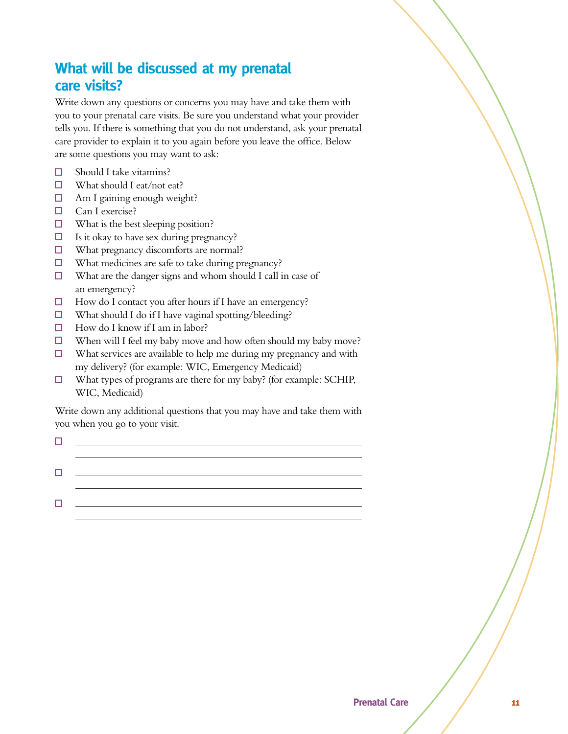## What will be discussed at my prenatal care visits?

Write down any questions or concerns you may have and take them with you to your prenatal care visits. Be sure you understand what your provider tells you. If there is something that you do not understand, ask your prenatal care provider to explain it to you again before you leave the office. Below are some questions you may want to ask:

- ☐ Should I take vitamins?
- ☐ What should I eat/not eat?
- ☐ Am I gaining enough weight?
- ☐ Can I exercise?
- ☐ What is the best sleeping position?
- ☐ Is it okay to have sex during pregnancy?
- ☐ What pregnancy discomforts are normal?
- ☐ What medicines are safe to take during pregnancy?
- ☐ What are the danger signs and whom should I call in case of an emergency?
- ☐ How do I contact you after hours if I have an emergency?
- ☐ What should I do if I have vaginal spotting/bleeding?
- ☐ How do I know if I am in labor?
- ☐ When will I feel my baby move and how often should my baby move?
- ☐ What services are available to help me during my pregnancy and with my delivery? (for example: WIC, Emergency Medicaid)
- ☐ What types of programs are there for my baby? (for example: SCHIP, WIC, Medicaid)

Write down any additional questions that you may have and take them with you when you go to your visit.

- ☐ ______________________________________________
  ______________________________________________
- ☐ ______________________________________________
  ______________________________________________
- ☐ ______________________________________________
  ______________________________________________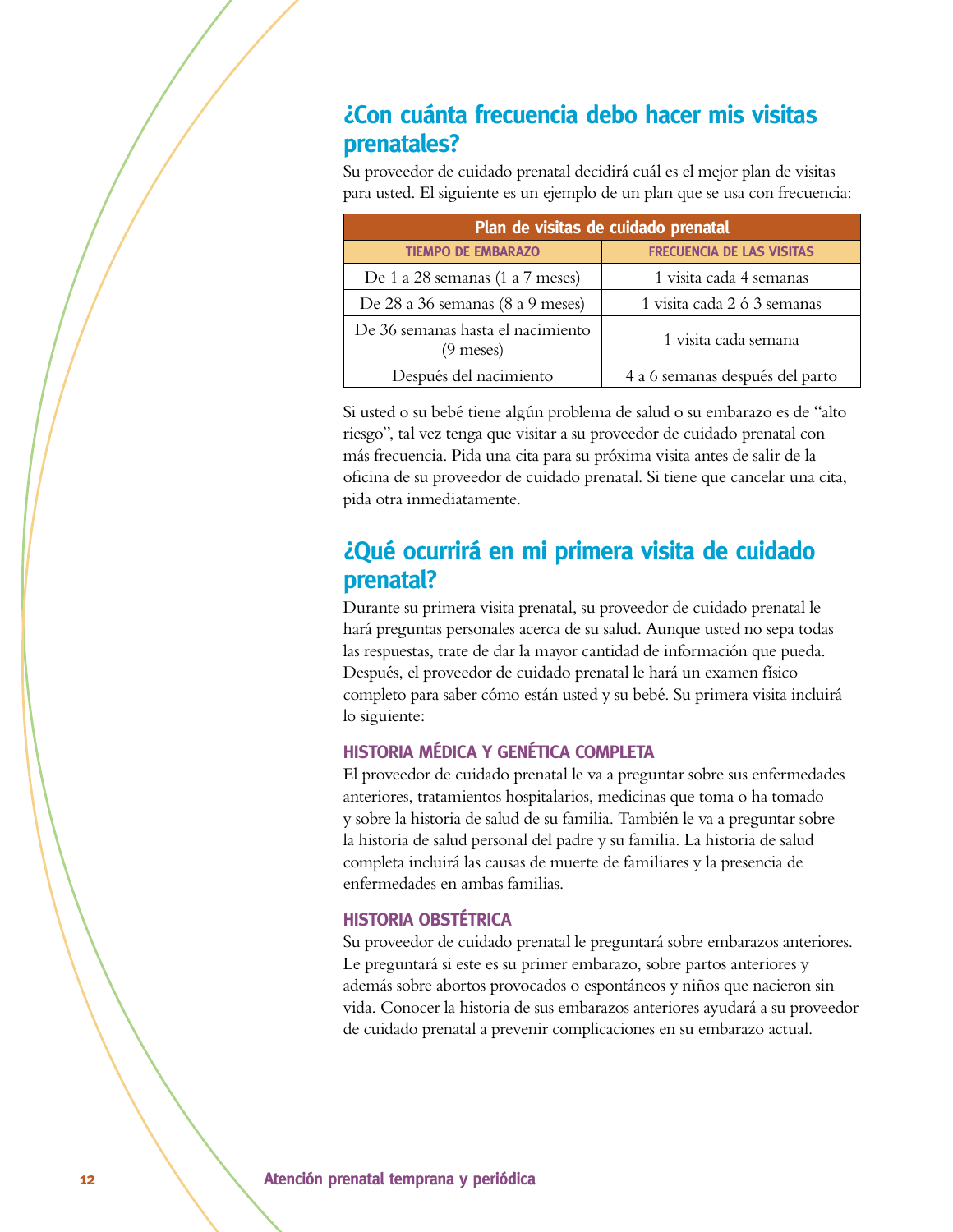## ¿Con cuánta frecuencia debo hacer mis visitas prenatales?

Su proveedor de cuidado prenatal decidirá cuál es el mejor plan de visitas para usted. El siguiente es un ejemplo de un plan que se usa con frecuencia:

| Plan de visitas de cuidado prenatal | |
|---|---|
| **TIEMPO DE EMBARAZO** | **FRECUENCIA DE LAS VISITAS** |
| De 1 a 28 semanas (1 a 7 meses) | 1 visita cada 4 semanas |
| De 28 a 36 semanas (8 a 9 meses) | 1 visita cada 2 ó 3 semanas |
| De 36 semanas hasta el nacimiento (9 meses) | 1 visita cada semana |
| Después del nacimiento | 4 a 6 semanas después del parto |

Si usted o su bebé tiene algún problema de salud o su embarazo es de "alto riesgo", tal vez tenga que visitar a su proveedor de cuidado prenatal con más frecuencia. Pida una cita para su próxima visita antes de salir de la oficina de su proveedor de cuidado prenatal. Si tiene que cancelar una cita, pida otra inmediatamente.

## ¿Qué ocurrirá en mi primera visita de cuidado prenatal?

Durante su primera visita prenatal, su proveedor de cuidado prenatal le hará preguntas personales acerca de su salud. Aunque usted no sepa todas las respuestas, trate de dar la mayor cantidad de información que pueda. Después, el proveedor de cuidado prenatal le hará un examen físico completo para saber cómo están usted y su bebé. Su primera visita incluirá lo siguiente:

### HISTORIA MÉDICA Y GENÉTICA COMPLETA

El proveedor de cuidado prenatal le va a preguntar sobre sus enfermedades anteriores, tratamientos hospitalarios, medicinas que toma o ha tomado y sobre la historia de salud de su familia. También le va a preguntar sobre la historia de salud personal del padre y su familia. La historia de salud completa incluirá las causas de muerte de familiares y la presencia de enfermedades en ambas familias.

### HISTORIA OBSTÉTRICA

Su proveedor de cuidado prenatal le preguntará sobre embarazos anteriores. Le preguntará si este es su primer embarazo, sobre partos anteriores y además sobre abortos provocados o espontáneos y niños que nacieron sin vida. Conocer la historia de sus embarazos anteriores ayudará a su proveedor de cuidado prenatal a prevenir complicaciones en su embarazo actual.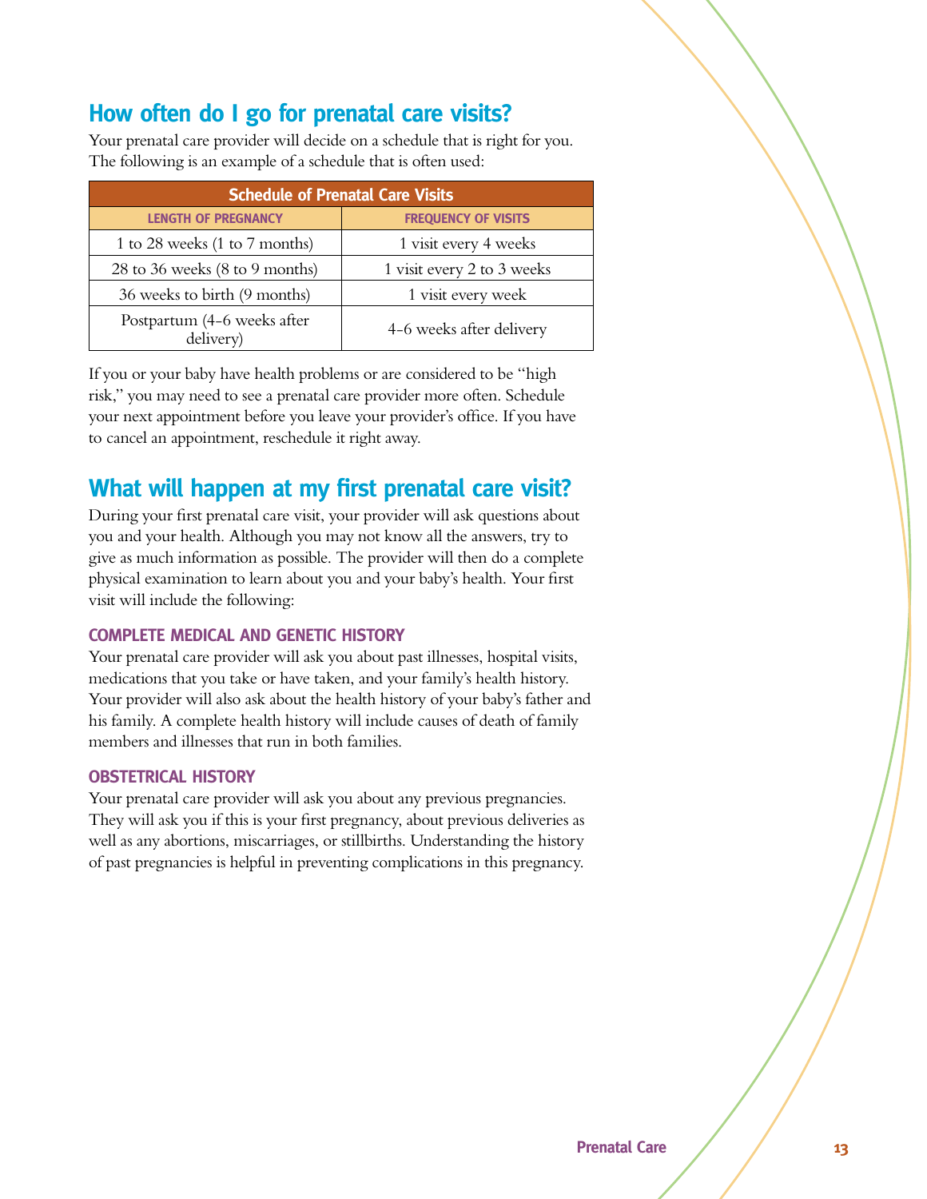## How often do I go for prenatal care visits?

Your prenatal care provider will decide on a schedule that is right for you. The following is an example of a schedule that is often used:

| Schedule of Prenatal Care Visits | |
|---|---|
| **LENGTH OF PREGNANCY** | **FREQUENCY OF VISITS** |
| 1 to 28 weeks (1 to 7 months) | 1 visit every 4 weeks |
| 28 to 36 weeks (8 to 9 months) | 1 visit every 2 to 3 weeks |
| 36 weeks to birth (9 months) | 1 visit every week |
| Postpartum (4-6 weeks after delivery) | 4-6 weeks after delivery |

If you or your baby have health problems or are considered to be "high risk," you may need to see a prenatal care provider more often. Schedule your next appointment before you leave your provider's office. If you have to cancel an appointment, reschedule it right away.

## What will happen at my first prenatal care visit?

During your first prenatal care visit, your provider will ask questions about you and your health. Although you may not know all the answers, try to give as much information as possible. The provider will then do a complete physical examination to learn about you and your baby's health. Your first visit will include the following:

### COMPLETE MEDICAL AND GENETIC HISTORY

Your prenatal care provider will ask you about past illnesses, hospital visits, medications that you take or have taken, and your family's health history. Your provider will also ask about the health history of your baby's father and his family. A complete health history will include causes of death of family members and illnesses that run in both families.

### OBSTETRICAL HISTORY

Your prenatal care provider will ask you about any previous pregnancies. They will ask you if this is your first pregnancy, about previous deliveries as well as any abortions, miscarriages, or stillbirths. Understanding the history of past pregnancies is helpful in preventing complications in this pregnancy.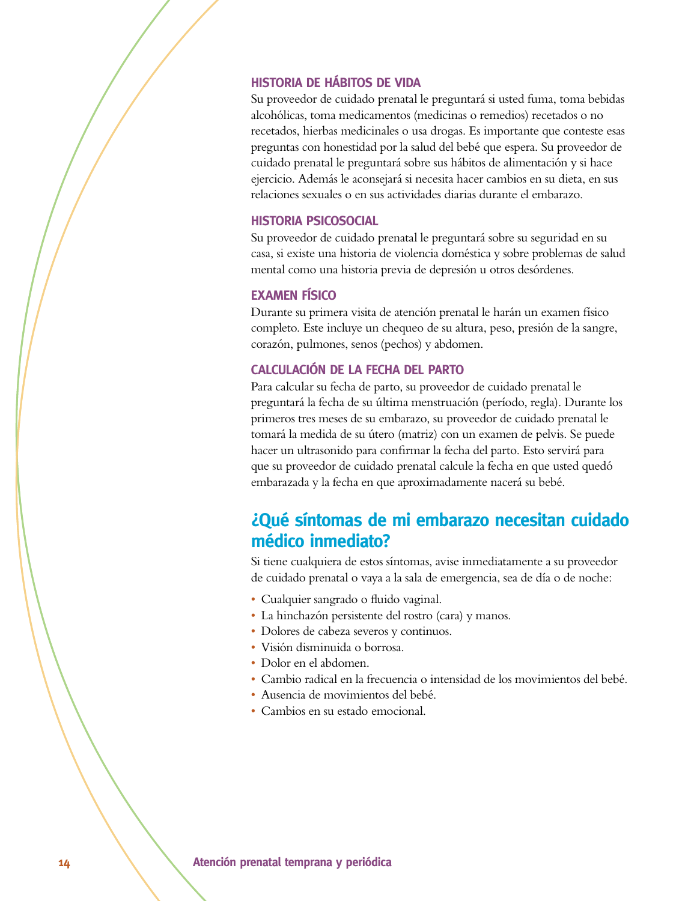### HISTORIA DE HÁBITOS DE VIDA

Su proveedor de cuidado prenatal le preguntará si usted fuma, toma bebidas alcohólicas, toma medicamentos (medicinas o remedios) recetados o no recetados, hierbas medicinales o usa drogas. Es importante que conteste esas preguntas con honestidad por la salud del bebé que espera. Su proveedor de cuidado prenatal le preguntará sobre sus hábitos de alimentación y si hace ejercicio. Además le aconsejará si necesita hacer cambios en su dieta, en sus relaciones sexuales o en sus actividades diarias durante el embarazo.

### HISTORIA PSICOSOCIAL

Su proveedor de cuidado prenatal le preguntará sobre su seguridad en su casa, si existe una historia de violencia doméstica y sobre problemas de salud mental como una historia previa de depresión u otros desórdenes.

### EXAMEN FÍSICO

Durante su primera visita de atención prenatal le harán un examen físico completo. Este incluye un chequeo de su altura, peso, presión de la sangre, corazón, pulmones, senos (pechos) y abdomen.

### CALCULACIÓN DE LA FECHA DEL PARTO

Para calcular su fecha de parto, su proveedor de cuidado prenatal le preguntará la fecha de su última menstruación (período, regla). Durante los primeros tres meses de su embarazo, su proveedor de cuidado prenatal le tomará la medida de su útero (matriz) con un examen de pelvis. Se puede hacer un ultrasonido para confirmar la fecha del parto. Esto servirá para que su proveedor de cuidado prenatal calcule la fecha en que usted quedó embarazada y la fecha en que aproximadamente nacerá su bebé.

## ¿Qué síntomas de mi embarazo necesitan cuidado médico inmediato?

Si tiene cualquiera de estos síntomas, avise inmediatamente a su proveedor de cuidado prenatal o vaya a la sala de emergencia, sea de día o de noche:

- Cualquier sangrado o fluido vaginal.
- La hinchazón persistente del rostro (cara) y manos.
- Dolores de cabeza severos y continuos.
- Visión disminuida o borrosa.
- Dolor en el abdomen.
- Cambio radical en la frecuencia o intensidad de los movimientos del bebé.
- Ausencia de movimientos del bebé.
- Cambios en su estado emocional.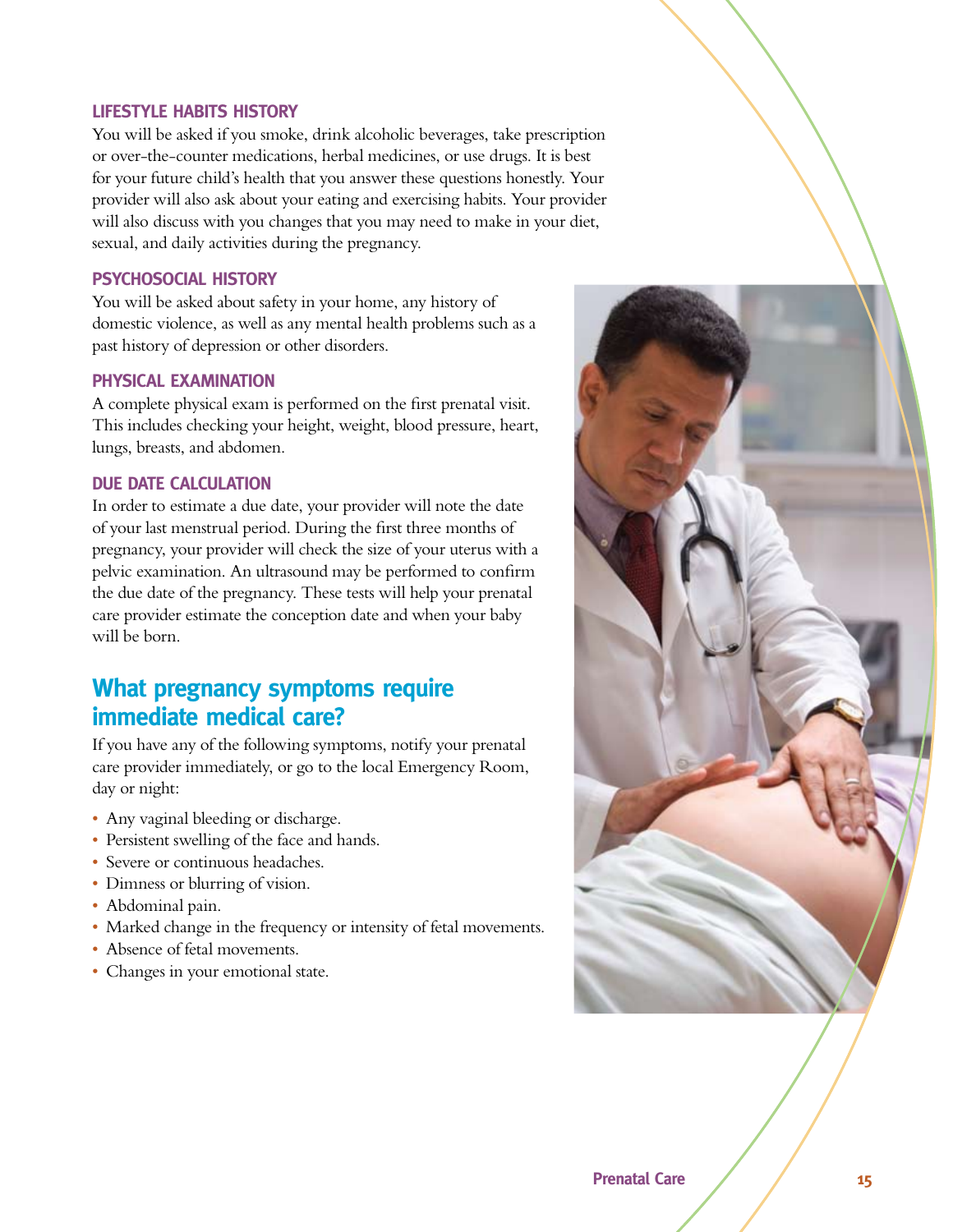### LIFESTYLE HABITS HISTORY

You will be asked if you smoke, drink alcoholic beverages, take prescription or over-the-counter medications, herbal medicines, or use drugs. It is best for your future child's health that you answer these questions honestly. Your provider will also ask about your eating and exercising habits. Your provider will also discuss with you changes that you may need to make in your diet, sexual, and daily activities during the pregnancy.

### PSYCHOSOCIAL HISTORY

You will be asked about safety in your home, any history of domestic violence, as well as any mental health problems such as a past history of depression or other disorders.

### PHYSICAL EXAMINATION

A complete physical exam is performed on the first prenatal visit. This includes checking your height, weight, blood pressure, heart, lungs, breasts, and abdomen.

### DUE DATE CALCULATION

In order to estimate a due date, your provider will note the date of your last menstrual period. During the first three months of pregnancy, your provider will check the size of your uterus with a pelvic examination. An ultrasound may be performed to confirm the due date of the pregnancy. These tests will help your prenatal care provider estimate the conception date and when your baby will be born.

## What pregnancy symptoms require immediate medical care?

If you have any of the following symptoms, notify your prenatal care provider immediately, or go to the local Emergency Room, day or night:

- Any vaginal bleeding or discharge.
- Persistent swelling of the face and hands.
- Severe or continuous headaches.
- Dimness or blurring of vision.
- Abdominal pain.
- Marked change in the frequency or intensity of fetal movements.
- Absence of fetal movements.
- Changes in your emotional state.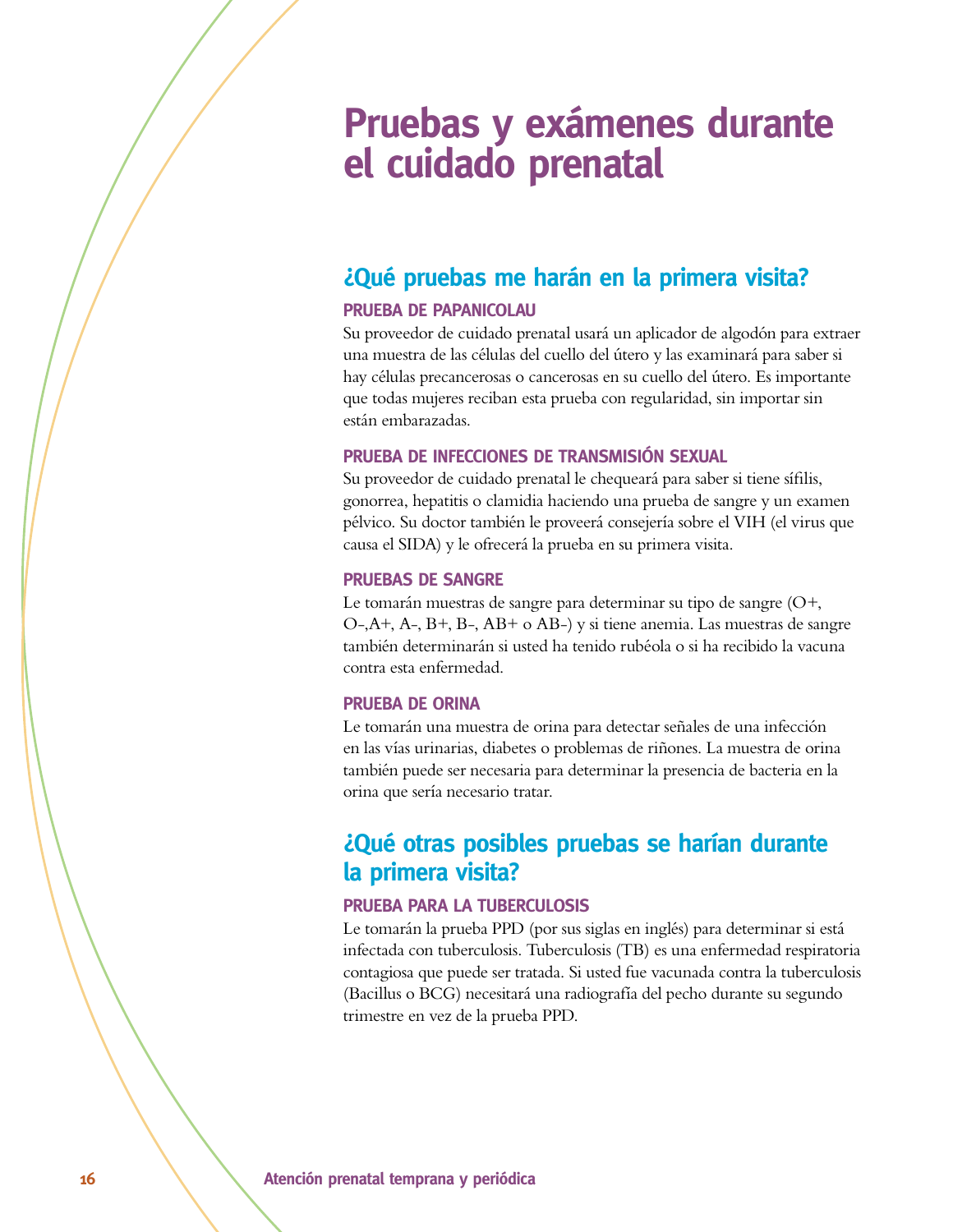# Pruebas y exámenes durante el cuidado prenatal

## ¿Qué pruebas me harán en la primera visita?

### PRUEBA DE PAPANICOLAU

Su proveedor de cuidado prenatal usará un aplicador de algodón para extraer una muestra de las células del cuello del útero y las examinará para saber si hay células precancerosas o cancerosas en su cuello del útero. Es importante que todas mujeres reciban esta prueba con regularidad, sin importar sin están embarazadas.

### PRUEBA DE INFECCIONES DE TRANSMISIÓN SEXUAL

Su proveedor de cuidado prenatal le chequeará para saber si tiene sífilis, gonorrea, hepatitis o clamidia haciendo una prueba de sangre y un examen pélvico. Su doctor también le proveerá consejería sobre el VIH (el virus que causa el SIDA) y le ofrecerá la prueba en su primera visita.

### PRUEBAS DE SANGRE

Le tomarán muestras de sangre para determinar su tipo de sangre (O+, O-,A+, A-, B+, B-, AB+ o AB-) y si tiene anemia. Las muestras de sangre también determinarán si usted ha tenido rubéola o si ha recibido la vacuna contra esta enfermedad.

### PRUEBA DE ORINA

Le tomarán una muestra de orina para detectar señales de una infección en las vías urinarias, diabetes o problemas de riñones. La muestra de orina también puede ser necesaria para determinar la presencia de bacteria en la orina que sería necesario tratar.

## ¿Qué otras posibles pruebas se harían durante la primera visita?

### PRUEBA PARA LA TUBERCULOSIS

Le tomarán la prueba PPD (por sus siglas en inglés) para determinar si está infectada con tuberculosis. Tuberculosis (TB) es una enfermedad respiratoria contagiosa que puede ser tratada. Si usted fue vacunada contra la tuberculosis (Bacillus o BCG) necesitará una radiografía del pecho durante su segundo trimestre en vez de la prueba PPD.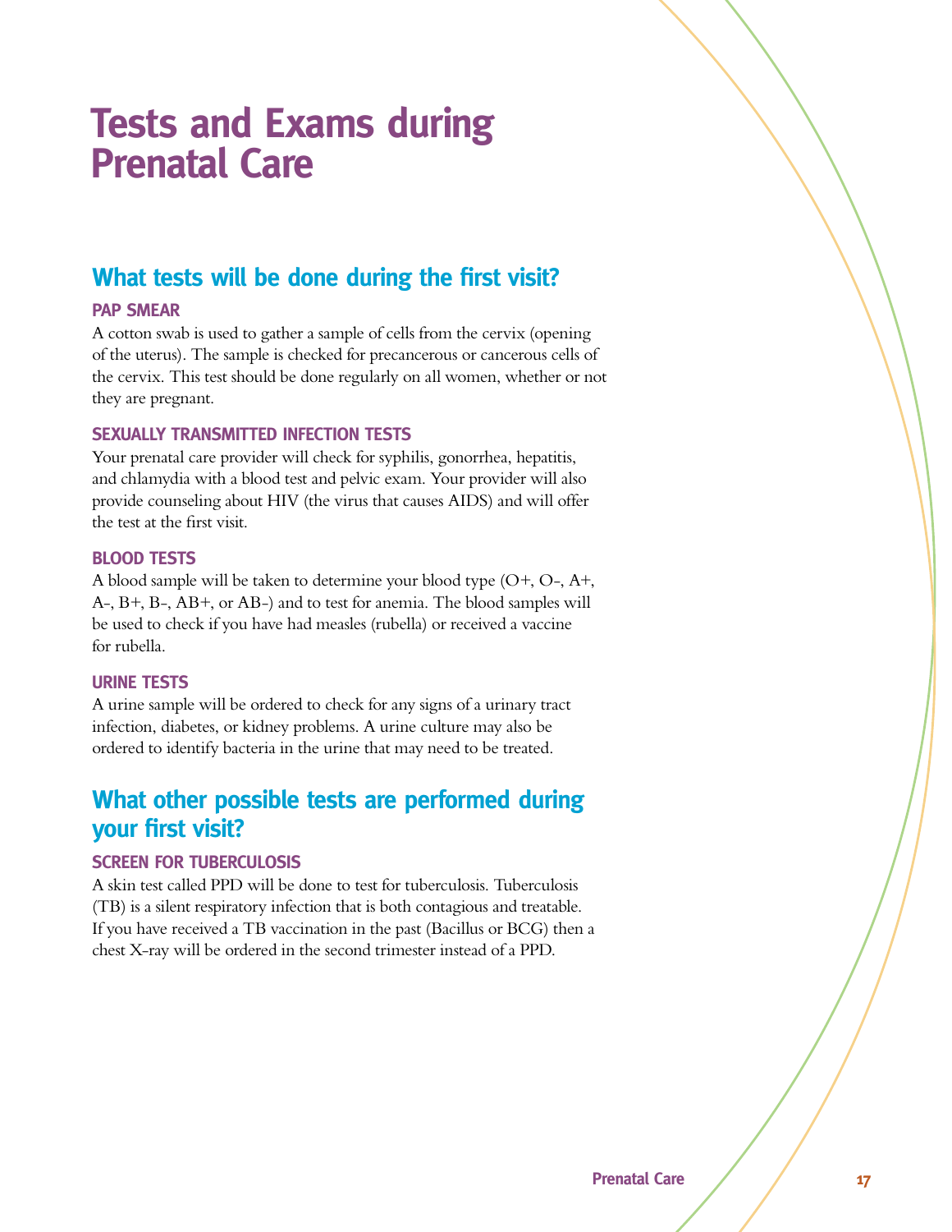# Tests and Exams during Prenatal Care

## What tests will be done during the first visit?

### PAP SMEAR

A cotton swab is used to gather a sample of cells from the cervix (opening of the uterus). The sample is checked for precancerous or cancerous cells of the cervix. This test should be done regularly on all women, whether or not they are pregnant.

### SEXUALLY TRANSMITTED INFECTION TESTS

Your prenatal care provider will check for syphilis, gonorrhea, hepatitis, and chlamydia with a blood test and pelvic exam. Your provider will also provide counseling about HIV (the virus that causes AIDS) and will offer the test at the first visit.

### BLOOD TESTS

A blood sample will be taken to determine your blood type (O+, O-, A+, A-, B+, B-, AB+, or AB-) and to test for anemia. The blood samples will be used to check if you have had measles (rubella) or received a vaccine for rubella.

### URINE TESTS

A urine sample will be ordered to check for any signs of a urinary tract infection, diabetes, or kidney problems. A urine culture may also be ordered to identify bacteria in the urine that may need to be treated.

## What other possible tests are performed during your first visit?

### SCREEN FOR TUBERCULOSIS

A skin test called PPD will be done to test for tuberculosis. Tuberculosis (TB) is a silent respiratory infection that is both contagious and treatable. If you have received a TB vaccination in the past (Bacillus or BCG) then a chest X-ray will be ordered in the second trimester instead of a PPD.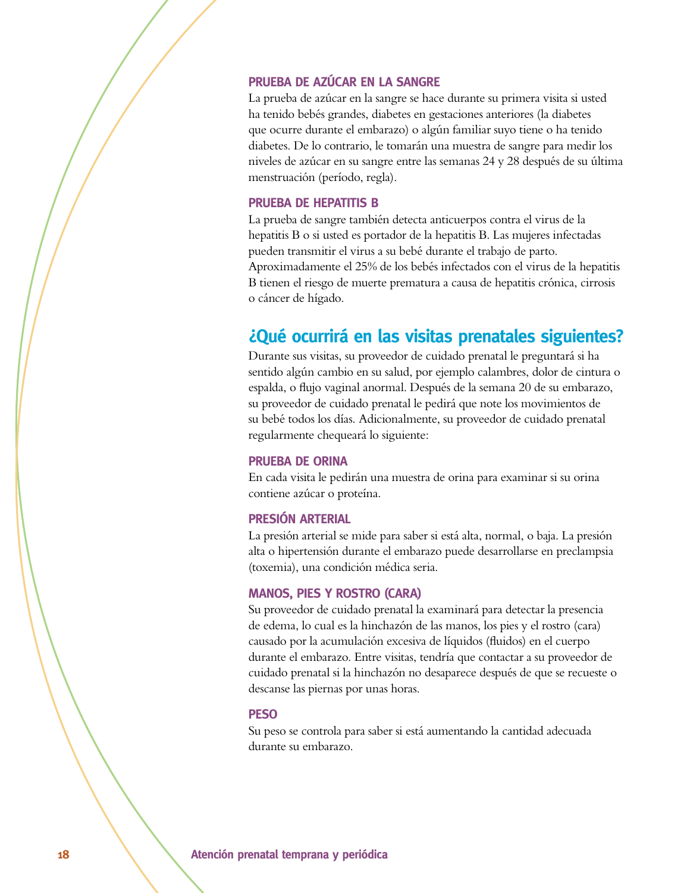### PRUEBA DE AZÚCAR EN LA SANGRE

La prueba de azúcar en la sangre se hace durante su primera visita si usted ha tenido bebés grandes, diabetes en gestaciones anteriores (la diabetes que ocurre durante el embarazo) o algún familiar suyo tiene o ha tenido diabetes. De lo contrario, le tomarán una muestra de sangre para medir los niveles de azúcar en su sangre entre las semanas 24 y 28 después de su última menstruación (período, regla).

### PRUEBA DE HEPATITIS B

La prueba de sangre también detecta anticuerpos contra el virus de la hepatitis B o si usted es portador de la hepatitis B. Las mujeres infectadas pueden transmitir el virus a su bebé durante el trabajo de parto. Aproximadamente el 25% de los bebés infectados con el virus de la hepatitis B tienen el riesgo de muerte prematura a causa de hepatitis crónica, cirrosis o cáncer de hígado.

## ¿Qué ocurrirá en las visitas prenatales siguientes?

Durante sus visitas, su proveedor de cuidado prenatal le preguntará si ha sentido algún cambio en su salud, por ejemplo calambres, dolor de cintura o espalda, o flujo vaginal anormal. Después de la semana 20 de su embarazo, su proveedor de cuidado prenatal le pedirá que note los movimientos de su bebé todos los días. Adicionalmente, su proveedor de cuidado prenatal regularmente chequeará lo siguiente:

### PRUEBA DE ORINA

En cada visita le pedirán una muestra de orina para examinar si su orina contiene azúcar o proteína.

### PRESIÓN ARTERIAL

La presión arterial se mide para saber si está alta, normal, o baja. La presión alta o hipertensión durante el embarazo puede desarrollarse en preclampsia (toxemia), una condición médica seria.

### MANOS, PIES Y ROSTRO (CARA)

Su proveedor de cuidado prenatal la examinará para detectar la presencia de edema, lo cual es la hinchazón de las manos, los pies y el rostro (cara) causado por la acumulación excesiva de líquidos (fluidos) en el cuerpo durante el embarazo. Entre visitas, tendría que contactar a su proveedor de cuidado prenatal si la hinchazón no desaparece después de que se recueste o descanse las piernas por unas horas.

### PESO

Su peso se controla para saber si está aumentando la cantidad adecuada durante su embarazo.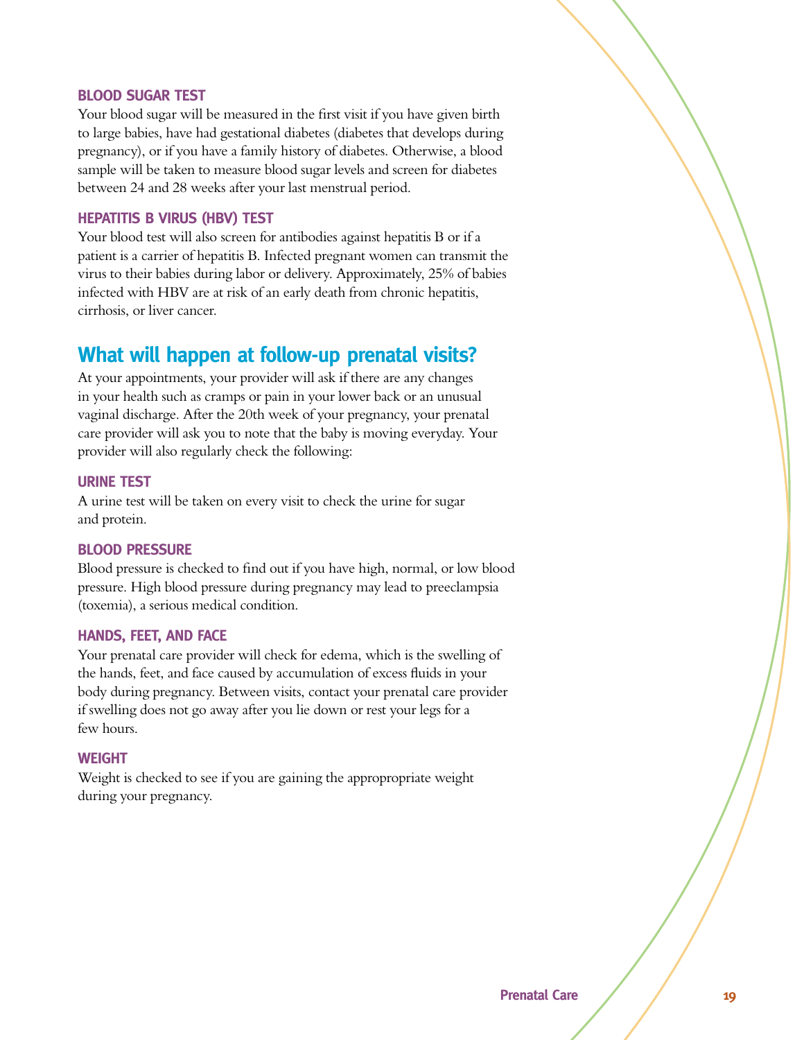### BLOOD SUGAR TEST

Your blood sugar will be measured in the first visit if you have given birth to large babies, have had gestational diabetes (diabetes that develops during pregnancy), or if you have a family history of diabetes. Otherwise, a blood sample will be taken to measure blood sugar levels and screen for diabetes between 24 and 28 weeks after your last menstrual period.

### HEPATITIS B VIRUS (HBV) TEST

Your blood test will also screen for antibodies against hepatitis B or if a patient is a carrier of hepatitis B. Infected pregnant women can transmit the virus to their babies during labor or delivery. Approximately, 25% of babies infected with HBV are at risk of an early death from chronic hepatitis, cirrhosis, or liver cancer.

## What will happen at follow-up prenatal visits?

At your appointments, your provider will ask if there are any changes in your health such as cramps or pain in your lower back or an unusual vaginal discharge. After the 20th week of your pregnancy, your prenatal care provider will ask you to note that the baby is moving everyday. Your provider will also regularly check the following:

### URINE TEST

A urine test will be taken on every visit to check the urine for sugar and protein.

### BLOOD PRESSURE

Blood pressure is checked to find out if you have high, normal, or low blood pressure. High blood pressure during pregnancy may lead to preeclampsia (toxemia), a serious medical condition.

### HANDS, FEET, AND FACE

Your prenatal care provider will check for edema, which is the swelling of the hands, feet, and face caused by accumulation of excess fluids in your body during pregnancy. Between visits, contact your prenatal care provider if swelling does not go away after you lie down or rest your legs for a few hours.

### WEIGHT

Weight is checked to see if you are gaining the approppropriate weight during your pregnancy.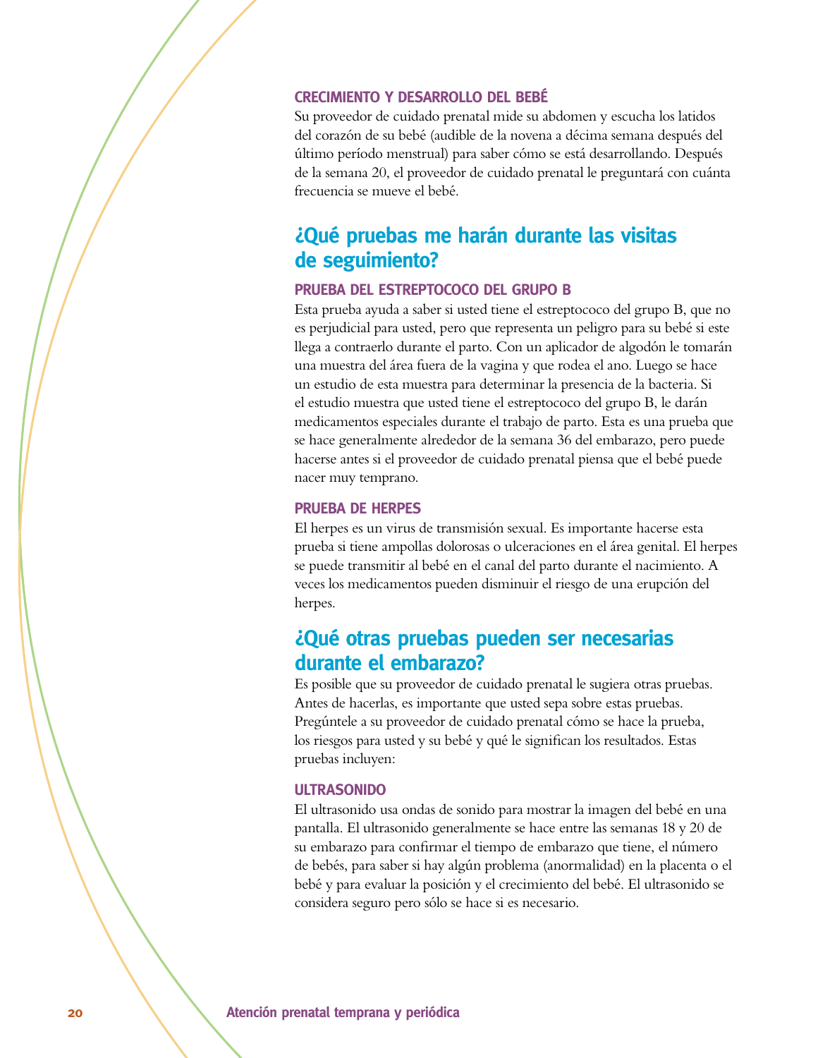### CRECIMIENTO Y DESARROLLO DEL BEBÉ

Su proveedor de cuidado prenatal mide su abdomen y escucha los latidos del corazón de su bebé (audible de la novena a décima semana después del último período menstrual) para saber cómo se está desarrollando. Después de la semana 20, el proveedor de cuidado prenatal le preguntará con cuánta frecuencia se mueve el bebé.

## ¿Qué pruebas me harán durante las visitas de seguimiento?

### PRUEBA DEL ESTREPTOCOCO DEL GRUPO B

Esta prueba ayuda a saber si usted tiene el estreptococo del grupo B, que no es perjudicial para usted, pero que representa un peligro para su bebé si este llega a contraerlo durante el parto. Con un aplicador de algodón le tomarán una muestra del área fuera de la vagina y que rodea el ano. Luego se hace un estudio de esta muestra para determinar la presencia de la bacteria. Si el estudio muestra que usted tiene el estreptococo del grupo B, le darán medicamentos especiales durante el trabajo de parto. Esta es una prueba que se hace generalmente alrededor de la semana 36 del embarazo, pero puede hacerse antes si el proveedor de cuidado prenatal piensa que el bebé puede nacer muy temprano.

### PRUEBA DE HERPES

El herpes es un virus de transmisión sexual. Es importante hacerse esta prueba si tiene ampollas dolorosas o ulceraciones en el área genital. El herpes se puede transmitir al bebé en el canal del parto durante el nacimiento. A veces los medicamentos pueden disminuir el riesgo de una erupción del herpes.

## ¿Qué otras pruebas pueden ser necesarias durante el embarazo?

Es posible que su proveedor de cuidado prenatal le sugiera otras pruebas. Antes de hacerlas, es importante que usted sepa sobre estas pruebas. Pregúntele a su proveedor de cuidado prenatal cómo se hace la prueba, los riesgos para usted y su bebé y qué le significan los resultados. Estas pruebas incluyen:

### ULTRASONIDO

El ultrasonido usa ondas de sonido para mostrar la imagen del bebé en una pantalla. El ultrasonido generalmente se hace entre las semanas 18 y 20 de su embarazo para confirmar el tiempo de embarazo que tiene, el número de bebés, para saber si hay algún problema (anormalidad) en la placenta o el bebé y para evaluar la posición y el crecimiento del bebé. El ultrasonido se considera seguro pero sólo se hace si es necesario.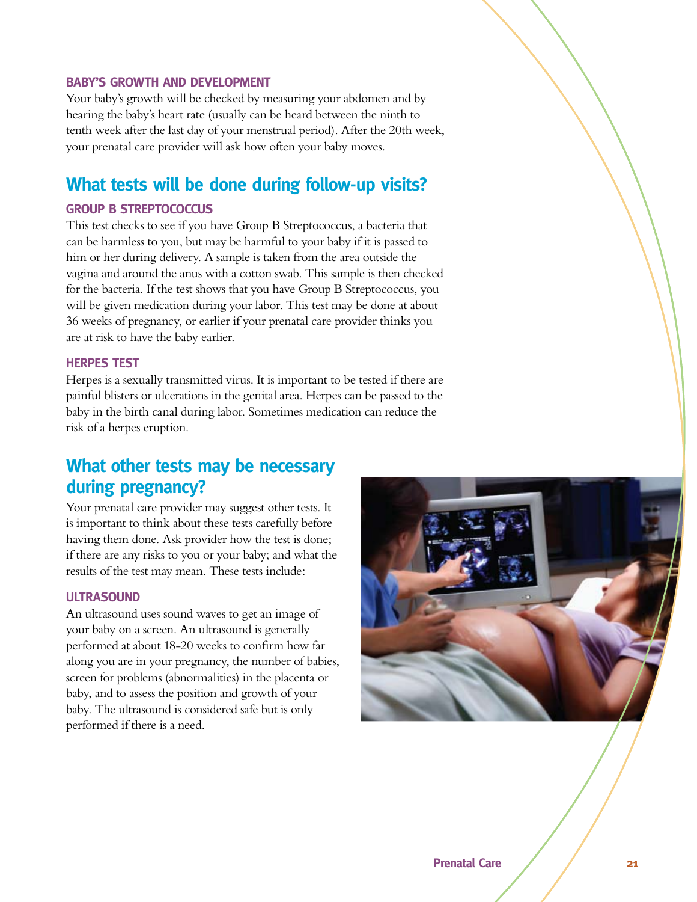### BABY'S GROWTH AND DEVELOPMENT

Your baby's growth will be checked by measuring your abdomen and by hearing the baby's heart rate (usually can be heard between the ninth to tenth week after the last day of your menstrual period). After the 20th week, your prenatal care provider will ask how often your baby moves.

## What tests will be done during follow-up visits?

### GROUP B STREPTOCOCCUS

This test checks to see if you have Group B Streptococcus, a bacteria that can be harmless to you, but may be harmful to your baby if it is passed to him or her during delivery. A sample is taken from the area outside the vagina and around the anus with a cotton swab. This sample is then checked for the bacteria. If the test shows that you have Group B Streptococcus, you will be given medication during your labor. This test may be done at about 36 weeks of pregnancy, or earlier if your prenatal care provider thinks you are at risk to have the baby earlier.

### HERPES TEST

Herpes is a sexually transmitted virus. It is important to be tested if there are painful blisters or ulcerations in the genital area. Herpes can be passed to the baby in the birth canal during labor. Sometimes medication can reduce the risk of a herpes eruption.

## What other tests may be necessary during pregnancy?

Your prenatal care provider may suggest other tests. It is important to think about these tests carefully before having them done. Ask provider how the test is done; if there are any risks to you or your baby; and what the results of the test may mean. These tests include:

### ULTRASOUND

An ultrasound uses sound waves to get an image of your baby on a screen. An ultrasound is generally performed at about 18-20 weeks to confirm how far along you are in your pregnancy, the number of babies, screen for problems (abnormalities) in the placenta or baby, and to assess the position and growth of your baby. The ultrasound is considered safe but is only performed if there is a need.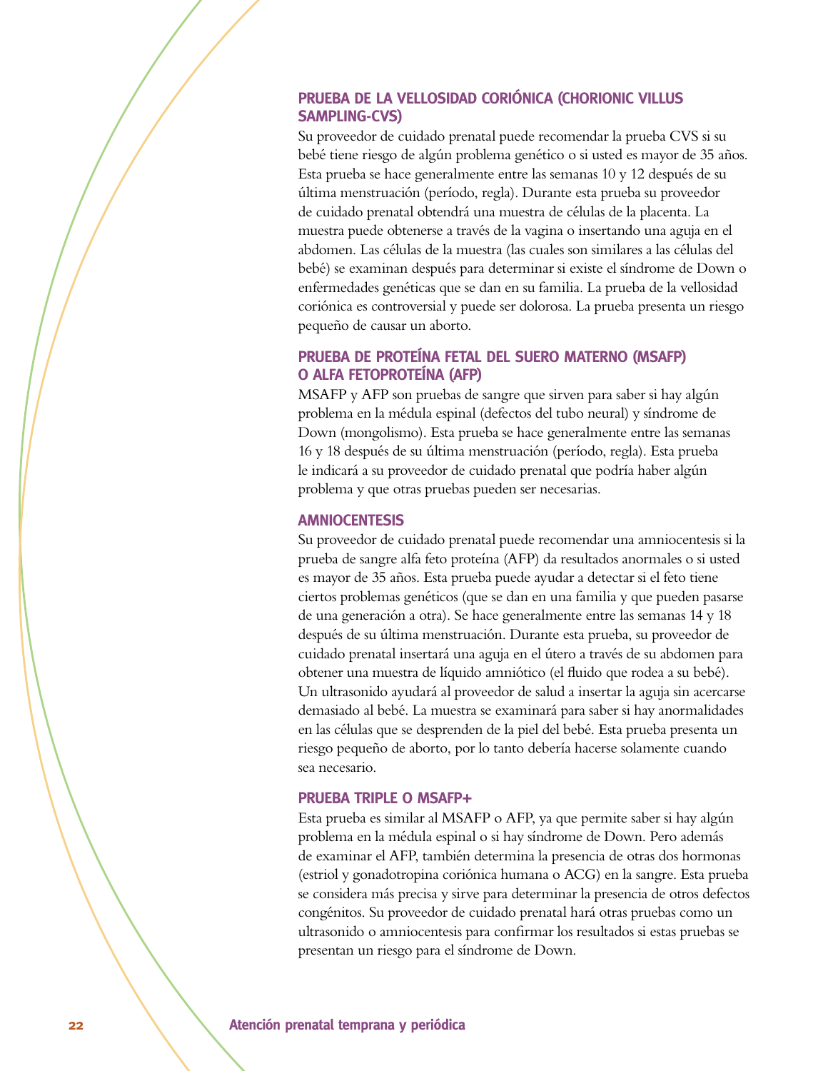### PRUEBA DE LA VELLOSIDAD CORIÓNICA (CHORIONIC VILLUS SAMPLING-CVS)

Su proveedor de cuidado prenatal puede recomendar la prueba CVS si su bebé tiene riesgo de algún problema genético o si usted es mayor de 35 años. Esta prueba se hace generalmente entre las semanas 10 y 12 después de su última menstruación (período, regla). Durante esta prueba su proveedor de cuidado prenatal obtendrá una muestra de células de la placenta. La muestra puede obtenerse a través de la vagina o insertando una aguja en el abdomen. Las células de la muestra (las cuales son similares a las células del bebé) se examinan después para determinar si existe el síndrome de Down o enfermedades genéticas que se dan en su familia. La prueba de la vellosidad coriónica es controversial y puede ser dolorosa. La prueba presenta un riesgo pequeño de causar un aborto.

### PRUEBA DE PROTEÍNA FETAL DEL SUERO MATERNO (MSAFP) O ALFA FETOPROTEÍNA (AFP)

MSAFP y AFP son pruebas de sangre que sirven para saber si hay algún problema en la médula espinal (defectos del tubo neural) y síndrome de Down (mongolismo). Esta prueba se hace generalmente entre las semanas 16 y 18 después de su última menstruación (período, regla). Esta prueba le indicará a su proveedor de cuidado prenatal que podría haber algún problema y que otras pruebas pueden ser necesarias.

### AMNIOCENTESIS

Su proveedor de cuidado prenatal puede recomendar una amniocentesis si la prueba de sangre alfa feto proteína (AFP) da resultados anormales o si usted es mayor de 35 años. Esta prueba puede ayudar a detectar si el feto tiene ciertos problemas genéticos (que se dan en una familia y que pueden pasarse de una generación a otra). Se hace generalmente entre las semanas 14 y 18 después de su última menstruación. Durante esta prueba, su proveedor de cuidado prenatal insertará una aguja en el útero a través de su abdomen para obtener una muestra de líquido amniótico (el fluido que rodea a su bebé). Un ultrasonido ayudará al proveedor de salud a insertar la aguja sin acercarse demasiado al bebé. La muestra se examinará para saber si hay anormalidades en las células que se desprenden de la piel del bebé. Esta prueba presenta un riesgo pequeño de aborto, por lo tanto debería hacerse solamente cuando sea necesario.

### PRUEBA TRIPLE O MSAFP+

Esta prueba es similar al MSAFP o AFP, ya que permite saber si hay algún problema en la médula espinal o si hay síndrome de Down. Pero además de examinar el AFP, también determina la presencia de otras dos hormonas (estriol y gonadotropina coriónica humana o ACG) en la sangre. Esta prueba se considera más precisa y sirve para determinar la presencia de otros defectos congénitos. Su proveedor de cuidado prenatal hará otras pruebas como un ultrasonido o amniocentesis para confirmar los resultados si estas pruebas se presentan un riesgo para el síndrome de Down.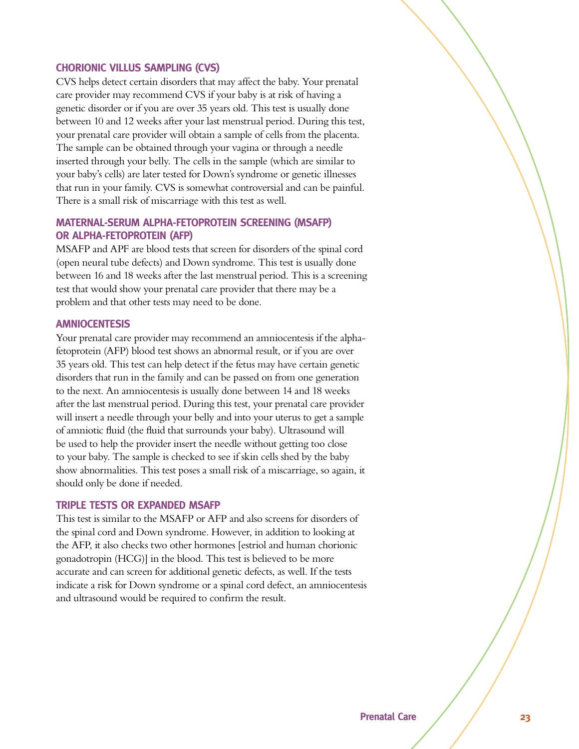### CHORIONIC VILLUS SAMPLING (CVS)

CVS helps detect certain disorders that may affect the baby. Your prenatal care provider may recommend CVS if your baby is at risk of having a genetic disorder or if you are over 35 years old. This test is usually done between 10 and 12 weeks after your last menstrual period. During this test, your prenatal care provider will obtain a sample of cells from the placenta. The sample can be obtained through your vagina or through a needle inserted through your belly. The cells in the sample (which are similar to your baby's cells) are later tested for Down's syndrome or genetic illnesses that run in your family. CVS is somewhat controversial and can be painful. There is a small risk of miscarriage with this test as well.

### MATERNAL-SERUM ALPHA-FETOPROTEIN SCREENING (MSAFP) OR ALPHA-FETOPROTEIN (AFP)

MSAFP and APF are blood tests that screen for disorders of the spinal cord (open neural tube defects) and Down syndrome. This test is usually done between 16 and 18 weeks after the last menstrual period. This is a screening test that would show your prenatal care provider that there may be a problem and that other tests may need to be done.

### AMNIOCENTESIS

Your prenatal care provider may recommend an amniocentesis if the alpha-fetoprotein (AFP) blood test shows an abnormal result, or if you are over 35 years old. This test can help detect if the fetus may have certain genetic disorders that run in the family and can be passed on from one generation to the next. An amniocentesis is usually done between 14 and 18 weeks after the last menstrual period. During this test, your prenatal care provider will insert a needle through your belly and into your uterus to get a sample of amniotic fluid (the fluid that surrounds your baby). Ultrasound will be used to help the provider insert the needle without getting too close to your baby. The sample is checked to see if skin cells shed by the baby show abnormalities. This test poses a small risk of a miscarriage, so again, it should only be done if needed.

### TRIPLE TESTS OR EXPANDED MSAFP

This test is similar to the MSAFP or AFP and also screens for disorders of the spinal cord and Down syndrome. However, in addition to looking at the AFP, it also checks two other hormones [estriol and human chorionic gonadotropin (HCG)] in the blood. This test is believed to be more accurate and can screen for additional genetic defects, as well. If the tests indicate a risk for Down syndrome or a spinal cord defect, an amniocentesis and ultrasound would be required to confirm the result.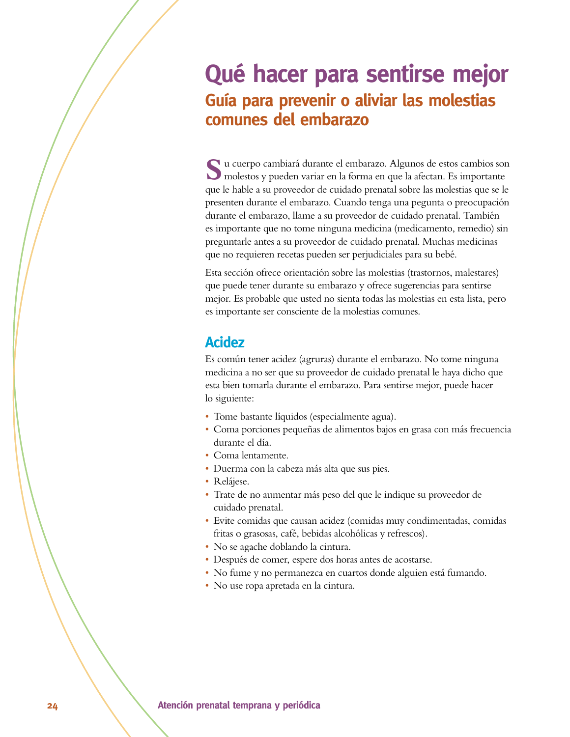# Qué hacer para sentirse mejor

## Guía para prevenir o aliviar las molestias comunes del embarazo

Su cuerpo cambiará durante el embarazo. Algunos de estos cambios son molestos y pueden variar en la forma en que la afectan. Es importante que le hable a su proveedor de cuidado prenatal sobre las molestias que se le presenten durante el embarazo. Cuando tenga una pegunta o preocupación durante el embarazo, llame a su proveedor de cuidado prenatal. También es importante que no tome ninguna medicina (medicamento, remedio) sin preguntarle antes a su proveedor de cuidado prenatal. Muchas medicinas que no requieren recetas pueden ser perjudiciales para su bebé.

Esta sección ofrece orientación sobre las molestias (trastornos, malestares) que puede tener durante su embarazo y ofrece sugerencias para sentirse mejor. Es probable que usted no sienta todas las molestias en esta lista, pero es importante ser consciente de la molestias comunes.

### Acidez

Es común tener acidez (agruras) durante el embarazo. No tome ninguna medicina a no ser que su proveedor de cuidado prenatal le haya dicho que esta bien tomarla durante el embarazo. Para sentirse mejor, puede hacer lo siguiente:

- Tome bastante líquidos (especialmente agua).
- Coma porciones pequeñas de alimentos bajos en grasa con más frecuencia durante el día.
- Coma lentamente.
- Duerma con la cabeza más alta que sus pies.
- Relájese.
- Trate de no aumentar más peso del que le indique su proveedor de cuidado prenatal.
- Evite comidas que causan acidez (comidas muy condimentadas, comidas fritas o grasosas, café, bebidas alcohólicas y refrescos).
- No se agache doblando la cintura.
- Después de comer, espere dos horas antes de acostarse.
- No fume y no permanezca en cuartos donde alguien está fumando.
- No use ropa apretada en la cintura.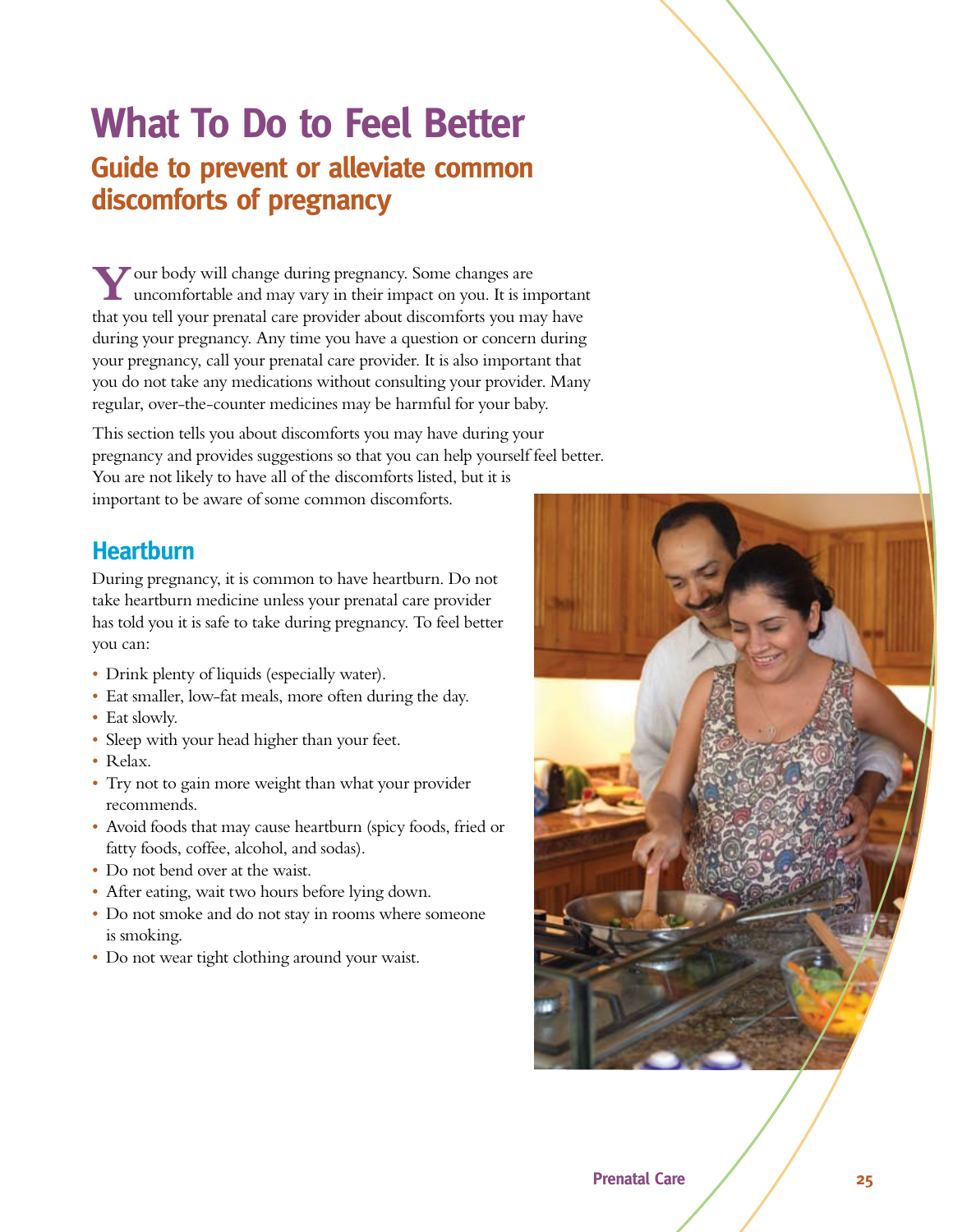# What To Do to Feel Better

## Guide to prevent or alleviate common discomforts of pregnancy

Your body will change during pregnancy. Some changes are uncomfortable and may vary in their impact on you. It is important that you tell your prenatal care provider about discomforts you may have during your pregnancy. Any time you have a question or concern during your pregnancy, call your prenatal care provider. It is also important that you do not take any medications without consulting your provider. Many regular, over-the-counter medicines may be harmful for your baby.

This section tells you about discomforts you may have during your pregnancy and provides suggestions so that you can help yourself feel better. You are not likely to have all of the discomforts listed, but it is important to be aware of some common discomforts.

### Heartburn

During pregnancy, it is common to have heartburn. Do not take heartburn medicine unless your prenatal care provider has told you it is safe to take during pregnancy. To feel better you can:

- Drink plenty of liquids (especially water).
- Eat smaller, low-fat meals, more often during the day.
- Eat slowly.
- Sleep with your head higher than your feet.
- Relax.
- Try not to gain more weight than what your provider recommends.
- Avoid foods that may cause heartburn (spicy foods, fried or fatty foods, coffee, alcohol, and sodas).
- Do not bend over at the waist.
- After eating, wait two hours before lying down.
- Do not smoke and do not stay in rooms where someone is smoking.
- Do not wear tight clothing around your waist.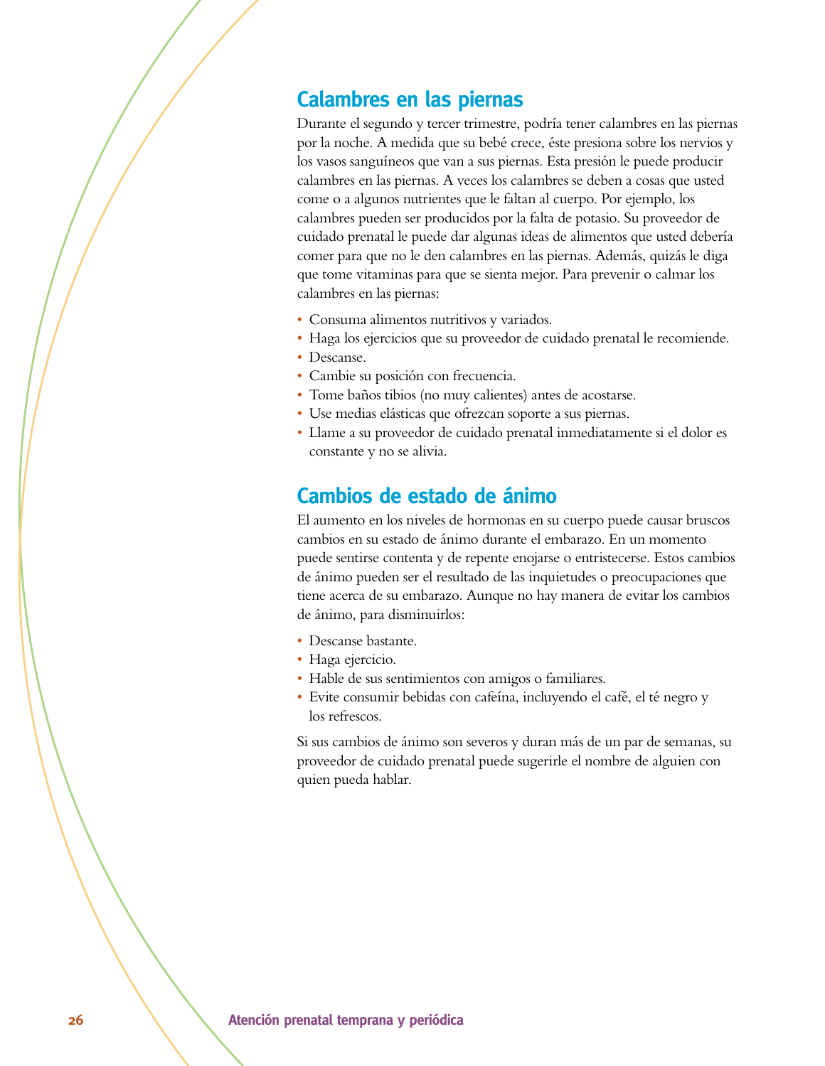## Calambres en las piernas

Durante el segundo y tercer trimestre, podría tener calambres en las piernas por la noche. A medida que su bebé crece, éste presiona sobre los nervios y los vasos sanguíneos que van a sus piernas. Esta presión le puede producir calambres en las piernas. A veces los calambres se deben a cosas que usted come o a algunos nutrientes que le faltan al cuerpo. Por ejemplo, los calambres pueden ser producidos por la falta de potasio. Su proveedor de cuidado prenatal le puede dar algunas ideas de alimentos que usted debería comer para que no le den calambres en las piernas. Además, quizás le diga que tome vitaminas para que se sienta mejor. Para prevenir o calmar los calambres en las piernas:

- Consuma alimentos nutritivos y variados.
- Haga los ejercicios que su proveedor de cuidado prenatal le recomiende.
- Descanse.
- Cambie su posición con frecuencia.
- Tome baños tibios (no muy calientes) antes de acostarse.
- Use medias elásticas que ofrezcan soporte a sus piernas.
- Llame a su proveedor de cuidado prenatal inmediatamente si el dolor es constante y no se alivia.

## Cambios de estado de ánimo

El aumento en los niveles de hormonas en su cuerpo puede causar bruscos cambios en su estado de ánimo durante el embarazo. En un momento puede sentirse contenta y de repente enojarse o entristecerse. Estos cambios de ánimo pueden ser el resultado de las inquietudes o preocupaciones que tiene acerca de su embarazo. Aunque no hay manera de evitar los cambios de ánimo, para disminuirlos:

- Descanse bastante.
- Haga ejercicio.
- Hable de sus sentimientos con amigos o familiares.
- Evite consumir bebidas con cafeína, incluyendo el café, el té negro y los refrescos.

Si sus cambios de ánimo son severos y duran más de un par de semanas, su proveedor de cuidado prenatal puede sugerirle el nombre de alguien con quien pueda hablar.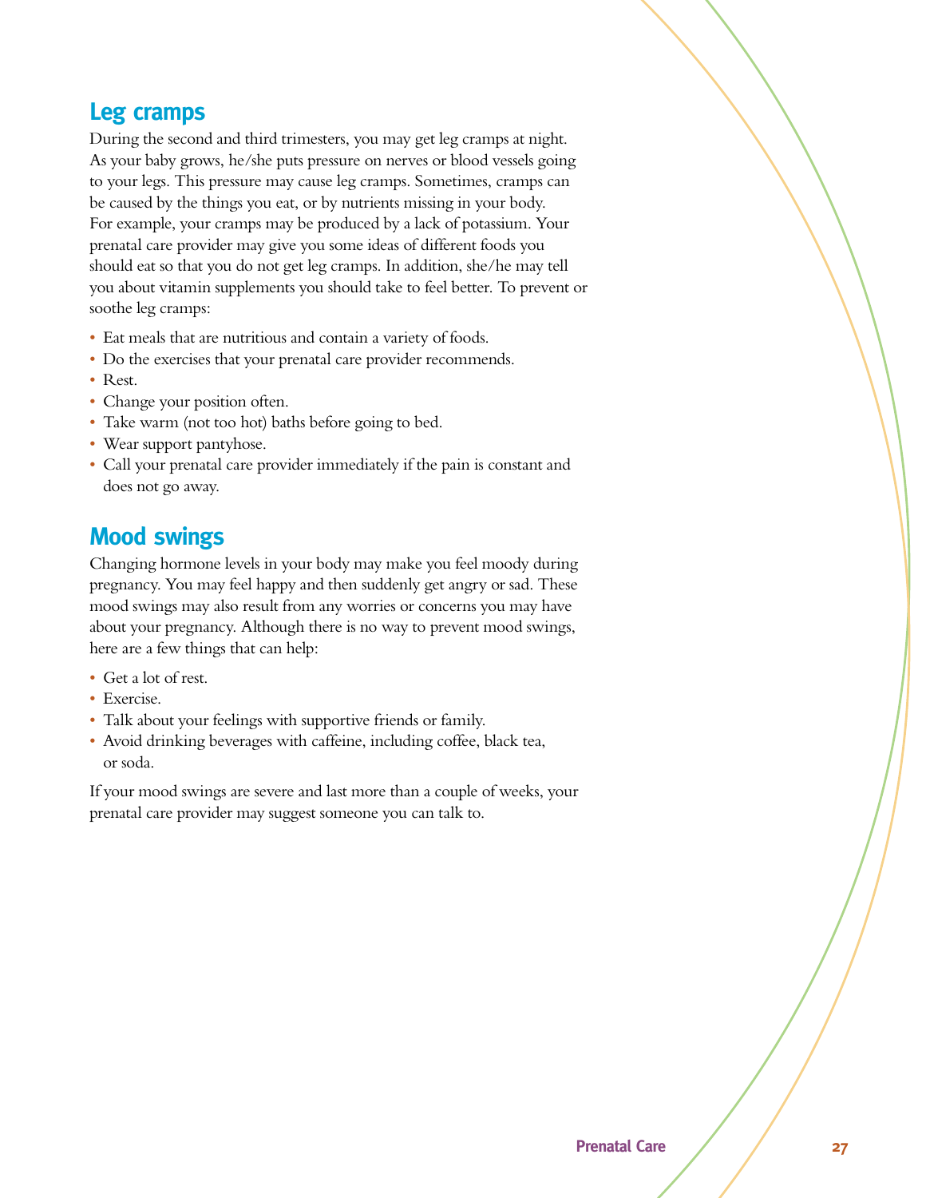## Leg cramps

During the second and third trimesters, you may get leg cramps at night. As your baby grows, he/she puts pressure on nerves or blood vessels going to your legs. This pressure may cause leg cramps. Sometimes, cramps can be caused by the things you eat, or by nutrients missing in your body. For example, your cramps may be produced by a lack of potassium. Your prenatal care provider may give you some ideas of different foods you should eat so that you do not get leg cramps. In addition, she/he may tell you about vitamin supplements you should take to feel better. To prevent or soothe leg cramps:

- Eat meals that are nutritious and contain a variety of foods.
- Do the exercises that your prenatal care provider recommends.
- Rest.
- Change your position often.
- Take warm (not too hot) baths before going to bed.
- Wear support pantyhose.
- Call your prenatal care provider immediately if the pain is constant and does not go away.

## Mood swings

Changing hormone levels in your body may make you feel moody during pregnancy. You may feel happy and then suddenly get angry or sad. These mood swings may also result from any worries or concerns you may have about your pregnancy. Although there is no way to prevent mood swings, here are a few things that can help:

- Get a lot of rest.
- Exercise.
- Talk about your feelings with supportive friends or family.
- Avoid drinking beverages with caffeine, including coffee, black tea, or soda.

If your mood swings are severe and last more than a couple of weeks, your prenatal care provider may suggest someone you can talk to.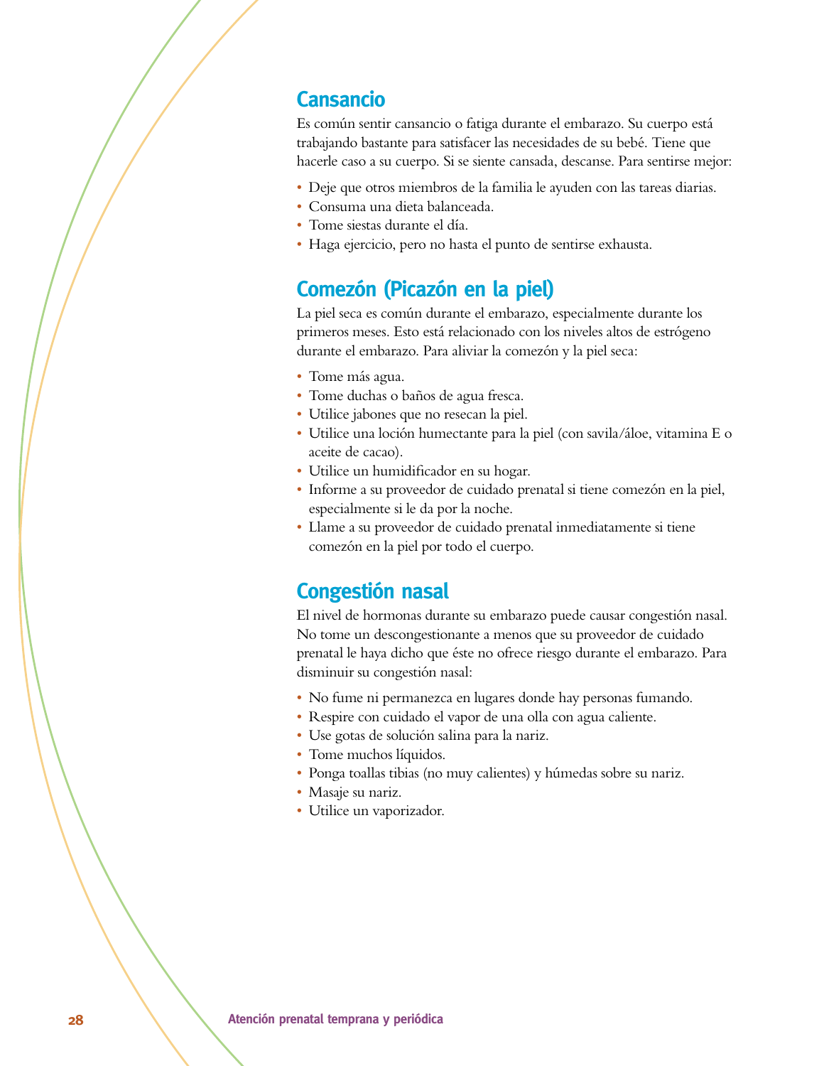## Cansancio

Es común sentir cansancio o fatiga durante el embarazo. Su cuerpo está trabajando bastante para satisfacer las necesidades de su bebé. Tiene que hacerle caso a su cuerpo. Si se siente cansada, descanse. Para sentirse mejor:

- Deje que otros miembros de la familia le ayuden con las tareas diarias.
- Consuma una dieta balanceada.
- Tome siestas durante el día.
- Haga ejercicio, pero no hasta el punto de sentirse exhausta.

## Comezón (Picazón en la piel)

La piel seca es común durante el embarazo, especialmente durante los primeros meses. Esto está relacionado con los niveles altos de estrógeno durante el embarazo. Para aliviar la comezón y la piel seca:

- Tome más agua.
- Tome duchas o baños de agua fresca.
- Utilice jabones que no resecan la piel.
- Utilice una loción humectante para la piel (con savila/áloe, vitamina E o aceite de cacao).
- Utilice un humidificador en su hogar.
- Informe a su proveedor de cuidado prenatal si tiene comezón en la piel, especialmente si le da por la noche.
- Llame a su proveedor de cuidado prenatal inmediatamente si tiene comezón en la piel por todo el cuerpo.

## Congestión nasal

El nivel de hormonas durante su embarazo puede causar congestión nasal. No tome un descongestionante a menos que su proveedor de cuidado prenatal le haya dicho que éste no ofrece riesgo durante el embarazo. Para disminuir su congestión nasal:

- No fume ni permanezca en lugares donde hay personas fumando.
- Respire con cuidado el vapor de una olla con agua caliente.
- Use gotas de solución salina para la nariz.
- Tome muchos líquidos.
- Ponga toallas tibias (no muy calientes) y húmedas sobre su nariz.
- Masaje su nariz.
- Utilice un vaporizador.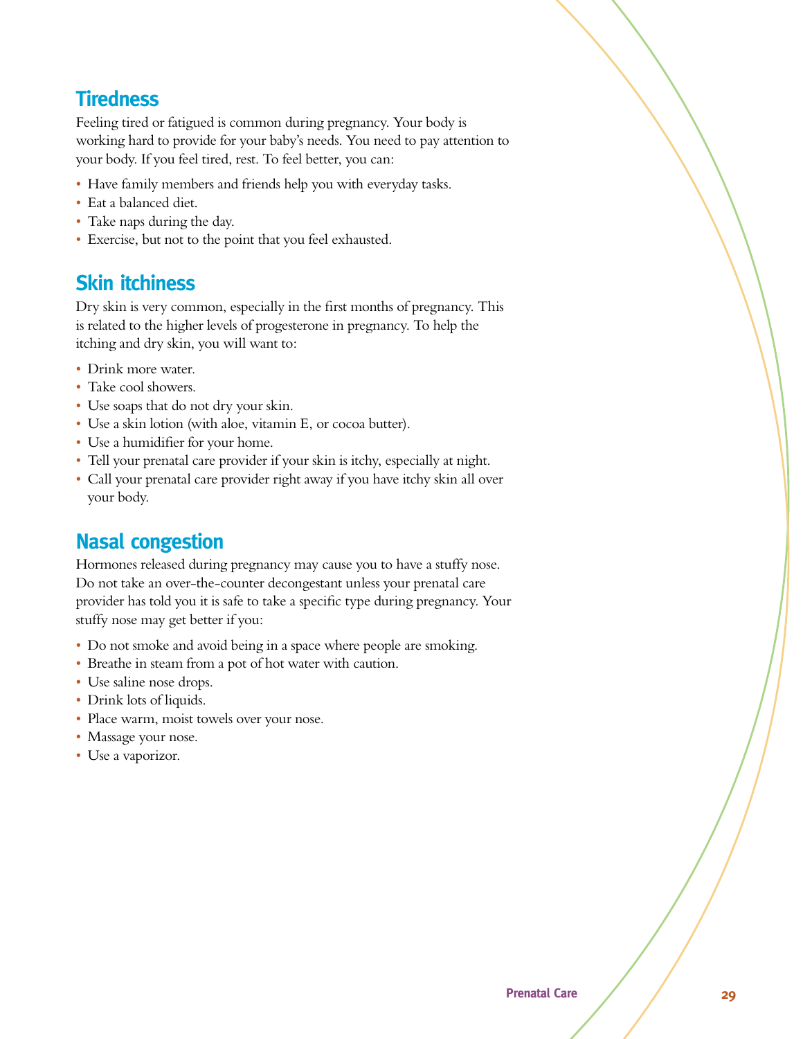## Tiredness

Feeling tired or fatigued is common during pregnancy. Your body is working hard to provide for your baby's needs. You need to pay attention to your body. If you feel tired, rest. To feel better, you can:

- Have family members and friends help you with everyday tasks.
- Eat a balanced diet.
- Take naps during the day.
- Exercise, but not to the point that you feel exhausted.

## Skin itchiness

Dry skin is very common, especially in the first months of pregnancy. This is related to the higher levels of progesterone in pregnancy. To help the itching and dry skin, you will want to:

- Drink more water.
- Take cool showers.
- Use soaps that do not dry your skin.
- Use a skin lotion (with aloe, vitamin E, or cocoa butter).
- Use a humidifier for your home.
- Tell your prenatal care provider if your skin is itchy, especially at night.
- Call your prenatal care provider right away if you have itchy skin all over your body.

## Nasal congestion

Hormones released during pregnancy may cause you to have a stuffy nose. Do not take an over-the-counter decongestant unless your prenatal care provider has told you it is safe to take a specific type during pregnancy. Your stuffy nose may get better if you:

- Do not smoke and avoid being in a space where people are smoking.
- Breathe in steam from a pot of hot water with caution.
- Use saline nose drops.
- Drink lots of liquids.
- Place warm, moist towels over your nose.
- Massage your nose.
- Use a vaporizor.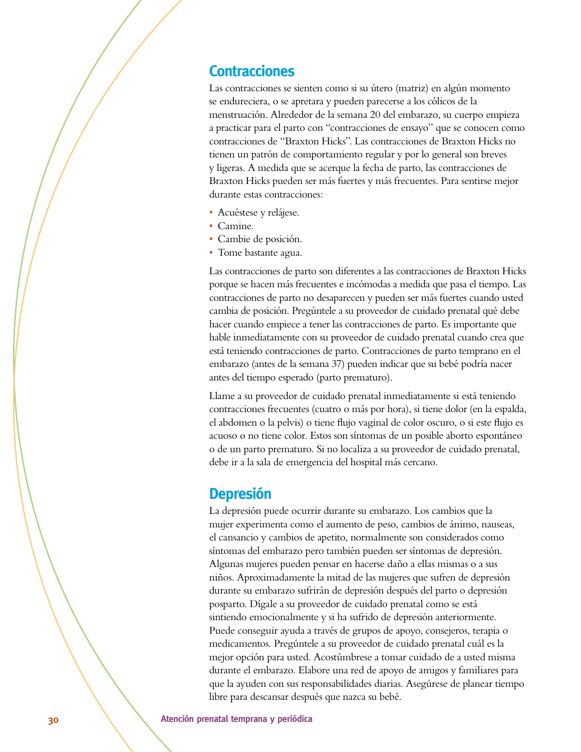## Contracciones

Las contracciones se sienten como si su útero (matriz) en algún momento se endureciera, o se apretara y pueden parecerse a los cólicos de la menstruación. Alrededor de la semana 20 del embarazo, su cuerpo empieza a practicar para el parto con "contracciones de ensayo" que se conocen como contracciones de "Braxton Hicks". Las contracciones de Braxton Hicks no tienen un patrón de comportamiento regular y por lo general son breves y ligeras. A medida que se acerque la fecha de parto, las contracciones de Braxton Hicks pueden ser más fuertes y más frecuentes. Para sentirse mejor durante estas contracciones:

- Acuéstese y relájese.
- Camine.
- Cambie de posición.
- Tome bastante agua.

Las contracciones de parto son diferentes a las contracciones de Braxton Hicks porque se hacen más frecuentes e incómodas a medida que pasa el tiempo. Las contracciones de parto no desaparecen y pueden ser más fuertes cuando usted cambia de posición. Pregúntele a su proveedor de cuidado prenatal qué debe hacer cuando empiece a tener las contracciones de parto. Es importante que hable inmediatamente con su proveedor de cuidado prenatal cuando crea que está teniendo contracciones de parto. Contracciones de parto temprano en el embarazo (antes de la semana 37) pueden indicar que su bebé podría nacer antes del tiempo esperado (parto prematuro).

Llame a su proveedor de cuidado prenatal inmediatamente si está teniendo contracciones frecuentes (cuatro o más por hora), si tiene dolor (en la espalda, el abdomen o la pelvis) o tiene flujo vaginal de color oscuro, o si este flujo es acuoso o no tiene color. Estos son síntomas de un posible aborto espontáneo o de un parto prematuro. Si no localiza a su proveedor de cuidado prenatal, debe ir a la sala de emergencia del hospital más cercano.

## Depresión

La depresión puede ocurrir durante su embarazo. Los cambios que la mujer experimenta como el aumento de peso, cambios de ánimo, nauseas, el cansancio y cambios de apetito, normalmente son considerados como síntomas del embarazo pero también pueden ser síntomas de depresión. Algunas mujeres pueden pensar en hacerse daño a ellas mismas o a sus niños. Aproximadamente la mitad de las mujeres que sufren de depresión durante su embarazo sufrirán de depresión después del parto o depresión posparto. Dígale a su proveedor de cuidado prenatal como se está sintiendo emocionalmente y si ha sufrido de depresión anteriormente. Puede conseguir ayuda a través de grupos de apoyo, consejeros, terapia o medicamentos. Pregúntele a su proveedor de cuidado prenatal cuál es la mejor opción para usted. Acostúmbrese a tomar cuidado de a usted misma durante el embarazo. Elabore una red de apoyo de amigos y familiares para que la ayuden con sus responsabilidades diarias. Asegúrese de planear tiempo libre para descansar después que nazca su bebé.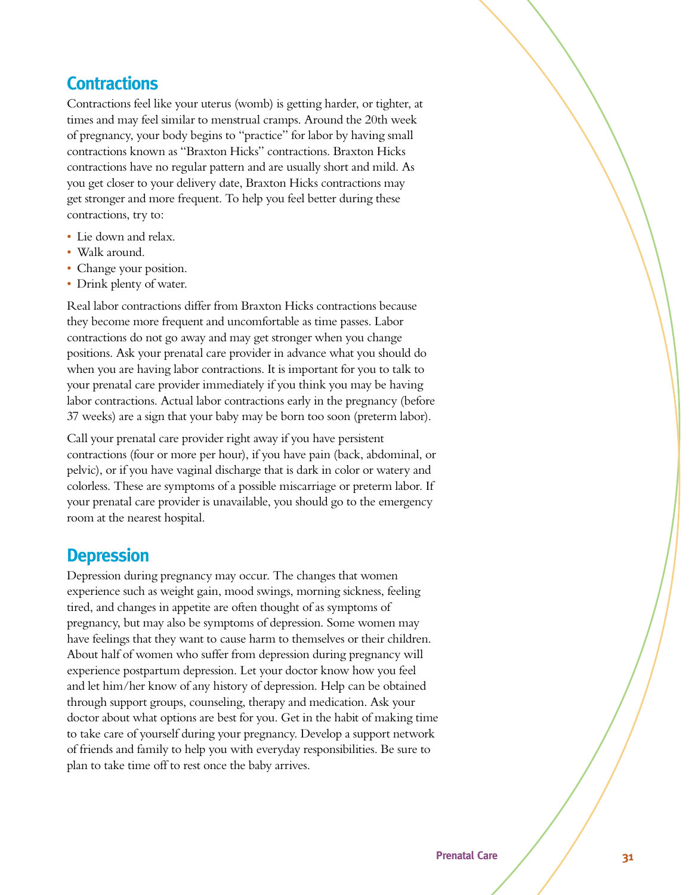## Contractions

Contractions feel like your uterus (womb) is getting harder, or tighter, at times and may feel similar to menstrual cramps. Around the 20th week of pregnancy, your body begins to "practice" for labor by having small contractions known as "Braxton Hicks" contractions. Braxton Hicks contractions have no regular pattern and are usually short and mild. As you get closer to your delivery date, Braxton Hicks contractions may get stronger and more frequent. To help you feel better during these contractions, try to:

- Lie down and relax.
- Walk around.
- Change your position.
- Drink plenty of water.

Real labor contractions differ from Braxton Hicks contractions because they become more frequent and uncomfortable as time passes. Labor contractions do not go away and may get stronger when you change positions. Ask your prenatal care provider in advance what you should do when you are having labor contractions. It is important for you to talk to your prenatal care provider immediately if you think you may be having labor contractions. Actual labor contractions early in the pregnancy (before 37 weeks) are a sign that your baby may be born too soon (preterm labor).

Call your prenatal care provider right away if you have persistent contractions (four or more per hour), if you have pain (back, abdominal, or pelvic), or if you have vaginal discharge that is dark in color or watery and colorless. These are symptoms of a possible miscarriage or preterm labor. If your prenatal care provider is unavailable, you should go to the emergency room at the nearest hospital.

## Depression

Depression during pregnancy may occur. The changes that women experience such as weight gain, mood swings, morning sickness, feeling tired, and changes in appetite are often thought of as symptoms of pregnancy, but may also be symptoms of depression. Some women may have feelings that they want to cause harm to themselves or their children. About half of women who suffer from depression during pregnancy will experience postpartum depression. Let your doctor know how you feel and let him/her know of any history of depression. Help can be obtained through support groups, counseling, therapy and medication. Ask your doctor about what options are best for you. Get in the habit of making time to take care of yourself during your pregnancy. Develop a support network of friends and family to help you with everyday responsibilities. Be sure to plan to take time off to rest once the baby arrives.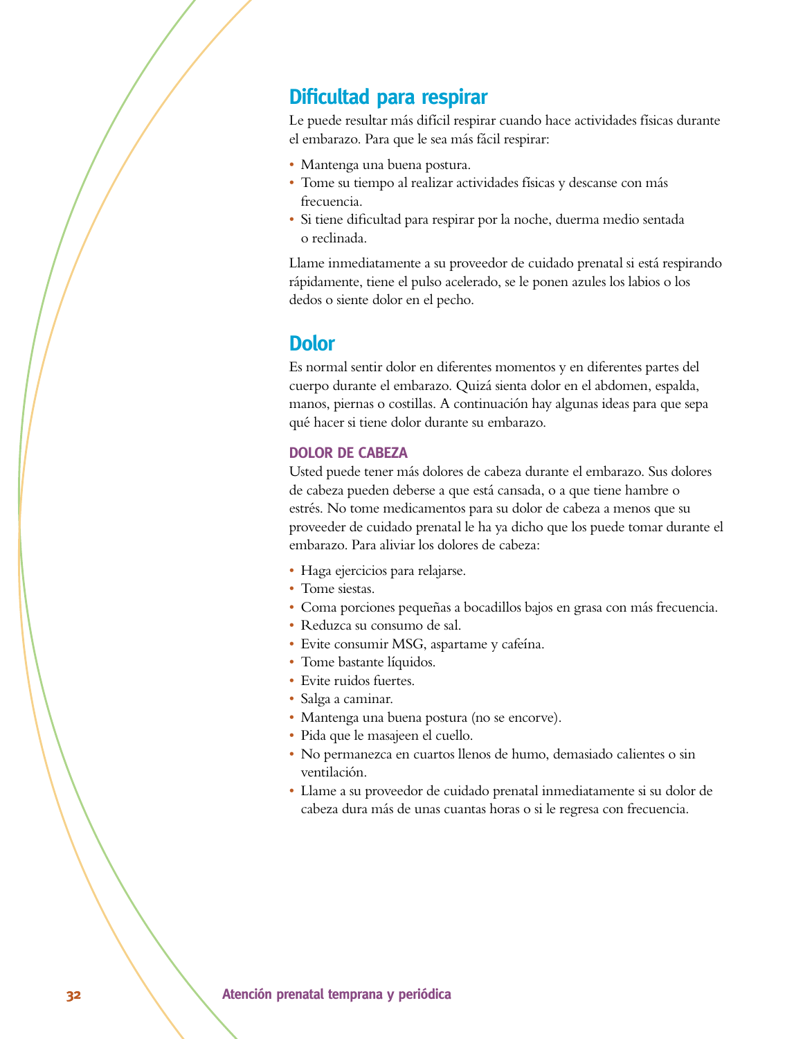## Dificultad para respirar

Le puede resultar más difícil respirar cuando hace actividades físicas durante el embarazo. Para que le sea más fácil respirar:

- Mantenga una buena postura.
- Tome su tiempo al realizar actividades físicas y descanse con más frecuencia.
- Si tiene dificultad para respirar por la noche, duerma medio sentada o reclinada.

Llame inmediatamente a su proveedor de cuidado prenatal si está respirando rápidamente, tiene el pulso acelerado, se le ponen azules los labios o los dedos o siente dolor en el pecho.

## Dolor

Es normal sentir dolor en diferentes momentos y en diferentes partes del cuerpo durante el embarazo. Quizá sienta dolor en el abdomen, espalda, manos, piernas o costillas. A continuación hay algunas ideas para que sepa qué hacer si tiene dolor durante su embarazo.

### DOLOR DE CABEZA

Usted puede tener más dolores de cabeza durante el embarazo. Sus dolores de cabeza pueden deberse a que está cansada, o a que tiene hambre o estrés. No tome medicamentos para su dolor de cabeza a menos que su proveeder de cuidado prenatal le ha ya dicho que los puede tomar durante el embarazo. Para aliviar los dolores de cabeza:

- Haga ejercicios para relajarse.
- Tome siestas.
- Coma porciones pequeñas a bocadillos bajos en grasa con más frecuencia.
- Reduzca su consumo de sal.
- Evite consumir MSG, aspartame y cafeína.
- Tome bastante líquidos.
- Evite ruidos fuertes.
- Salga a caminar.
- Mantenga una buena postura (no se encorve).
- Pida que le masajeen el cuello.
- No permanezca en cuartos llenos de humo, demasiado calientes o sin ventilación.
- Llame a su proveedor de cuidado prenatal inmediatamente si su dolor de cabeza dura más de unas cuantas horas o si le regresa con frecuencia.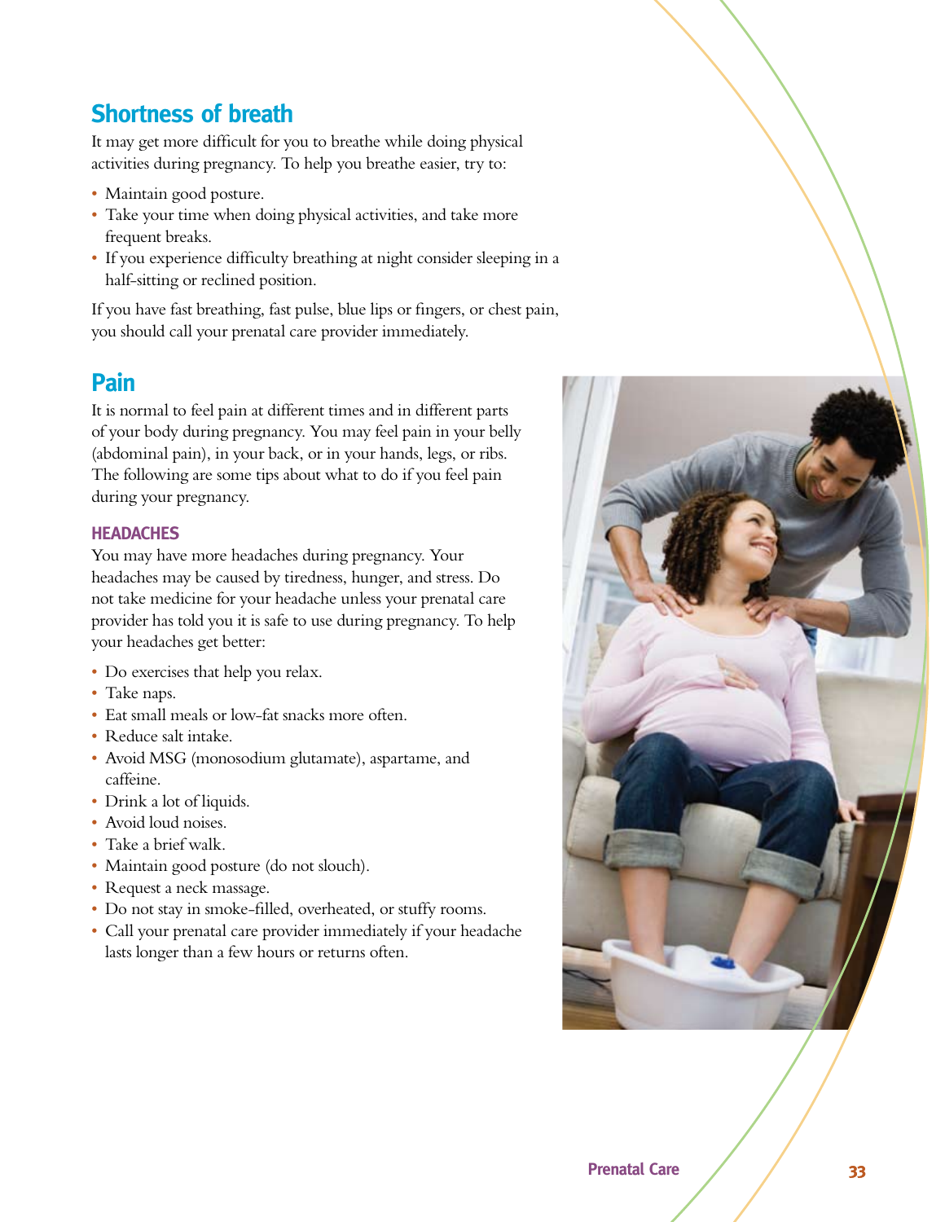## Shortness of breath

It may get more difficult for you to breathe while doing physical activities during pregnancy. To help you breathe easier, try to:

- Maintain good posture.
- Take your time when doing physical activities, and take more frequent breaks.
- If you experience difficulty breathing at night consider sleeping in a half-sitting or reclined position.

If you have fast breathing, fast pulse, blue lips or fingers, or chest pain, you should call your prenatal care provider immediately.

## Pain

It is normal to feel pain at different times and in different parts of your body during pregnancy. You may feel pain in your belly (abdominal pain), in your back, or in your hands, legs, or ribs. The following are some tips about what to do if you feel pain during your pregnancy.

### HEADACHES

You may have more headaches during pregnancy. Your headaches may be caused by tiredness, hunger, and stress. Do not take medicine for your headache unless your prenatal care provider has told you it is safe to use during pregnancy. To help your headaches get better:

- Do exercises that help you relax.
- Take naps.
- Eat small meals or low-fat snacks more often.
- Reduce salt intake.
- Avoid MSG (monosodium glutamate), aspartame, and caffeine.
- Drink a lot of liquids.
- Avoid loud noises.
- Take a brief walk.
- Maintain good posture (do not slouch).
- Request a neck massage.
- Do not stay in smoke-filled, overheated, or stuffy rooms.
- Call your prenatal care provider immediately if your headache lasts longer than a few hours or returns often.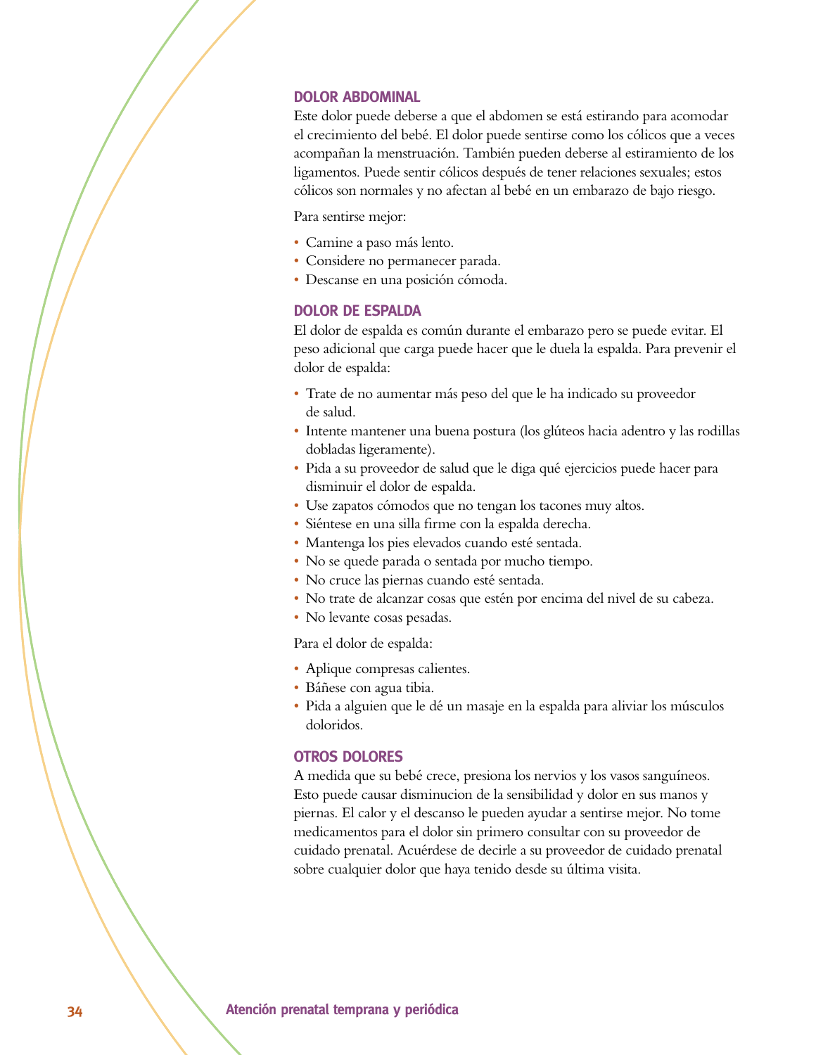## DOLOR ABDOMINAL

Este dolor puede deberse a que el abdomen se está estirando para acomodar el crecimiento del bebé. El dolor puede sentirse como los cólicos que a veces acompañan la menstruación. También pueden deberse al estiramiento de los ligamentos. Puede sentir cólicos después de tener relaciones sexuales; estos cólicos son normales y no afectan al bebé en un embarazo de bajo riesgo.

Para sentirse mejor:

- Camine a paso más lento.
- Considere no permanecer parada.
- Descanse en una posición cómoda.

## DOLOR DE ESPALDA

El dolor de espalda es común durante el embarazo pero se puede evitar. El peso adicional que carga puede hacer que le duela la espalda. Para prevenir el dolor de espalda:

- Trate de no aumentar más peso del que le ha indicado su proveedor de salud.
- Intente mantener una buena postura (los glúteos hacia adentro y las rodillas dobladas ligeramente).
- Pida a su proveedor de salud que le diga qué ejercicios puede hacer para disminuir el dolor de espalda.
- Use zapatos cómodos que no tengan los tacones muy altos.
- Siéntese en una silla firme con la espalda derecha.
- Mantenga los pies elevados cuando esté sentada.
- No se quede parada o sentada por mucho tiempo.
- No cruce las piernas cuando esté sentada.
- No trate de alcanzar cosas que estén por encima del nivel de su cabeza.
- No levante cosas pesadas.

Para el dolor de espalda:

- Aplique compresas calientes.
- Báñese con agua tibia.
- Pida a alguien que le dé un masaje en la espalda para aliviar los músculos doloridos.

## OTROS DOLORES

A medida que su bebé crece, presiona los nervios y los vasos sanguíneos. Esto puede causar disminucion de la sensibilidad y dolor en sus manos y piernas. El calor y el descanso le pueden ayudar a sentirse mejor. No tome medicamentos para el dolor sin primero consultar con su proveedor de cuidado prenatal. Acuérdese de decirle a su proveedor de cuidado prenatal sobre cualquier dolor que haya tenido desde su última visita.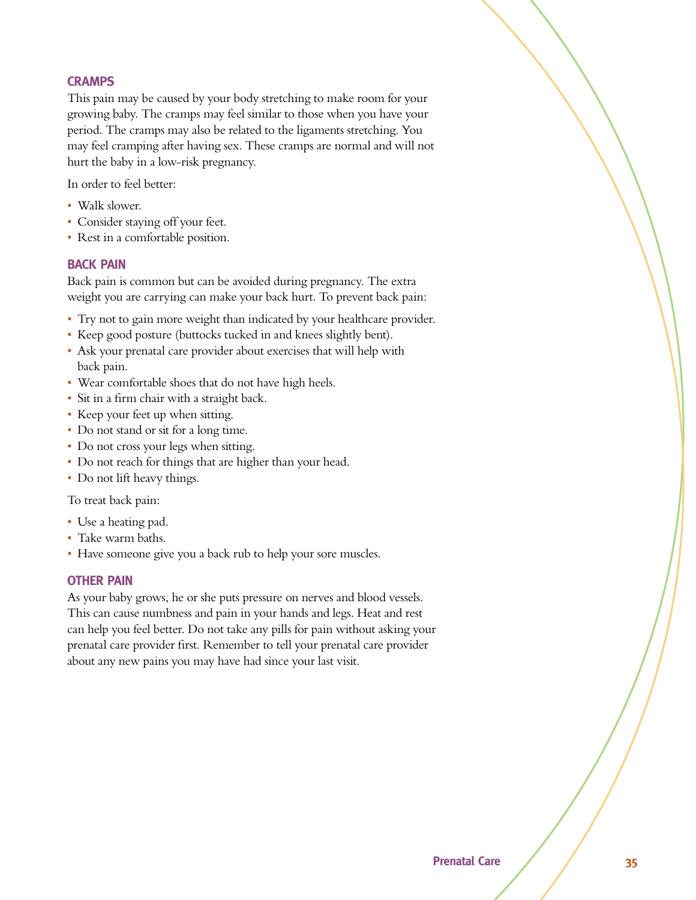### CRAMPS

This pain may be caused by your body stretching to make room for your growing baby. The cramps may feel similar to those when you have your period. The cramps may also be related to the ligaments stretching. You may feel cramping after having sex. These cramps are normal and will not hurt the baby in a low-risk pregnancy.

In order to feel better:

- Walk slower.
- Consider staying off your feet.
- Rest in a comfortable position.

### BACK PAIN

Back pain is common but can be avoided during pregnancy. The extra weight you are carrying can make your back hurt. To prevent back pain:

- Try not to gain more weight than indicated by your healthcare provider.
- Keep good posture (buttocks tucked in and knees slightly bent).
- Ask your prenatal care provider about exercises that will help with back pain.
- Wear comfortable shoes that do not have high heels.
- Sit in a firm chair with a straight back.
- Keep your feet up when sitting.
- Do not stand or sit for a long time.
- Do not cross your legs when sitting.
- Do not reach for things that are higher than your head.
- Do not lift heavy things.

To treat back pain:

- Use a heating pad.
- Take warm baths.
- Have someone give you a back rub to help your sore muscles.

### OTHER PAIN

As your baby grows, he or she puts pressure on nerves and blood vessels. This can cause numbness and pain in your hands and legs. Heat and rest can help you feel better. Do not take any pills for pain without asking your prenatal care provider first. Remember to tell your prenatal care provider about any new pains you may have had since your last visit.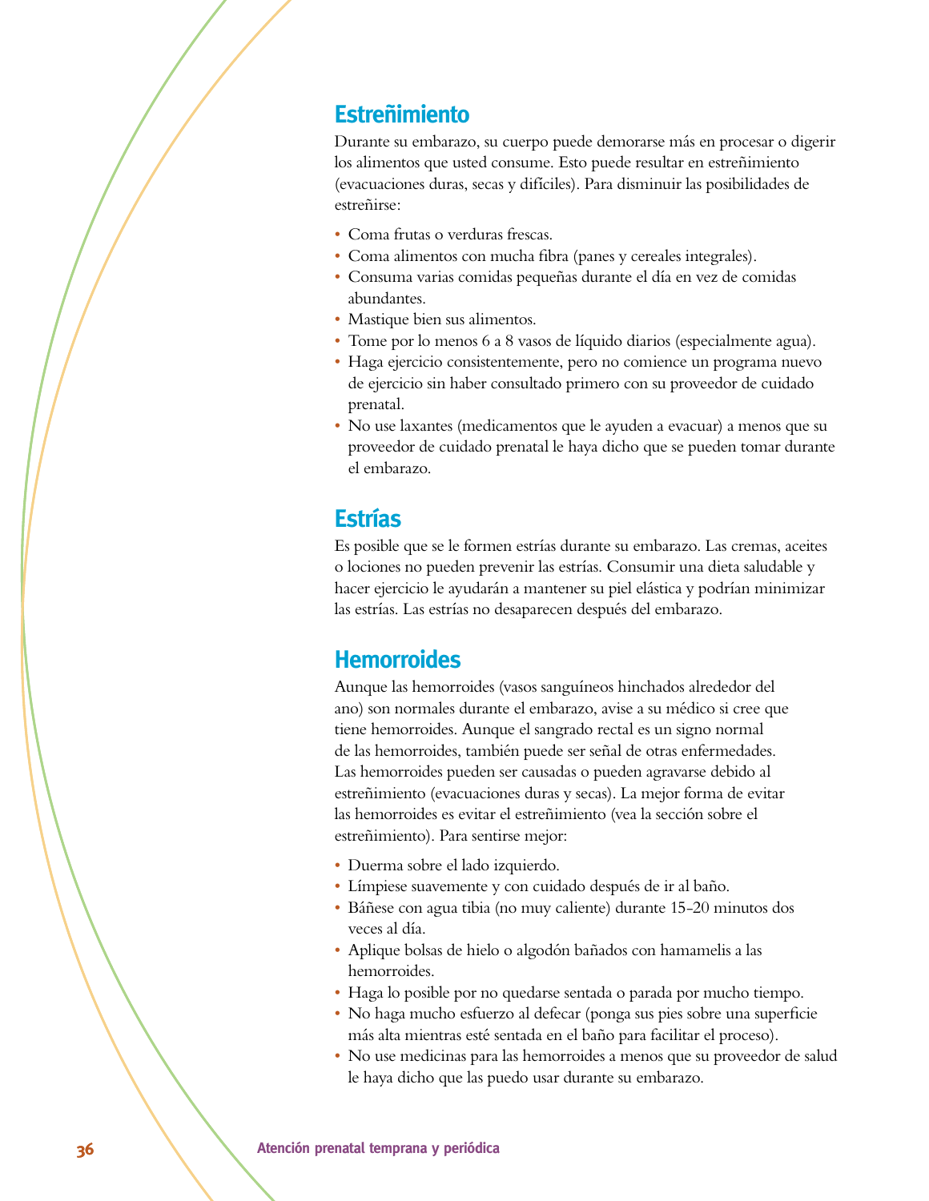## Estreñimiento

Durante su embarazo, su cuerpo puede demorarse más en procesar o digerir los alimentos que usted consume. Esto puede resultar en estreñimiento (evacuaciones duras, secas y difíciles). Para disminuir las posibilidades de estreñirse:

- Coma frutas o verduras frescas.
- Coma alimentos con mucha fibra (panes y cereales integrales).
- Consuma varias comidas pequeñas durante el día en vez de comidas abundantes.
- Mastique bien sus alimentos.
- Tome por lo menos 6 a 8 vasos de líquido diarios (especialmente agua).
- Haga ejercicio consistentemente, pero no comience un programa nuevo de ejercicio sin haber consultado primero con su proveedor de cuidado prenatal.
- No use laxantes (medicamentos que le ayuden a evacuar) a menos que su proveedor de cuidado prenatal le haya dicho que se pueden tomar durante el embarazo.

## Estrías

Es posible que se le formen estrías durante su embarazo. Las cremas, aceites o lociones no pueden prevenir las estrías. Consumir una dieta saludable y hacer ejercicio le ayudarán a mantener su piel elástica y podrían minimizar las estrías. Las estrías no desaparecen después del embarazo.

## Hemorroides

Aunque las hemorroides (vasos sanguíneos hinchados alrededor del ano) son normales durante el embarazo, avise a su médico si cree que tiene hemorroides. Aunque el sangrado rectal es un signo normal de las hemorroides, también puede ser señal de otras enfermedades. Las hemorroides pueden ser causadas o pueden agravarse debido al estreñimiento (evacuaciones duras y secas). La mejor forma de evitar las hemorroides es evitar el estreñimiento (vea la sección sobre el estreñimiento). Para sentirse mejor:

- Duerma sobre el lado izquierdo.
- Límpiese suavemente y con cuidado después de ir al baño.
- Báñese con agua tibia (no muy caliente) durante 15-20 minutos dos veces al día.
- Aplique bolsas de hielo o algodón bañados con hamamelis a las hemorroides.
- Haga lo posible por no quedarse sentada o parada por mucho tiempo.
- No haga mucho esfuerzo al defecar (ponga sus pies sobre una superficie más alta mientras esté sentada en el baño para facilitar el proceso).
- No use medicinas para las hemorroides a menos que su proveedor de salud le haya dicho que las puedo usar durante su embarazo.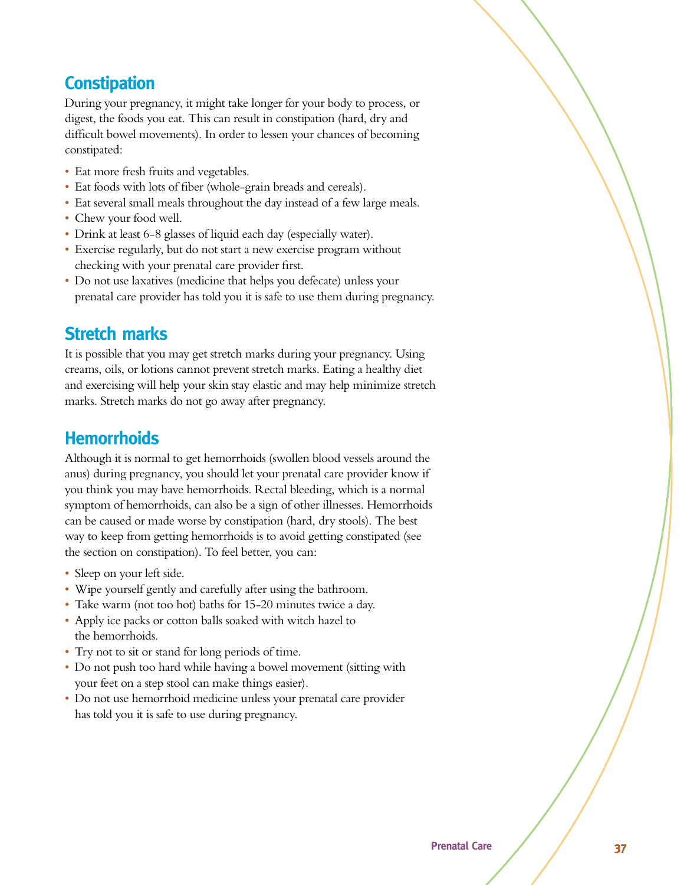## Constipation

During your pregnancy, it might take longer for your body to process, or digest, the foods you eat. This can result in constipation (hard, dry and difficult bowel movements). In order to lessen your chances of becoming constipated:

- Eat more fresh fruits and vegetables.
- Eat foods with lots of fiber (whole-grain breads and cereals).
- Eat several small meals throughout the day instead of a few large meals.
- Chew your food well.
- Drink at least 6-8 glasses of liquid each day (especially water).
- Exercise regularly, but do not start a new exercise program without checking with your prenatal care provider first.
- Do not use laxatives (medicine that helps you defecate) unless your prenatal care provider has told you it is safe to use them during pregnancy.

## Stretch marks

It is possible that you may get stretch marks during your pregnancy. Using creams, oils, or lotions cannot prevent stretch marks. Eating a healthy diet and exercising will help your skin stay elastic and may help minimize stretch marks. Stretch marks do not go away after pregnancy.

## Hemorrhoids

Although it is normal to get hemorrhoids (swollen blood vessels around the anus) during pregnancy, you should let your prenatal care provider know if you think you may have hemorrhoids. Rectal bleeding, which is a normal symptom of hemorrhoids, can also be a sign of other illnesses. Hemorrhoids can be caused or made worse by constipation (hard, dry stools). The best way to keep from getting hemorrhoids is to avoid getting constipated (see the section on constipation). To feel better, you can:

- Sleep on your left side.
- Wipe yourself gently and carefully after using the bathroom.
- Take warm (not too hot) baths for 15-20 minutes twice a day.
- Apply ice packs or cotton balls soaked with witch hazel to the hemorrhoids.
- Try not to sit or stand for long periods of time.
- Do not push too hard while having a bowel movement (sitting with your feet on a step stool can make things easier).
- Do not use hemorrhoid medicine unless your prenatal care provider has told you it is safe to use during pregnancy.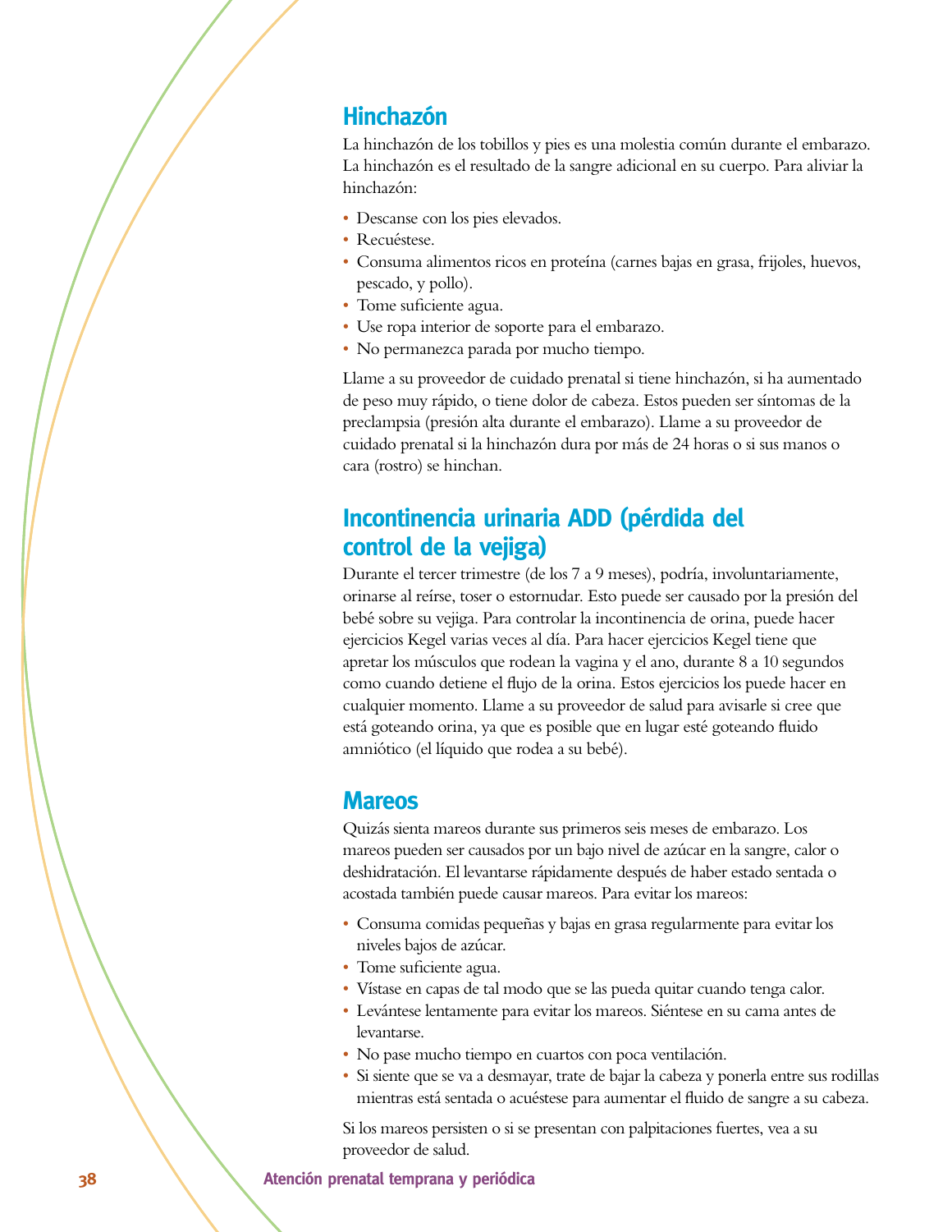## Hinchazón

La hinchazón de los tobillos y pies es una molestia común durante el embarazo. La hinchazón es el resultado de la sangre adicional en su cuerpo. Para aliviar la hinchazón:

- Descanse con los pies elevados.
- Recuéstese.
- Consuma alimentos ricos en proteína (carnes bajas en grasa, frijoles, huevos, pescado, y pollo).
- Tome suficiente agua.
- Use ropa interior de soporte para el embarazo.
- No permanezca parada por mucho tiempo.

Llame a su proveedor de cuidado prenatal si tiene hinchazón, si ha aumentado de peso muy rápido, o tiene dolor de cabeza. Estos pueden ser síntomas de la preclampsia (presión alta durante el embarazo). Llame a su proveedor de cuidado prenatal si la hinchazón dura por más de 24 horas o si sus manos o cara (rostro) se hinchan.

## Incontinencia urinaria ADD (pérdida del control de la vejiga)

Durante el tercer trimestre (de los 7 a 9 meses), podría, involuntariamente, orinarse al reírse, toser o estornudar. Esto puede ser causado por la presión del bebé sobre su vejiga. Para controlar la incontinencia de orina, puede hacer ejercicios Kegel varias veces al día. Para hacer ejercicios Kegel tiene que apretar los músculos que rodean la vagina y el ano, durante 8 a 10 segundos como cuando detiene el flujo de la orina. Estos ejercicios los puede hacer en cualquier momento. Llame a su proveedor de salud para avisarle si cree que está goteando orina, ya que es posible que en lugar esté goteando fluido amniótico (el líquido que rodea a su bebé).

## Mareos

Quizás sienta mareos durante sus primeros seis meses de embarazo. Los mareos pueden ser causados por un bajo nivel de azúcar en la sangre, calor o deshidratación. El levantarse rápidamente después de haber estado sentada o acostada también puede causar mareos. Para evitar los mareos:

- Consuma comidas pequeñas y bajas en grasa regularmente para evitar los niveles bajos de azúcar.
- Tome suficiente agua.
- Vístase en capas de tal modo que se las pueda quitar cuando tenga calor.
- Levántese lentamente para evitar los mareos. Siéntese en su cama antes de levantarse.
- No pase mucho tiempo en cuartos con poca ventilación.
- Si siente que se va a desmayar, trate de bajar la cabeza y ponerla entre sus rodillas mientras está sentada o acuéstese para aumentar el fluido de sangre a su cabeza.

Si los mareos persisten o si se presentan con palpitaciones fuertes, vea a su proveedor de salud.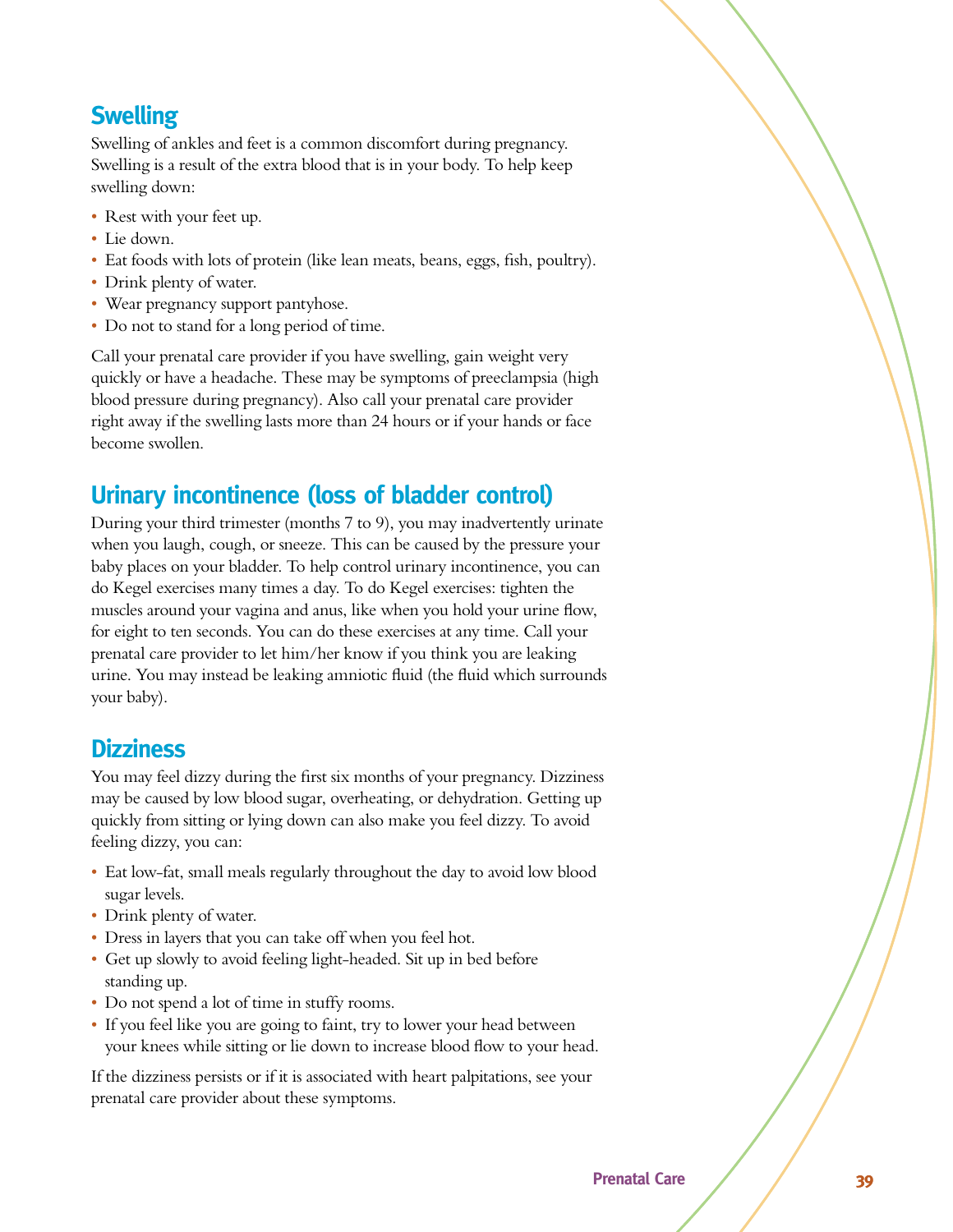## Swelling

Swelling of ankles and feet is a common discomfort during pregnancy. Swelling is a result of the extra blood that is in your body. To help keep swelling down:

- Rest with your feet up.
- Lie down.
- Eat foods with lots of protein (like lean meats, beans, eggs, fish, poultry).
- Drink plenty of water.
- Wear pregnancy support pantyhose.
- Do not to stand for a long period of time.

Call your prenatal care provider if you have swelling, gain weight very quickly or have a headache. These may be symptoms of preeclampsia (high blood pressure during pregnancy). Also call your prenatal care provider right away if the swelling lasts more than 24 hours or if your hands or face become swollen.

## Urinary incontinence (loss of bladder control)

During your third trimester (months 7 to 9), you may inadvertently urinate when you laugh, cough, or sneeze. This can be caused by the pressure your baby places on your bladder. To help control urinary incontinence, you can do Kegel exercises many times a day. To do Kegel exercises: tighten the muscles around your vagina and anus, like when you hold your urine flow, for eight to ten seconds. You can do these exercises at any time. Call your prenatal care provider to let him/her know if you think you are leaking urine. You may instead be leaking amniotic fluid (the fluid which surrounds your baby).

## Dizziness

You may feel dizzy during the first six months of your pregnancy. Dizziness may be caused by low blood sugar, overheating, or dehydration. Getting up quickly from sitting or lying down can also make you feel dizzy. To avoid feeling dizzy, you can:

- Eat low-fat, small meals regularly throughout the day to avoid low blood sugar levels.
- Drink plenty of water.
- Dress in layers that you can take off when you feel hot.
- Get up slowly to avoid feeling light-headed. Sit up in bed before standing up.
- Do not spend a lot of time in stuffy rooms.
- If you feel like you are going to faint, try to lower your head between your knees while sitting or lie down to increase blood flow to your head.

If the dizziness persists or if it is associated with heart palpitations, see your prenatal care provider about these symptoms.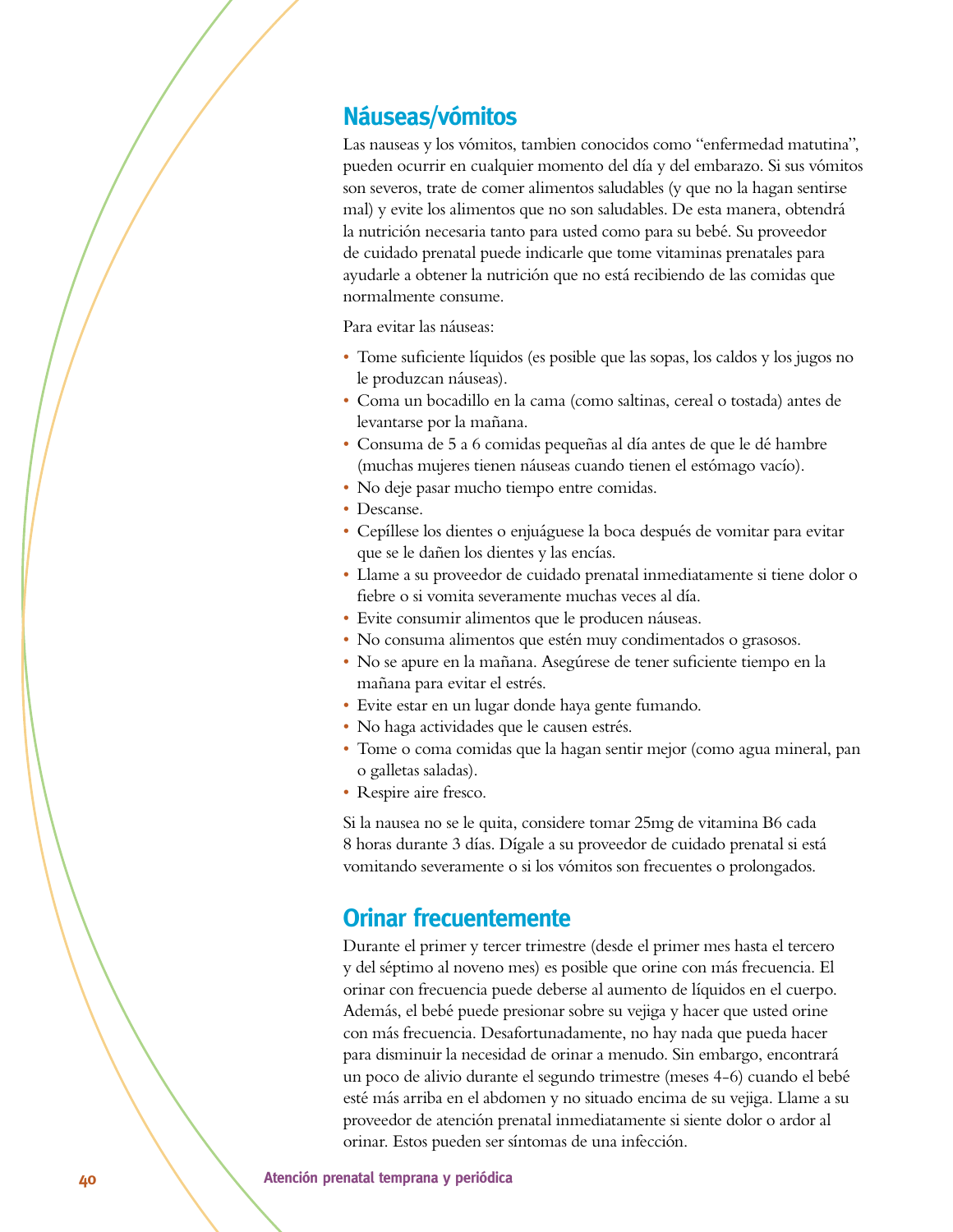## Náuseas/vómitos

Las nauseas y los vómitos, tambien conocidos como "enfermedad matutina", pueden ocurrir en cualquier momento del día y del embarazo. Si sus vómitos son severos, trate de comer alimentos saludables (y que no la hagan sentirse mal) y evite los alimentos que no son saludables. De esta manera, obtendrá la nutrición necesaria tanto para usted como para su bebé. Su proveedor de cuidado prenatal puede indicarle que tome vitaminas prenatales para ayudarle a obtener la nutrición que no está recibiendo de las comidas que normalmente consume.

Para evitar las náuseas:

- Tome suficiente líquidos (es posible que las sopas, los caldos y los jugos no le produzcan náuseas).
- Coma un bocadillo en la cama (como saltinas, cereal o tostada) antes de levantarse por la mañana.
- Consuma de 5 a 6 comidas pequeñas al día antes de que le dé hambre (muchas mujeres tienen náuseas cuando tienen el estómago vacío).
- No deje pasar mucho tiempo entre comidas.
- Descanse.
- Cepíllese los dientes o enjuáguese la boca después de vomitar para evitar que se le dañen los dientes y las encías.
- Llame a su proveedor de cuidado prenatal inmediatamente si tiene dolor o fiebre o si vomita severamente muchas veces al día.
- Evite consumir alimentos que le producen náuseas.
- No consuma alimentos que estén muy condimentados o grasosos.
- No se apure en la mañana. Asegúrese de tener suficiente tiempo en la mañana para evitar el estrés.
- Evite estar en un lugar donde haya gente fumando.
- No haga actividades que le causen estrés.
- Tome o coma comidas que la hagan sentir mejor (como agua mineral, pan o galletas saladas).
- Respire aire fresco.

Si la nausea no se le quita, considere tomar 25mg de vitamina B6 cada 8 horas durante 3 días. Dígale a su proveedor de cuidado prenatal si está vomitando severamente o si los vómitos son frecuentes o prolongados.

## Orinar frecuentemente

Durante el primer y tercer trimestre (desde el primer mes hasta el tercero y del séptimo al noveno mes) es posible que orine con más frecuencia. El orinar con frecuencia puede deberse al aumento de líquidos en el cuerpo. Además, el bebé puede presionar sobre su vejiga y hacer que usted orine con más frecuencia. Desafortunadamente, no hay nada que pueda hacer para disminuir la necesidad de orinar a menudo. Sin embargo, encontrará un poco de alivio durante el segundo trimestre (meses 4-6) cuando el bebé esté más arriba en el abdomen y no situado encima de su vejiga. Llame a su proveedor de atención prenatal inmediatamente si siente dolor o ardor al orinar. Estos pueden ser síntomas de una infección.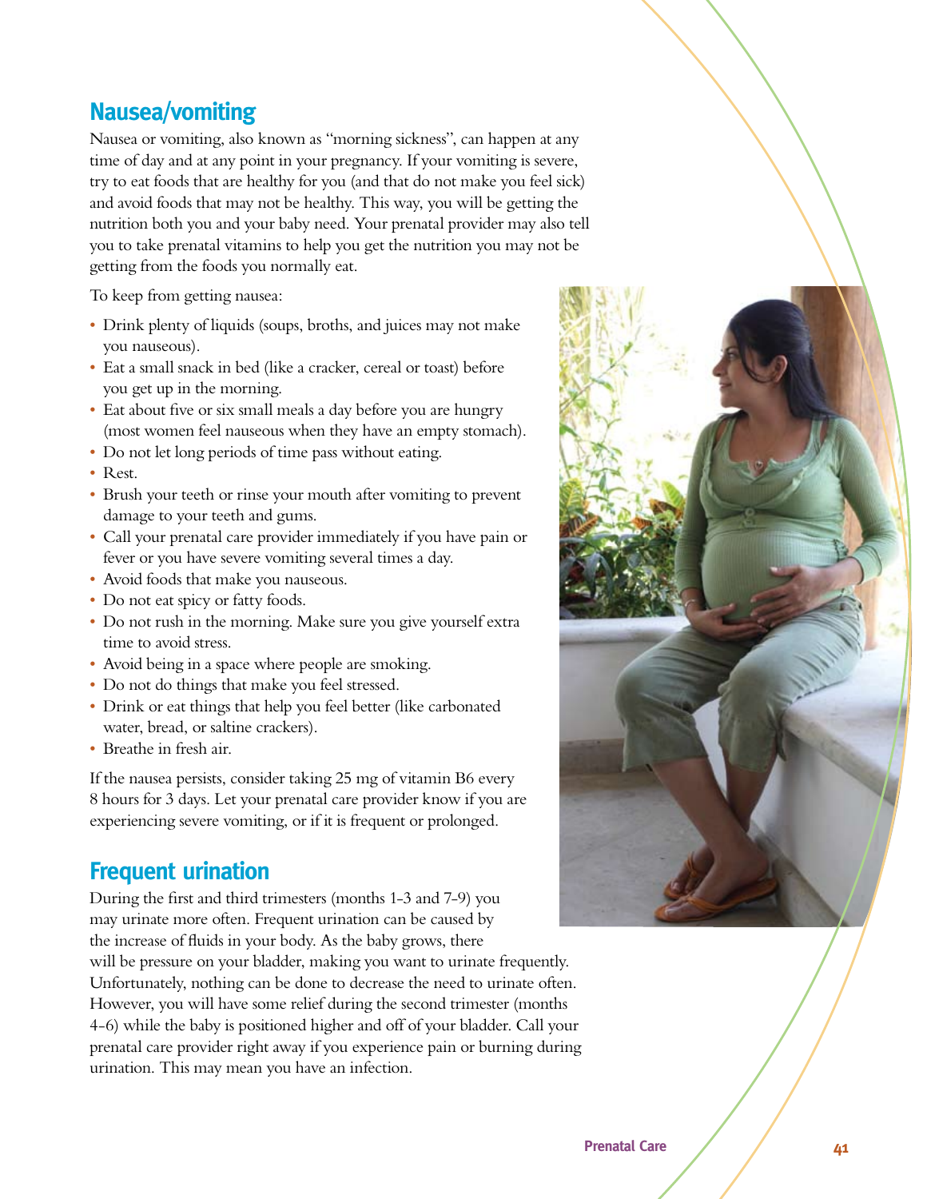## Nausea/vomiting

Nausea or vomiting, also known as "morning sickness", can happen at any time of day and at any point in your pregnancy. If your vomiting is severe, try to eat foods that are healthy for you (and that do not make you feel sick) and avoid foods that may not be healthy. This way, you will be getting the nutrition both you and your baby need. Your prenatal provider may also tell you to take prenatal vitamins to help you get the nutrition you may not be getting from the foods you normally eat.

To keep from getting nausea:

- Drink plenty of liquids (soups, broths, and juices may not make you nauseous).
- Eat a small snack in bed (like a cracker, cereal or toast) before you get up in the morning.
- Eat about five or six small meals a day before you are hungry (most women feel nauseous when they have an empty stomach).
- Do not let long periods of time pass without eating.
- Rest.
- Brush your teeth or rinse your mouth after vomiting to prevent damage to your teeth and gums.
- Call your prenatal care provider immediately if you have pain or fever or you have severe vomiting several times a day.
- Avoid foods that make you nauseous.
- Do not eat spicy or fatty foods.
- Do not rush in the morning. Make sure you give yourself extra time to avoid stress.
- Avoid being in a space where people are smoking.
- Do not do things that make you feel stressed.
- Drink or eat things that help you feel better (like carbonated water, bread, or saltine crackers).
- Breathe in fresh air.

If the nausea persists, consider taking 25 mg of vitamin B6 every 8 hours for 3 days. Let your prenatal care provider know if you are experiencing severe vomiting, or if it is frequent or prolonged.

## Frequent urination

During the first and third trimesters (months 1-3 and 7-9) you may urinate more often. Frequent urination can be caused by the increase of fluids in your body. As the baby grows, there will be pressure on your bladder, making you want to urinate frequently. Unfortunately, nothing can be done to decrease the need to urinate often. However, you will have some relief during the second trimester (months 4-6) while the baby is positioned higher and off of your bladder. Call your prenatal care provider right away if you experience pain or burning during urination. This may mean you have an infection.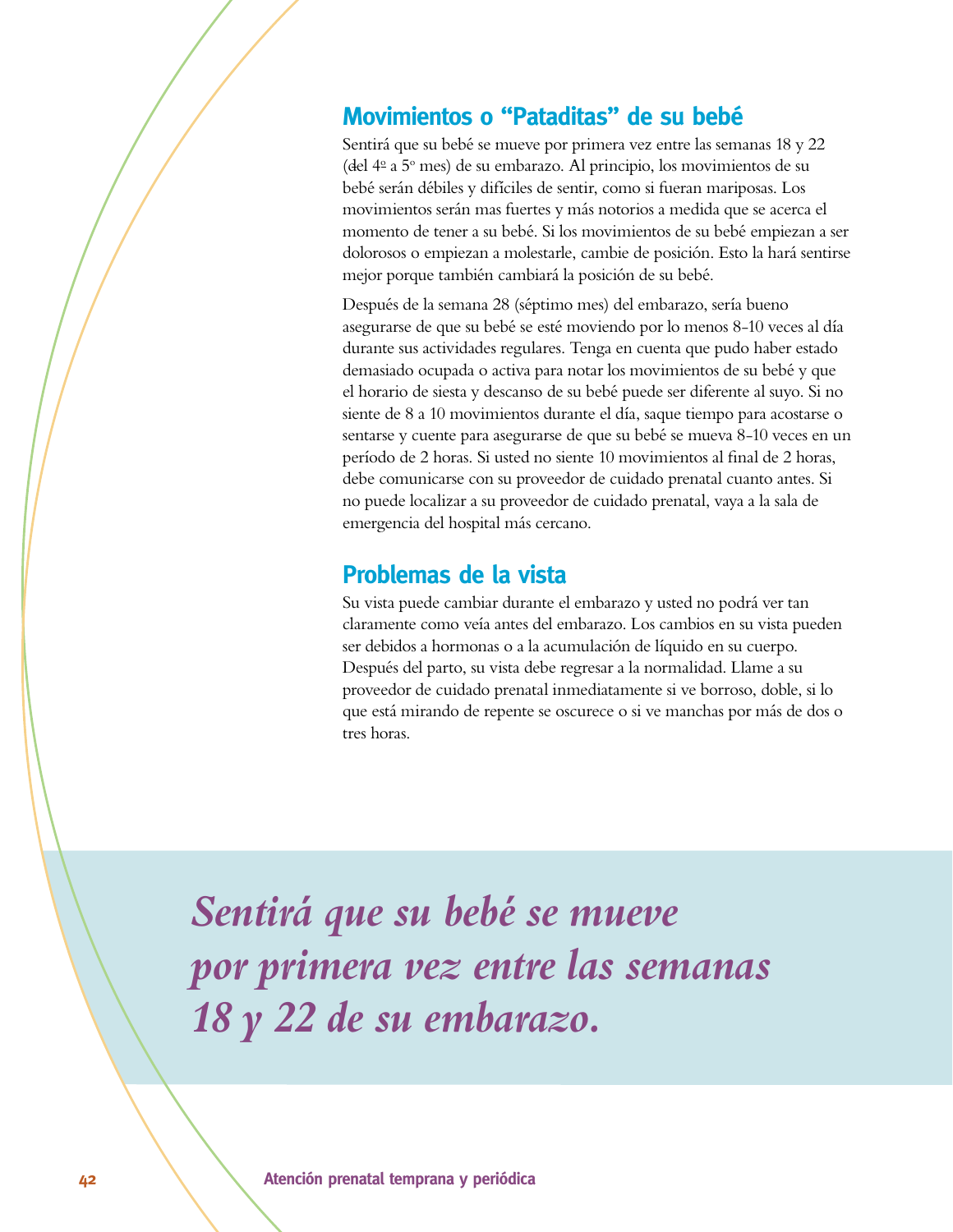## Movimientos o "Pataditas" de su bebé

Sentirá que su bebé se mueve por primera vez entre las semanas 18 y 22 (del 4º a 5º mes) de su embarazo. Al principio, los movimientos de su bebé serán débiles y difíciles de sentir, como si fueran mariposas. Los movimientos serán mas fuertes y más notorios a medida que se acerca el momento de tener a su bebé. Si los movimientos de su bebé empiezan a ser dolorosos o empiezan a molestarle, cambie de posición. Esto la hará sentirse mejor porque también cambiará la posición de su bebé.

Después de la semana 28 (séptimo mes) del embarazo, sería bueno asegurarse de que su bebé se esté moviendo por lo menos 8-10 veces al día durante sus actividades regulares. Tenga en cuenta que pudo haber estado demasiado ocupada o activa para notar los movimientos de su bebé y que el horario de siesta y descanso de su bebé puede ser diferente al suyo. Si no siente de 8 a 10 movimientos durante el día, saque tiempo para acostarse o sentarse y cuente para asegurarse de que su bebé se mueva 8-10 veces en un período de 2 horas. Si usted no siente 10 movimientos al final de 2 horas, debe comunicarse con su proveedor de cuidado prenatal cuanto antes. Si no puede localizar a su proveedor de cuidado prenatal, vaya a la sala de emergencia del hospital más cercano.

## Problemas de la vista

Su vista puede cambiar durante el embarazo y usted no podrá ver tan claramente como veía antes del embarazo. Los cambios en su vista pueden ser debidos a hormonas o a la acumulación de líquido en su cuerpo. Después del parto, su vista debe regresar a la normalidad. Llame a su proveedor de cuidado prenatal inmediatamente si ve borroso, doble, si lo que está mirando de repente se oscurece o si ve manchas por más de dos o tres horas.

*Sentirá que su bebé se mueve por primera vez entre las semanas 18 y 22 de su embarazo.*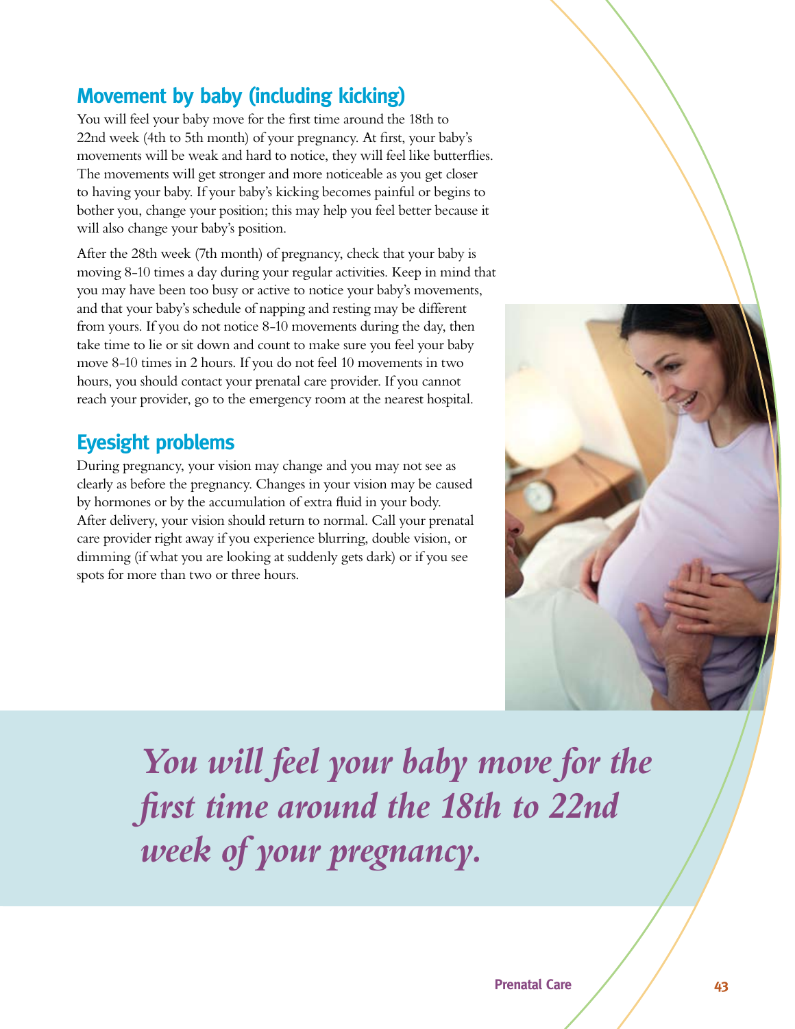## Movement by baby (including kicking)

You will feel your baby move for the first time around the 18th to 22nd week (4th to 5th month) of your pregnancy. At first, your baby's movements will be weak and hard to notice, they will feel like butterflies. The movements will get stronger and more noticeable as you get closer to having your baby. If your baby's kicking becomes painful or begins to bother you, change your position; this may help you feel better because it will also change your baby's position.

After the 28th week (7th month) of pregnancy, check that your baby is moving 8-10 times a day during your regular activities. Keep in mind that you may have been too busy or active to notice your baby's movements, and that your baby's schedule of napping and resting may be different from yours. If you do not notice 8-10 movements during the day, then take time to lie or sit down and count to make sure you feel your baby move 8-10 times in 2 hours. If you do not feel 10 movements in two hours, you should contact your prenatal care provider. If you cannot reach your provider, go to the emergency room at the nearest hospital.

## Eyesight problems

During pregnancy, your vision may change and you may not see as clearly as before the pregnancy. Changes in your vision may be caused by hormones or by the accumulation of extra fluid in your body. After delivery, your vision should return to normal. Call your prenatal care provider right away if you experience blurring, double vision, or dimming (if what you are looking at suddenly gets dark) or if you see spots for more than two or three hours.

*You will feel your baby move for the first time around the 18th to 22nd week of your pregnancy.*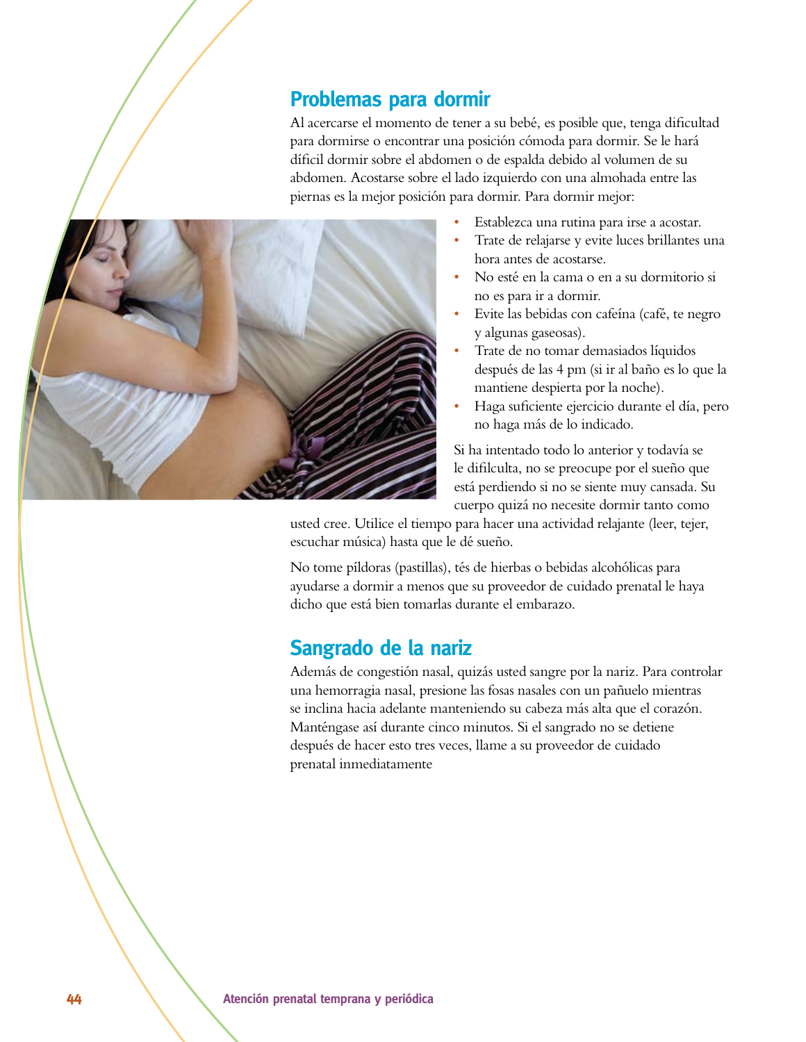## Problemas para dormir

Al acercarse el momento de tener a su bebé, es posible que, tenga dificultad para dormirse o encontrar una posición cómoda para dormir. Se le hará díficil dormir sobre el abdomen o de espalda debido al volumen de su abdomen. Acostarse sobre el lado izquierdo con una almohada entre las piernas es la mejor posición para dormir. Para dormir mejor:

- Establezca una rutina para irse a acostar.
- Trate de relajarse y evite luces brillantes una hora antes de acostarse.
- No esté en la cama o en a su dormitorio si no es para ir a dormir.
- Evite las bebidas con cafeína (café, te negro y algunas gaseosas).
- Trate de no tomar demasiados líquidos después de las 4 pm (si ir al baño es lo que la mantiene despierta por la noche).
- Haga suficiente ejercicio durante el día, pero no haga más de lo indicado.

Si ha intentado todo lo anterior y todavía se le difilculta, no se preocupe por el sueño que está perdiendo si no se siente muy cansada. Su cuerpo quizá no necesite dormir tanto como usted cree. Utilice el tiempo para hacer una actividad relajante (leer, tejer, escuchar música) hasta que le dé sueño.

No tome píldoras (pastillas), tés de hierbas o bebidas alcohólicas para ayudarse a dormir a menos que su proveedor de cuidado prenatal le haya dicho que está bien tomarlas durante el embarazo.

## Sangrado de la nariz

Además de congestión nasal, quizás usted sangre por la nariz. Para controlar una hemorragia nasal, presione las fosas nasales con un pañuelo mientras se inclina hacia adelante manteniendo su cabeza más alta que el corazón. Manténgase así durante cinco minutos. Si el sangrado no se detiene después de hacer esto tres veces, llame a su proveedor de cuidado prenatal inmediatamente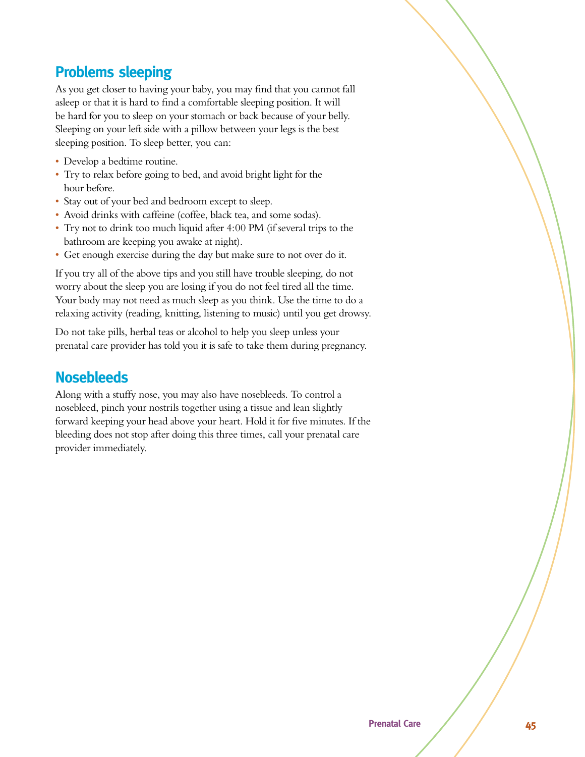## Problems sleeping

As you get closer to having your baby, you may find that you cannot fall asleep or that it is hard to find a comfortable sleeping position. It will be hard for you to sleep on your stomach or back because of your belly. Sleeping on your left side with a pillow between your legs is the best sleeping position. To sleep better, you can:

- Develop a bedtime routine.
- Try to relax before going to bed, and avoid bright light for the hour before.
- Stay out of your bed and bedroom except to sleep.
- Avoid drinks with caffeine (coffee, black tea, and some sodas).
- Try not to drink too much liquid after 4:00 PM (if several trips to the bathroom are keeping you awake at night).
- Get enough exercise during the day but make sure to not over do it.

If you try all of the above tips and you still have trouble sleeping, do not worry about the sleep you are losing if you do not feel tired all the time. Your body may not need as much sleep as you think. Use the time to do a relaxing activity (reading, knitting, listening to music) until you get drowsy.

Do not take pills, herbal teas or alcohol to help you sleep unless your prenatal care provider has told you it is safe to take them during pregnancy.

## Nosebleeds

Along with a stuffy nose, you may also have nosebleeds. To control a nosebleed, pinch your nostrils together using a tissue and lean slightly forward keeping your head above your heart. Hold it for five minutes. If the bleeding does not stop after doing this three times, call your prenatal care provider immediately.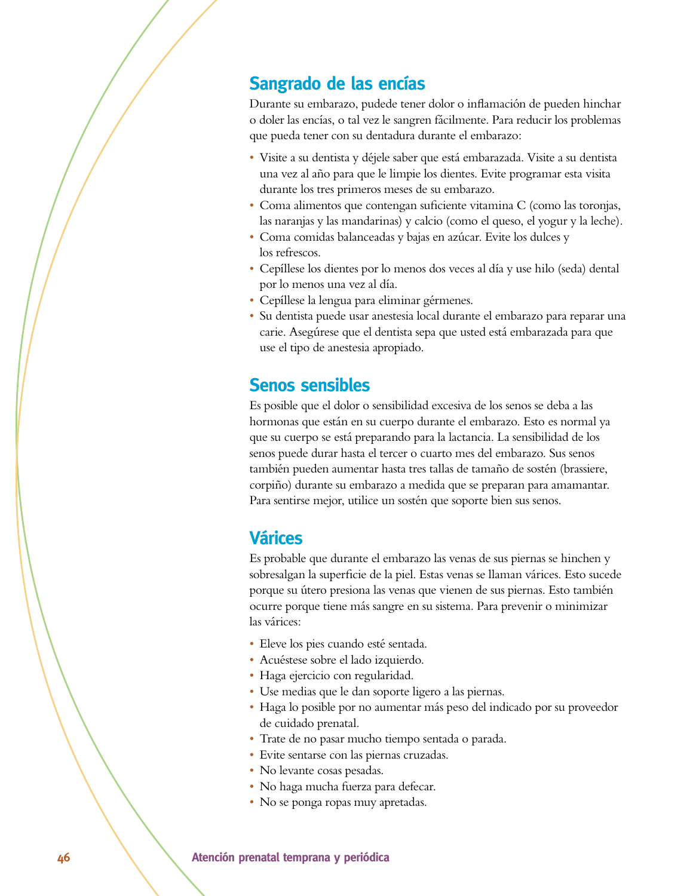## Sangrado de las encías

Durante su embarazo, pudede tener dolor o inflamación de pueden hinchar o doler las encías, o tal vez le sangren fácilmente. Para reducir los problemas que pueda tener con su dentadura durante el embarazo:

- Visite a su dentista y déjele saber que está embarazada. Visite a su dentista una vez al año para que le limpie los dientes. Evite programar esta visita durante los tres primeros meses de su embarazo.
- Coma alimentos que contengan suficiente vitamina C (como las toronjas, las naranjas y las mandarinas) y calcio (como el queso, el yogur y la leche).
- Coma comidas balanceadas y bajas en azúcar. Evite los dulces y los refrescos.
- Cepíllese los dientes por lo menos dos veces al día y use hilo (seda) dental por lo menos una vez al día.
- Cepíllese la lengua para eliminar gérmenes.
- Su dentista puede usar anestesia local durante el embarazo para reparar una carie. Asegúrese que el dentista sepa que usted está embarazada para que use el tipo de anestesia apropiado.

## Senos sensibles

Es posible que el dolor o sensibilidad excesiva de los senos se deba a las hormonas que están en su cuerpo durante el embarazo. Esto es normal ya que su cuerpo se está preparando para la lactancia. La sensibilidad de los senos puede durar hasta el tercer o cuarto mes del embarazo. Sus senos también pueden aumentar hasta tres tallas de tamaño de sostén (brassiere, corpiño) durante su embarazo a medida que se preparan para amamantar. Para sentirse mejor, utilice un sostén que soporte bien sus senos.

## Várices

Es probable que durante el embarazo las venas de sus piernas se hinchen y sobresalgan la superficie de la piel. Estas venas se llaman várices. Esto sucede porque su útero presiona las venas que vienen de sus piernas. Esto también ocurre porque tiene más sangre en su sistema. Para prevenir o minimizar las várices:

- Eleve los pies cuando esté sentada.
- Acuéstese sobre el lado izquierdo.
- Haga ejercicio con regularidad.
- Use medias que le dan soporte ligero a las piernas.
- Haga lo posible por no aumentar más peso del indicado por su proveedor de cuidado prenatal.
- Trate de no pasar mucho tiempo sentada o parada.
- Evite sentarse con las piernas cruzadas.
- No levante cosas pesadas.
- No haga mucha fuerza para defecar.
- No se ponga ropas muy apretadas.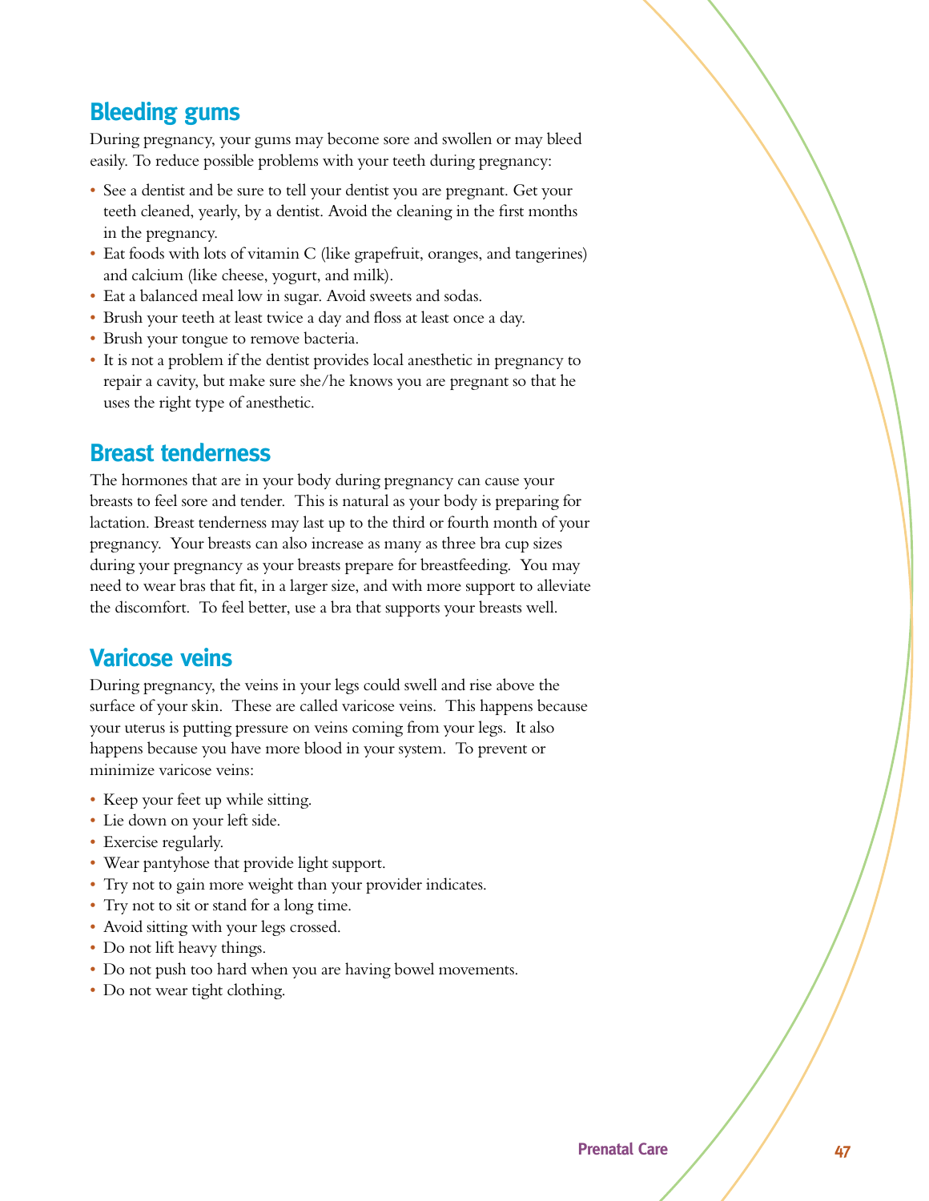## Bleeding gums

During pregnancy, your gums may become sore and swollen or may bleed easily. To reduce possible problems with your teeth during pregnancy:

- See a dentist and be sure to tell your dentist you are pregnant. Get your teeth cleaned, yearly, by a dentist. Avoid the cleaning in the first months in the pregnancy.
- Eat foods with lots of vitamin C (like grapefruit, oranges, and tangerines) and calcium (like cheese, yogurt, and milk).
- Eat a balanced meal low in sugar. Avoid sweets and sodas.
- Brush your teeth at least twice a day and floss at least once a day.
- Brush your tongue to remove bacteria.
- It is not a problem if the dentist provides local anesthetic in pregnancy to repair a cavity, but make sure she/he knows you are pregnant so that he uses the right type of anesthetic.

## Breast tenderness

The hormones that are in your body during pregnancy can cause your breasts to feel sore and tender. This is natural as your body is preparing for lactation. Breast tenderness may last up to the third or fourth month of your pregnancy. Your breasts can also increase as many as three bra cup sizes during your pregnancy as your breasts prepare for breastfeeding. You may need to wear bras that fit, in a larger size, and with more support to alleviate the discomfort. To feel better, use a bra that supports your breasts well.

## Varicose veins

During pregnancy, the veins in your legs could swell and rise above the surface of your skin. These are called varicose veins. This happens because your uterus is putting pressure on veins coming from your legs. It also happens because you have more blood in your system. To prevent or minimize varicose veins:

- Keep your feet up while sitting.
- Lie down on your left side.
- Exercise regularly.
- Wear pantyhose that provide light support.
- Try not to gain more weight than your provider indicates.
- Try not to sit or stand for a long time.
- Avoid sitting with your legs crossed.
- Do not lift heavy things.
- Do not push too hard when you are having bowel movements.
- Do not wear tight clothing.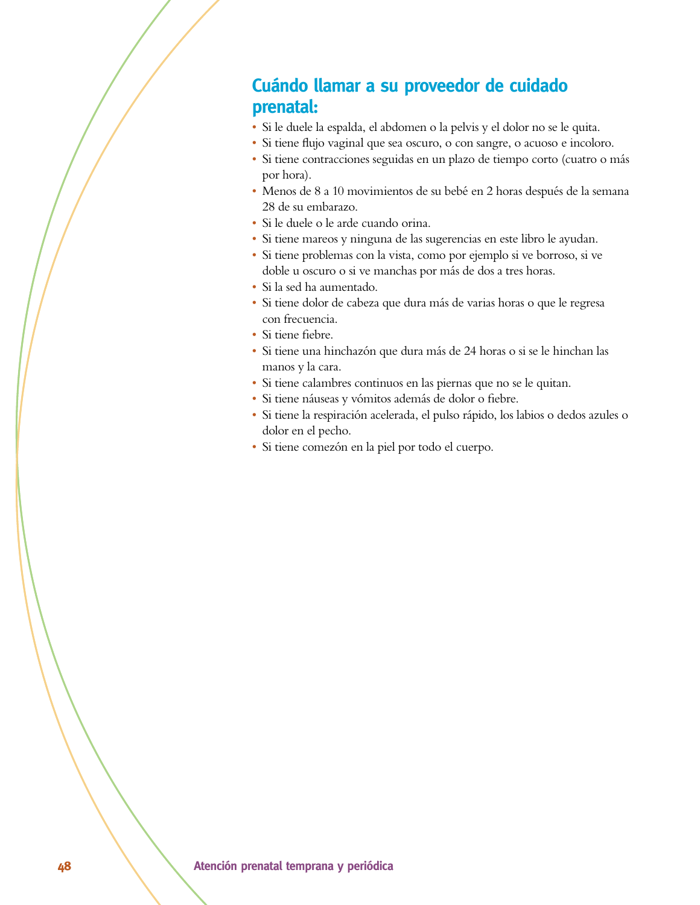## Cuándo llamar a su proveedor de cuidado prenatal:

- Si le duele la espalda, el abdomen o la pelvis y el dolor no se le quita.
- Si tiene flujo vaginal que sea oscuro, o con sangre, o acuoso e incoloro.
- Si tiene contracciones seguidas en un plazo de tiempo corto (cuatro o más por hora).
- Menos de 8 a 10 movimientos de su bebé en 2 horas después de la semana 28 de su embarazo.
- Si le duele o le arde cuando orina.
- Si tiene mareos y ninguna de las sugerencias en este libro le ayudan.
- Si tiene problemas con la vista, como por ejemplo si ve borroso, si ve doble u oscuro o si ve manchas por más de dos a tres horas.
- Si la sed ha aumentado.
- Si tiene dolor de cabeza que dura más de varias horas o que le regresa con frecuencia.
- Si tiene fiebre.
- Si tiene una hinchazón que dura más de 24 horas o si se le hinchan las manos y la cara.
- Si tiene calambres continuos en las piernas que no se le quitan.
- Si tiene náuseas y vómitos además de dolor o fiebre.
- Si tiene la respiración acelerada, el pulso rápido, los labios o dedos azules o dolor en el pecho.
- Si tiene comezón en la piel por todo el cuerpo.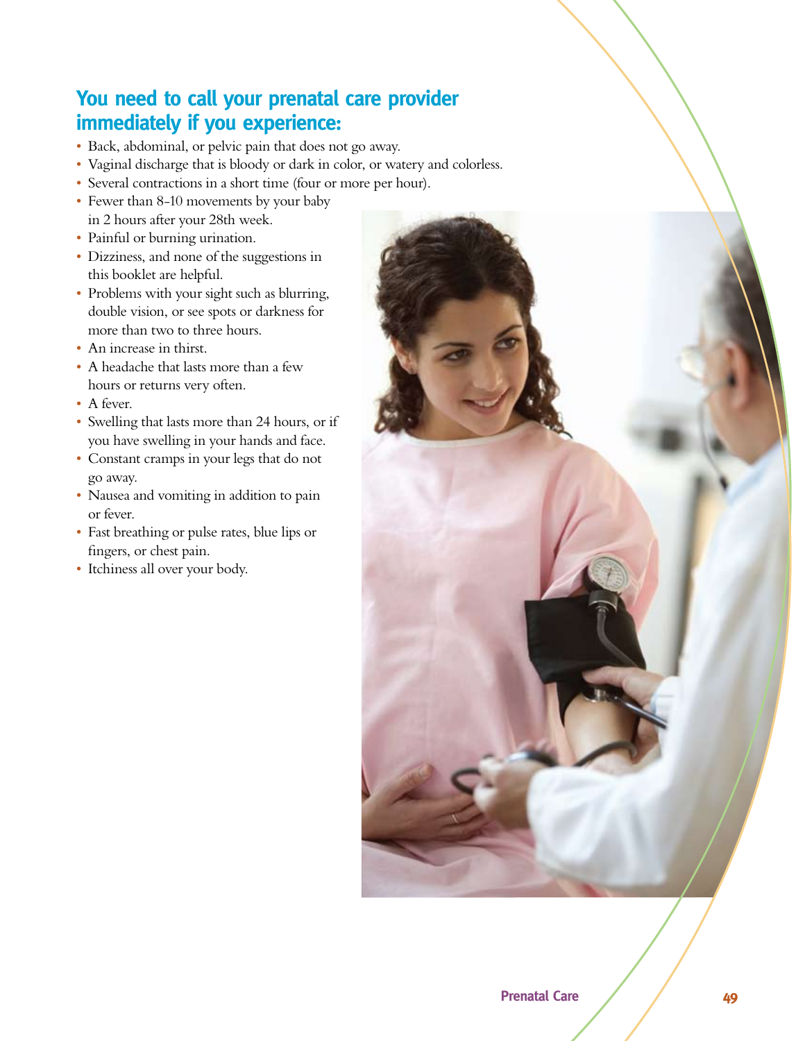## You need to call your prenatal care provider immediately if you experience:

- Back, abdominal, or pelvic pain that does not go away.
- Vaginal discharge that is bloody or dark in color, or watery and colorless.
- Several contractions in a short time (four or more per hour).
- Fewer than 8-10 movements by your baby in 2 hours after your 28th week.
- Painful or burning urination.
- Dizziness, and none of the suggestions in this booklet are helpful.
- Problems with your sight such as blurring, double vision, or see spots or darkness for more than two to three hours.
- An increase in thirst.
- A headache that lasts more than a few hours or returns very often.
- A fever.
- Swelling that lasts more than 24 hours, or if you have swelling in your hands and face.
- Constant cramps in your legs that do not go away.
- Nausea and vomiting in addition to pain or fever.
- Fast breathing or pulse rates, blue lips or fingers, or chest pain.
- Itchiness all over your body.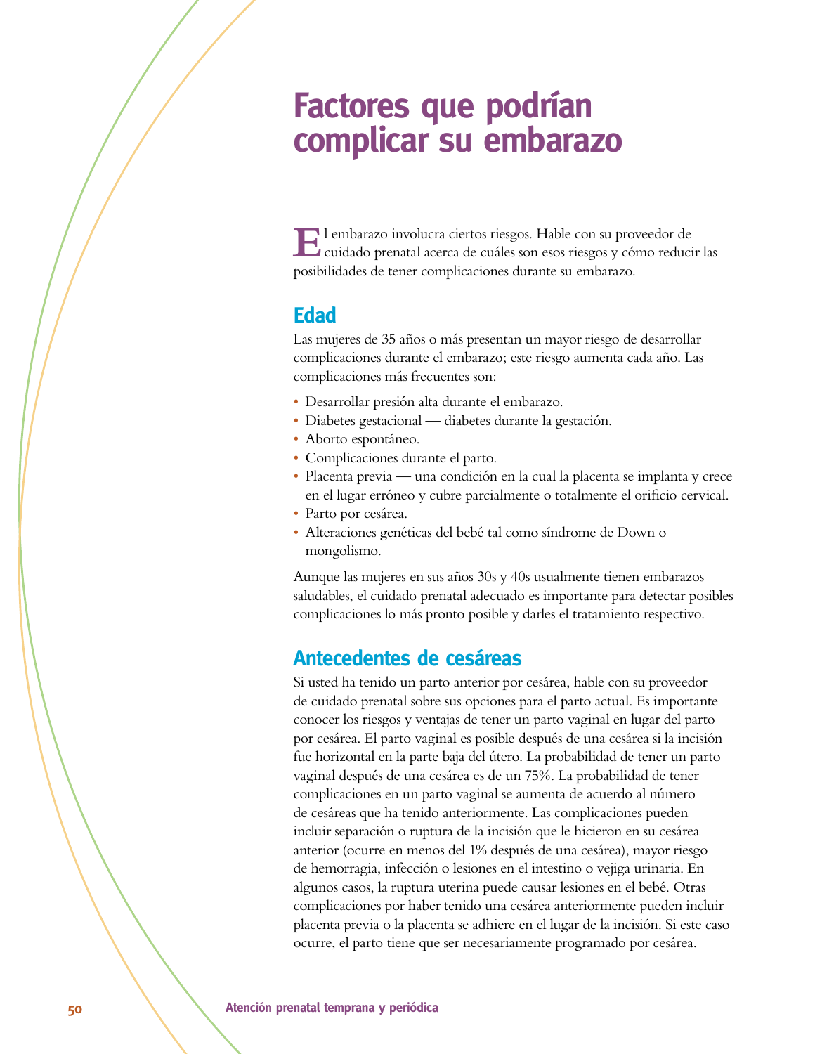# Factores que podrían complicar su embarazo

El embarazo involucra ciertos riesgos. Hable con su proveedor de cuidado prenatal acerca de cuáles son esos riesgos y cómo reducir las posibilidades de tener complicaciones durante su embarazo.

## Edad

Las mujeres de 35 años o más presentan un mayor riesgo de desarrollar complicaciones durante el embarazo; este riesgo aumenta cada año. Las complicaciones más frecuentes son:

- Desarrollar presión alta durante el embarazo.
- Diabetes gestacional — diabetes durante la gestación.
- Aborto espontáneo.
- Complicaciones durante el parto.
- Placenta previa — una condición en la cual la placenta se implanta y crece en el lugar erróneo y cubre parcialmente o totalmente el orificio cervical.
- Parto por cesárea.
- Alteraciones genéticas del bebé tal como síndrome de Down o mongolismo.

Aunque las mujeres en sus años 30s y 40s usualmente tienen embarazos saludables, el cuidado prenatal adecuado es importante para detectar posibles complicaciones lo más pronto posible y darles el tratamiento respectivo.

## Antecedentes de cesáreas

Si usted ha tenido un parto anterior por cesárea, hable con su proveedor de cuidado prenatal sobre sus opciones para el parto actual. Es importante conocer los riesgos y ventajas de tener un parto vaginal en lugar del parto por cesárea. El parto vaginal es posible después de una cesárea si la incisión fue horizontal en la parte baja del útero. La probabilidad de tener un parto vaginal después de una cesárea es de un 75%. La probabilidad de tener complicaciones en un parto vaginal se aumenta de acuerdo al número de cesáreas que ha tenido anteriormente. Las complicaciones pueden incluir separación o ruptura de la incisión que le hicieron en su cesárea anterior (ocurre en menos del 1% después de una cesárea), mayor riesgo de hemorragia, infección o lesiones en el intestino o vejiga urinaria. En algunos casos, la ruptura uterina puede causar lesiones en el bebé. Otras complicaciones por haber tenido una cesárea anteriormente pueden incluir placenta previa o la placenta se adhiere en el lugar de la incisión. Si este caso ocurre, el parto tiene que ser necesariamente programado por cesárea.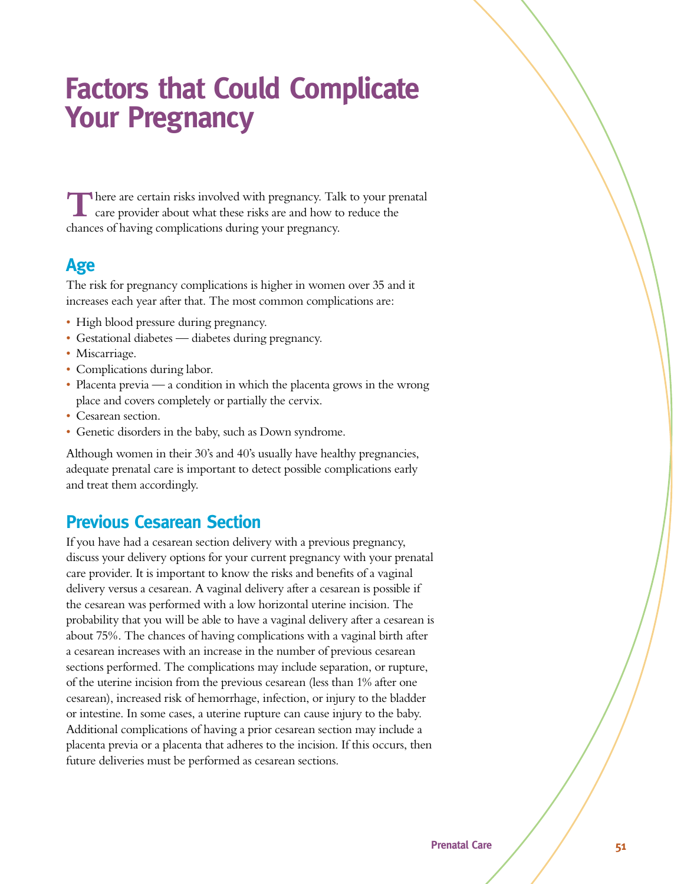# Factors that Could Complicate Your Pregnancy

There are certain risks involved with pregnancy. Talk to your prenatal care provider about what these risks are and how to reduce the chances of having complications during your pregnancy.

## Age

The risk for pregnancy complications is higher in women over 35 and it increases each year after that. The most common complications are:

- High blood pressure during pregnancy.
- Gestational diabetes — diabetes during pregnancy.
- Miscarriage.
- Complications during labor.
- Placenta previa — a condition in which the placenta grows in the wrong place and covers completely or partially the cervix.
- Cesarean section.
- Genetic disorders in the baby, such as Down syndrome.

Although women in their 30's and 40's usually have healthy pregnancies, adequate prenatal care is important to detect possible complications early and treat them accordingly.

## Previous Cesarean Section

If you have had a cesarean section delivery with a previous pregnancy, discuss your delivery options for your current pregnancy with your prenatal care provider. It is important to know the risks and benefits of a vaginal delivery versus a cesarean. A vaginal delivery after a cesarean is possible if the cesarean was performed with a low horizontal uterine incision. The probability that you will be able to have a vaginal delivery after a cesarean is about 75%. The chances of having complications with a vaginal birth after a cesarean increases with an increase in the number of previous cesarean sections performed. The complications may include separation, or rupture, of the uterine incision from the previous cesarean (less than 1% after one cesarean), increased risk of hemorrhage, infection, or injury to the bladder or intestine. In some cases, a uterine rupture can cause injury to the baby. Additional complications of having a prior cesarean section may include a placenta previa or a placenta that adheres to the incision. If this occurs, then future deliveries must be performed as cesarean sections.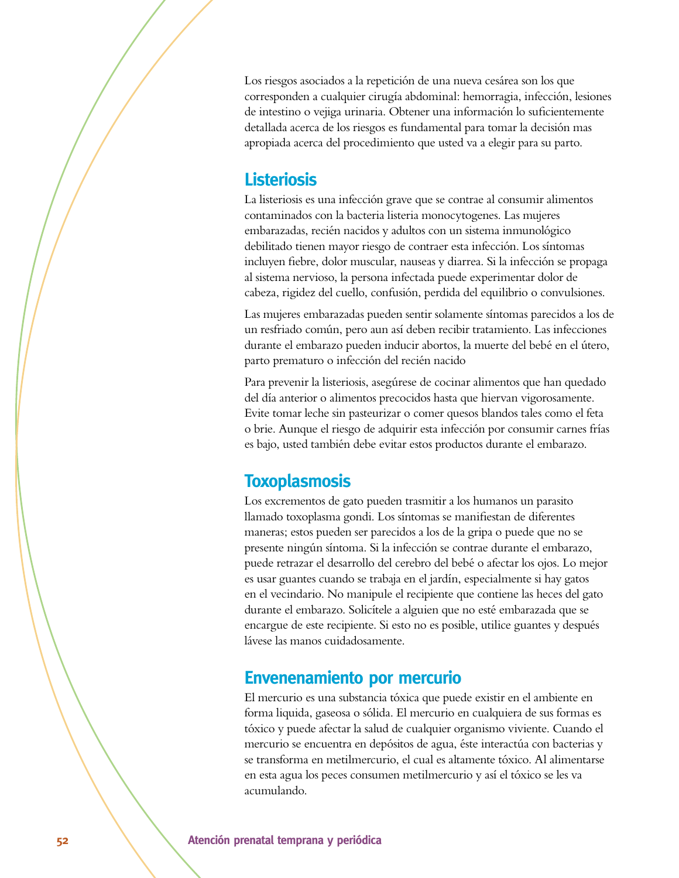Los riesgos asociados a la repetición de una nueva cesárea son los que corresponden a cualquier cirugía abdominal: hemorragia, infección, lesiones de intestino o vejiga urinaria. Obtener una información lo suficientemente detallada acerca de los riesgos es fundamental para tomar la decisión mas apropiada acerca del procedimiento que usted va a elegir para su parto.

## Listeriosis

La listeriosis es una infección grave que se contrae al consumir alimentos contaminados con la bacteria listeria monocytogenes. Las mujeres embarazadas, recién nacidos y adultos con un sistema inmunológico debilitado tienen mayor riesgo de contraer esta infección. Los síntomas incluyen fiebre, dolor muscular, nauseas y diarrea. Si la infección se propaga al sistema nervioso, la persona infectada puede experimentar dolor de cabeza, rigidez del cuello, confusión, perdida del equilibrio o convulsiones.

Las mujeres embarazadas pueden sentir solamente síntomas parecidos a los de un resfriado común, pero aun así deben recibir tratamiento. Las infecciones durante el embarazo pueden inducir abortos, la muerte del bebé en el útero, parto prematuro o infección del recién nacido

Para prevenir la listeriosis, asegúrese de cocinar alimentos que han quedado del día anterior o alimentos precocidos hasta que hiervan vigorosamente. Evite tomar leche sin pasteurizar o comer quesos blandos tales como el feta o brie. Aunque el riesgo de adquirir esta infección por consumir carnes frías es bajo, usted también debe evitar estos productos durante el embarazo.

## Toxoplasmosis

Los excrementos de gato pueden trasmitir a los humanos un parasito llamado toxoplasma gondi. Los síntomas se manifiestan de diferentes maneras; estos pueden ser parecidos a los de la gripa o puede que no se presente ningún síntoma. Si la infección se contrae durante el embarazo, puede retrazar el desarrollo del cerebro del bebé o afectar los ojos. Lo mejor es usar guantes cuando se trabaja en el jardín, especialmente si hay gatos en el vecindario. No manipule el recipiente que contiene las heces del gato durante el embarazo. Solicítele a alguien que no esté embarazada que se encargue de este recipiente. Si esto no es posible, utilice guantes y después lávese las manos cuidadosamente.

## Envenenamiento por mercurio

El mercurio es una substancia tóxica que puede existir en el ambiente en forma liquida, gaseosa o sólida. El mercurio en cualquiera de sus formas es tóxico y puede afectar la salud de cualquier organismo viviente. Cuando el mercurio se encuentra en depósitos de agua, éste interactúa con bacterias y se transforma en metilmercurio, el cual es altamente tóxico. Al alimentarse en esta agua los peces consumen metilmercurio y así el tóxico se les va acumulando.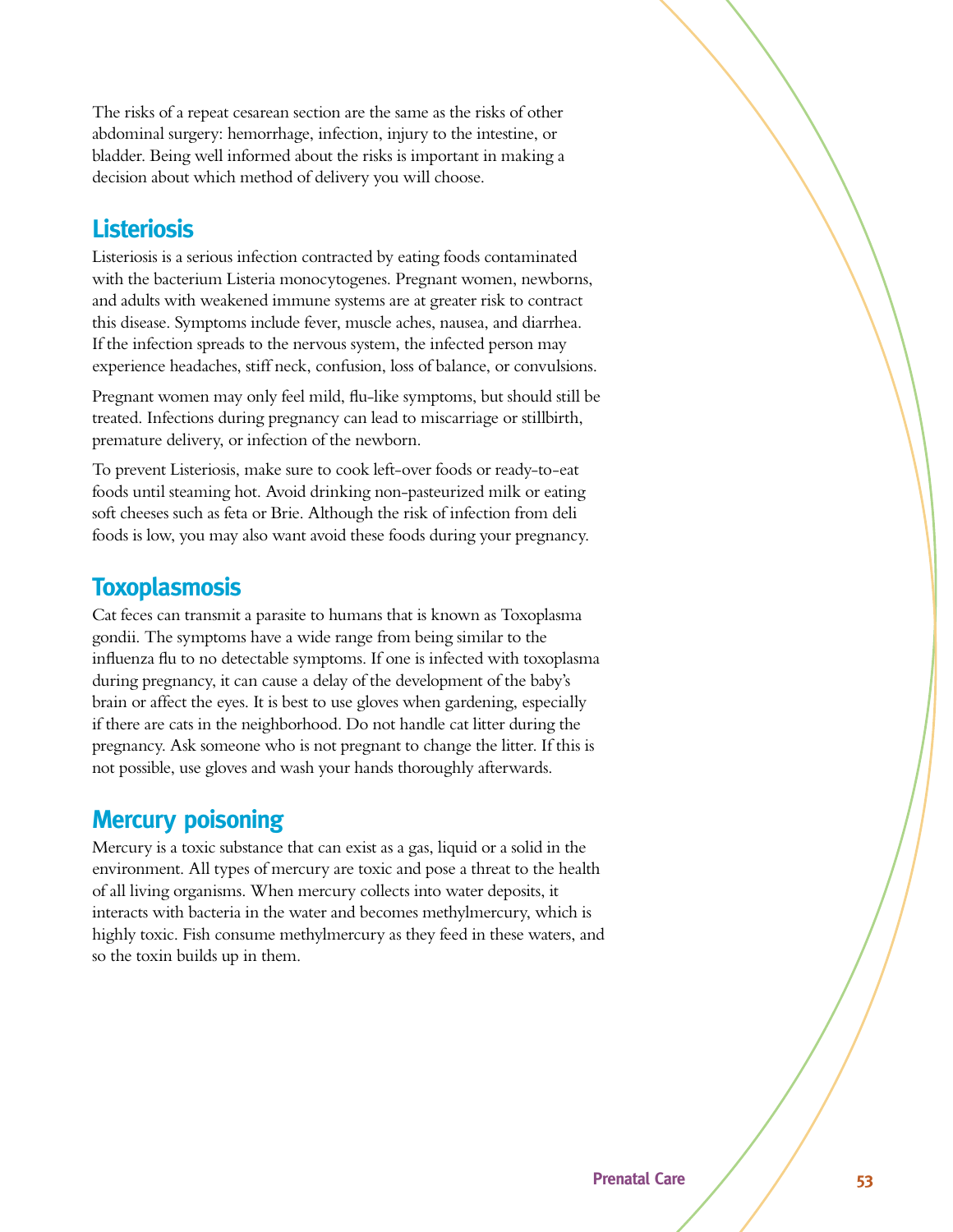The risks of a repeat cesarean section are the same as the risks of other abdominal surgery: hemorrhage, infection, injury to the intestine, or bladder. Being well informed about the risks is important in making a decision about which method of delivery you will choose.

## Listeriosis

Listeriosis is a serious infection contracted by eating foods contaminated with the bacterium Listeria monocytogenes. Pregnant women, newborns, and adults with weakened immune systems are at greater risk to contract this disease. Symptoms include fever, muscle aches, nausea, and diarrhea. If the infection spreads to the nervous system, the infected person may experience headaches, stiff neck, confusion, loss of balance, or convulsions.

Pregnant women may only feel mild, flu-like symptoms, but should still be treated. Infections during pregnancy can lead to miscarriage or stillbirth, premature delivery, or infection of the newborn.

To prevent Listeriosis, make sure to cook left-over foods or ready-to-eat foods until steaming hot. Avoid drinking non-pasteurized milk or eating soft cheeses such as feta or Brie. Although the risk of infection from deli foods is low, you may also want avoid these foods during your pregnancy.

## Toxoplasmosis

Cat feces can transmit a parasite to humans that is known as Toxoplasma gondii. The symptoms have a wide range from being similar to the influenza flu to no detectable symptoms. If one is infected with toxoplasma during pregnancy, it can cause a delay of the development of the baby's brain or affect the eyes. It is best to use gloves when gardening, especially if there are cats in the neighborhood. Do not handle cat litter during the pregnancy. Ask someone who is not pregnant to change the litter. If this is not possible, use gloves and wash your hands thoroughly afterwards.

## Mercury poisoning

Mercury is a toxic substance that can exist as a gas, liquid or a solid in the environment. All types of mercury are toxic and pose a threat to the health of all living organisms. When mercury collects into water deposits, it interacts with bacteria in the water and becomes methylmercury, which is highly toxic. Fish consume methylmercury as they feed in these waters, and so the toxin builds up in them.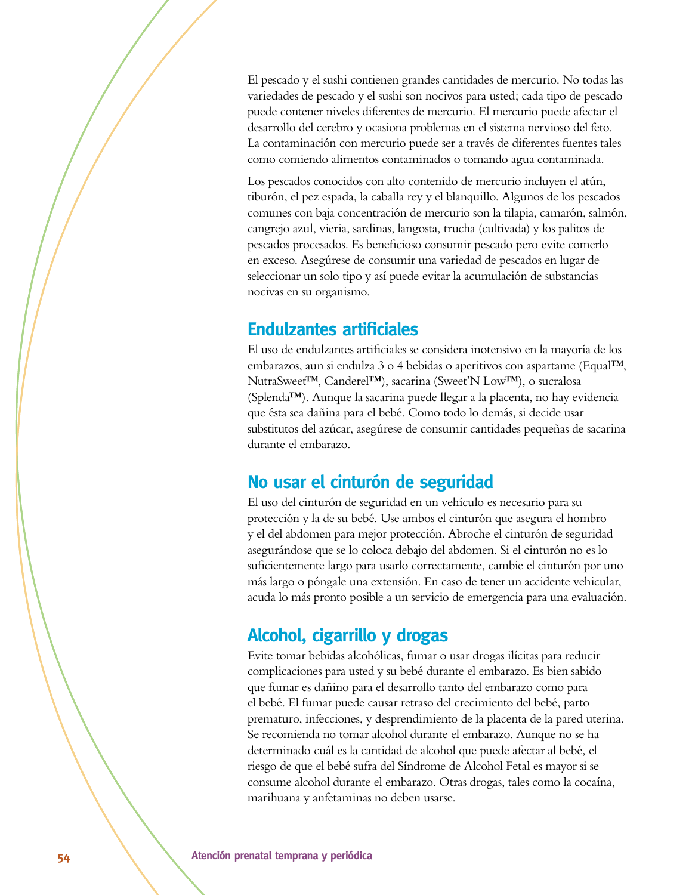El pescado y el sushi contienen grandes cantidades de mercurio. No todas las variedades de pescado y el sushi son nocivos para usted; cada tipo de pescado puede contener niveles diferentes de mercurio. El mercurio puede afectar el desarrollo del cerebro y ocasiona problemas en el sistema nervioso del feto. La contaminación con mercurio puede ser a través de diferentes fuentes tales como comiendo alimentos contaminados o tomando agua contaminada.

Los pescados conocidos con alto contenido de mercurio incluyen el atún, tiburón, el pez espada, la caballa rey y el blanquillo. Algunos de los pescados comunes con baja concentración de mercurio son la tilapia, camarón, salmón, cangrejo azul, vieria, sardinas, langosta, trucha (cultivada) y los palitos de pescados procesados. Es beneficioso consumir pescado pero evite comerlo en exceso. Asegúrese de consumir una variedad de pescados en lugar de seleccionar un solo tipo y así puede evitar la acumulación de substancias nocivas en su organismo.

## Endulzantes artificiales

El uso de endulzantes artificiales se considera inotensivo en la mayoría de los embarazos, aun si endulza 3 o 4 bebidas o aperitivos con aspartame (Equal™, NutraSweet™, Canderel™), sacarina (Sweet'N Low™), o sucralosa (Splenda™). Aunque la sacarina puede llegar a la placenta, no hay evidencia que ésta sea dañina para el bebé. Como todo lo demás, si decide usar substitutos del azúcar, asegúrese de consumir cantidades pequeñas de sacarina durante el embarazo.

## No usar el cinturón de seguridad

El uso del cinturón de seguridad en un vehículo es necesario para su protección y la de su bebé. Use ambos el cinturón que asegura el hombro y el del abdomen para mejor protección. Abroche el cinturón de seguridad asegurándose que se lo coloca debajo del abdomen. Si el cinturón no es lo suficientemente largo para usarlo correctamente, cambie el cinturón por uno más largo o póngale una extensión. En caso de tener un accidente vehicular, acuda lo más pronto posible a un servicio de emergencia para una evaluación.

## Alcohol, cigarrillo y drogas

Evite tomar bebidas alcohólicas, fumar o usar drogas ilícitas para reducir complicaciones para usted y su bebé durante el embarazo. Es bien sabido que fumar es dañino para el desarrollo tanto del embarazo como para el bebé. El fumar puede causar retraso del crecimiento del bebé, parto prematuro, infecciones, y desprendimiento de la placenta de la pared uterina. Se recomienda no tomar alcohol durante el embarazo. Aunque no se ha determinado cuál es la cantidad de alcohol que puede afectar al bebé, el riesgo de que el bebé sufra del Síndrome de Alcohol Fetal es mayor si se consume alcohol durante el embarazo. Otras drogas, tales como la cocaína, marihuana y anfetaminas no deben usarse.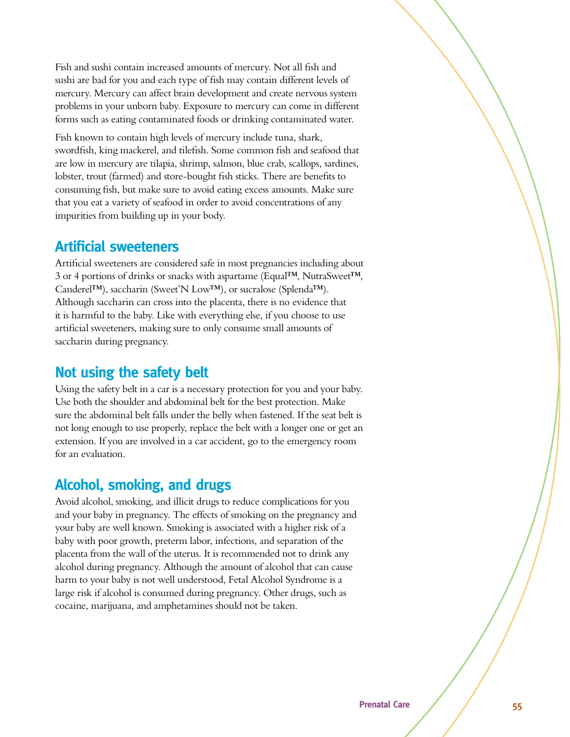Fish and sushi contain increased amounts of mercury. Not all fish and sushi are bad for you and each type of fish may contain different levels of mercury. Mercury can affect brain development and create nervous system problems in your unborn baby. Exposure to mercury can come in different forms such as eating contaminated foods or drinking contaminated water.

Fish known to contain high levels of mercury include tuna, shark, swordfish, king mackerel, and tilefish. Some common fish and seafood that are low in mercury are tilapia, shrimp, salmon, blue crab, scallops, sardines, lobster, trout (farmed) and store-bought fish sticks. There are benefits to consuming fish, but make sure to avoid eating excess amounts. Make sure that you eat a variety of seafood in order to avoid concentrations of any impurities from building up in your body.

## Artificial sweeteners

Artificial sweeteners are considered safe in most pregnancies including about 3 or 4 portions of drinks or snacks with aspartame (Equal™, NutraSweet™, Canderel™), saccharin (Sweet'N Low™), or sucralose (Splenda™). Although saccharin can cross into the placenta, there is no evidence that it is harmful to the baby. Like with everything else, if you choose to use artificial sweeteners, making sure to only consume small amounts of saccharin during pregnancy.

## Not using the safety belt

Using the safety belt in a car is a necessary protection for you and your baby. Use both the shoulder and abdominal belt for the best protection. Make sure the abdominal belt falls under the belly when fastened. If the seat belt is not long enough to use properly, replace the belt with a longer one or get an extension. If you are involved in a car accident, go to the emergency room for an evaluation.

## Alcohol, smoking, and drugs

Avoid alcohol, smoking, and illicit drugs to reduce complications for you and your baby in pregnancy. The effects of smoking on the pregnancy and your baby are well known. Smoking is associated with a higher risk of a baby with poor growth, preterm labor, infections, and separation of the placenta from the wall of the uterus. It is recommended not to drink any alcohol during pregnancy. Although the amount of alcohol that can cause harm to your baby is not well understood, Fetal Alcohol Syndrome is a large risk if alcohol is consumed during pregnancy. Other drugs, such as cocaine, marijuana, and amphetamines should not be taken.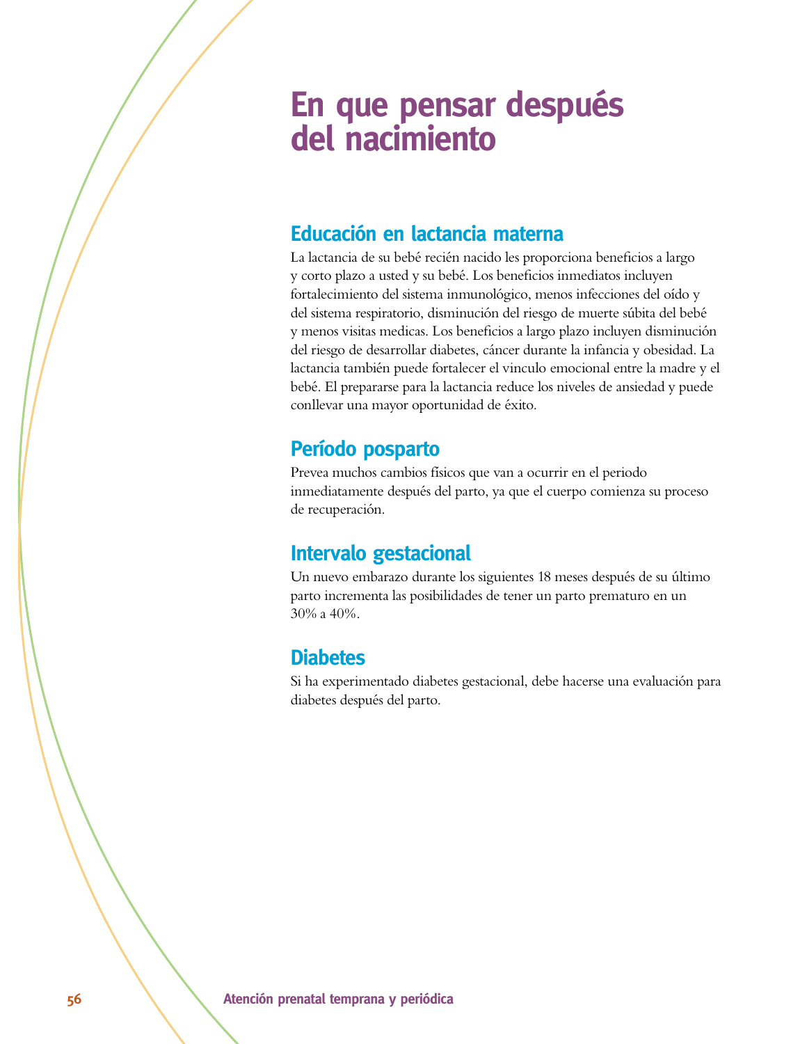# En que pensar después del nacimiento

## Educación en lactancia materna

La lactancia de su bebé recién nacido les proporciona beneficios a largo y corto plazo a usted y su bebé. Los beneficios inmediatos incluyen fortalecimiento del sistema inmunológico, menos infecciones del oído y del sistema respiratorio, disminución del riesgo de muerte súbita del bebé y menos visitas medicas. Los beneficios a largo plazo incluyen disminución del riesgo de desarrollar diabetes, cáncer durante la infancia y obesidad. La lactancia también puede fortalecer el vinculo emocional entre la madre y el bebé. El prepararse para la lactancia reduce los niveles de ansiedad y puede conllevar una mayor oportunidad de éxito.

## Período posparto

Prevea muchos cambios físicos que van a ocurrir en el periodo inmediatamente después del parto, ya que el cuerpo comienza su proceso de recuperación.

## Intervalo gestacional

Un nuevo embarazo durante los siguientes 18 meses después de su último parto incrementa las posibilidades de tener un parto prematuro en un 30% a 40%.

## Diabetes

Si ha experimentado diabetes gestacional, debe hacerse una evaluación para diabetes después del parto.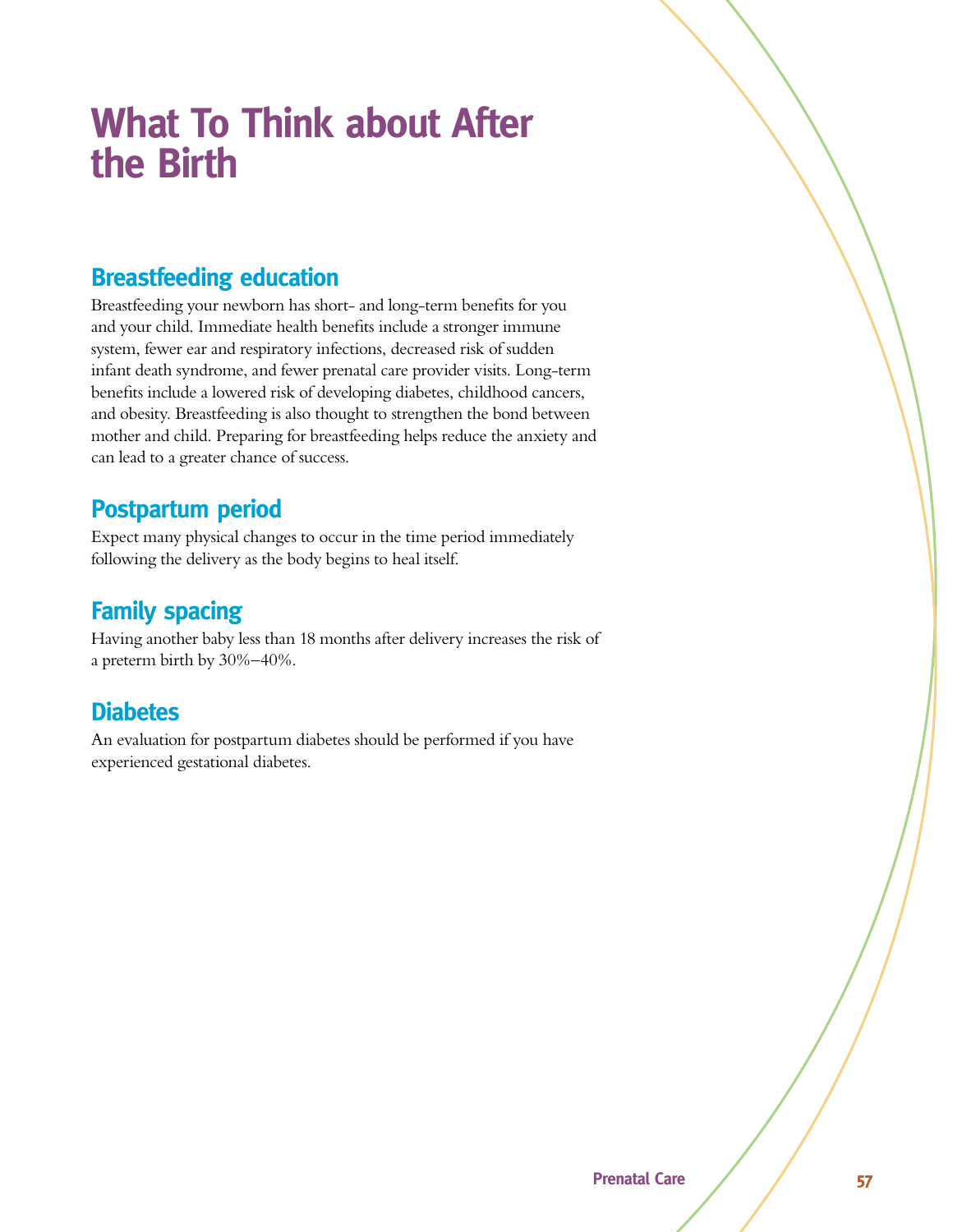# What To Think about After the Birth

## Breastfeeding education

Breastfeeding your newborn has short- and long-term benefits for you and your child. Immediate health benefits include a stronger immune system, fewer ear and respiratory infections, decreased risk of sudden infant death syndrome, and fewer prenatal care provider visits. Long-term benefits include a lowered risk of developing diabetes, childhood cancers, and obesity. Breastfeeding is also thought to strengthen the bond between mother and child. Preparing for breastfeeding helps reduce the anxiety and can lead to a greater chance of success.

## Postpartum period

Expect many physical changes to occur in the time period immediately following the delivery as the body begins to heal itself.

## Family spacing

Having another baby less than 18 months after delivery increases the risk of a preterm birth by 30%–40%.

## Diabetes

An evaluation for postpartum diabetes should be performed if you have experienced gestational diabetes.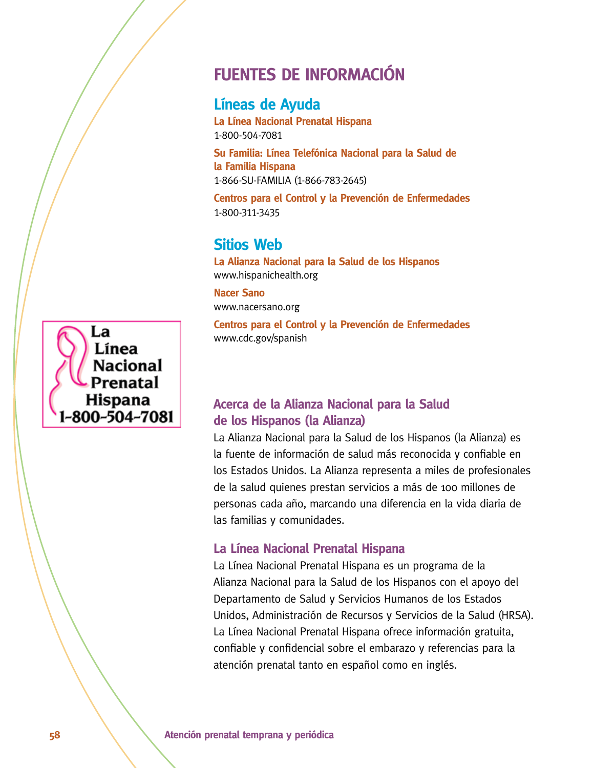# FUENTES DE INFORMACIÓN

## Líneas de Ayuda

**La Línea Nacional Prenatal Hispana**
1-800-504-7081

**Su Familia: Línea Telefónica Nacional para la Salud de la Familia Hispana**
1-866-SU-FAMILIA (1-866-783-2645)

**Centros para el Control y la Prevención de Enfermedades**
1-800-311-3435

## Sitios Web

**La Alianza Nacional para la Salud de los Hispanos**
www.hispanichealth.org

**Nacer Sano**
www.nacersano.org

**Centros para el Control y la Prevención de Enfermedades**
www.cdc.gov/spanish

La Línea Nacional Prenatal Hispana
1-800-504-7081

### Acerca de la Alianza Nacional para la Salud de los Hispanos (la Alianza)

La Alianza Nacional para la Salud de los Hispanos (la Alianza) es la fuente de información de salud más reconocida y confiable en los Estados Unidos. La Alianza representa a miles de profesionales de la salud quienes prestan servicios a más de 100 millones de personas cada año, marcando una diferencia en la vida diaria de las familias y comunidades.

### La Línea Nacional Prenatal Hispana

La Línea Nacional Prenatal Hispana es un programa de la Alianza Nacional para la Salud de los Hispanos con el apoyo del Departamento de Salud y Servicios Humanos de los Estados Unidos, Administración de Recursos y Servicios de la Salud (HRSA). La Línea Nacional Prenatal Hispana ofrece información gratuita, confiable y confidencial sobre el embarazo y referencias para la atención prenatal tanto en español como en inglés.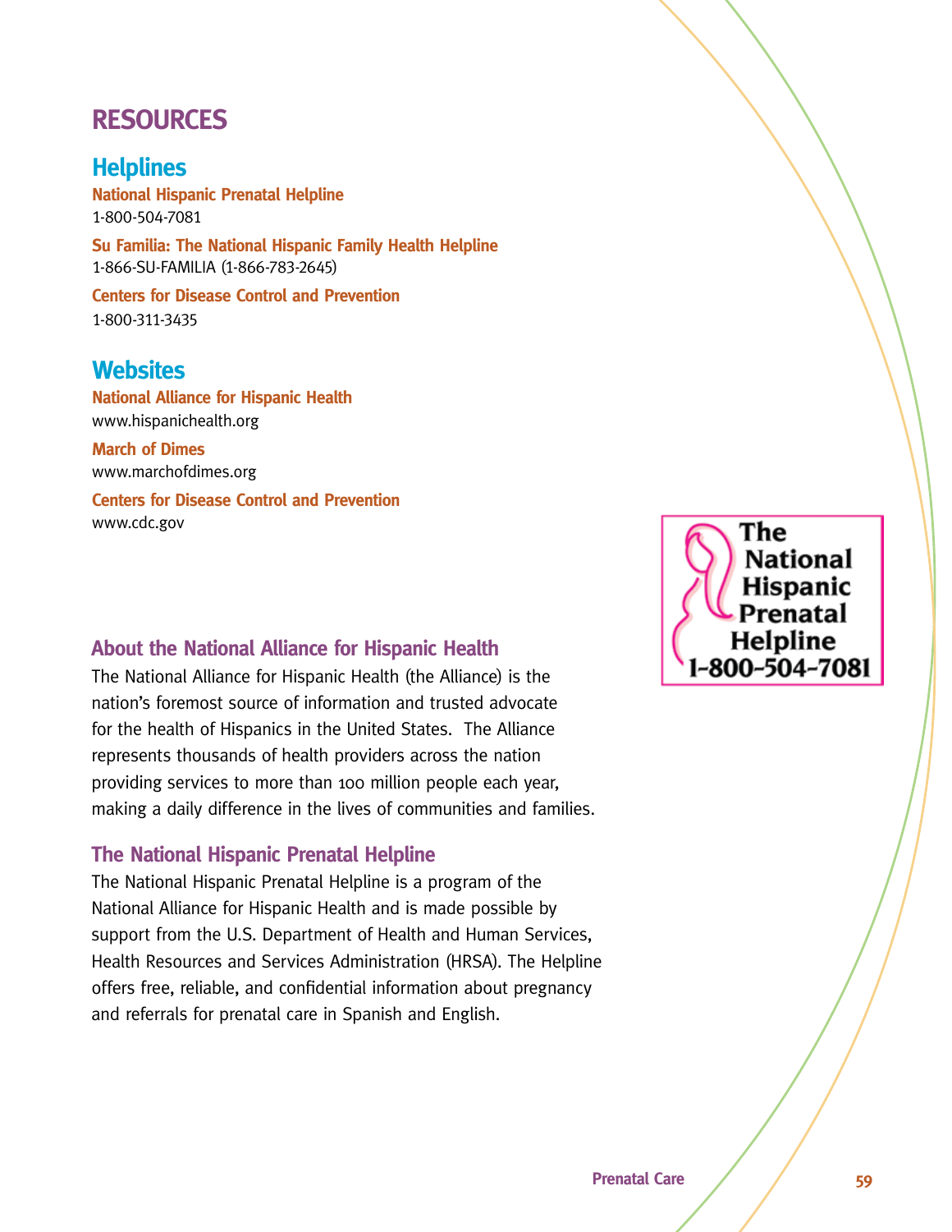# RESOURCES

## Helplines

**National Hispanic Prenatal Helpline**
1-800-504-7081

**Su Familia: The National Hispanic Family Health Helpline**
1-866-SU-FAMILIA (1-866-783-2645)

**Centers for Disease Control and Prevention**
1-800-311-3435

## Websites

**National Alliance for Hispanic Health**
www.hispanichealth.org

**March of Dimes**
www.marchofdimes.org

**Centers for Disease Control and Prevention**
www.cdc.gov

The National Hispanic Prenatal Helpline 1-800-504-7081

### About the National Alliance for Hispanic Health

The National Alliance for Hispanic Health (the Alliance) is the nation's foremost source of information and trusted advocate for the health of Hispanics in the United States. The Alliance represents thousands of health providers across the nation providing services to more than 100 million people each year, making a daily difference in the lives of communities and families.

### The National Hispanic Prenatal Helpline

The National Hispanic Prenatal Helpline is a program of the National Alliance for Hispanic Health and is made possible by support from the U.S. Department of Health and Human Services, Health Resources and Services Administration (HRSA). The Helpline offers free, reliable, and confidential information about pregnancy and referrals for prenatal care in Spanish and English.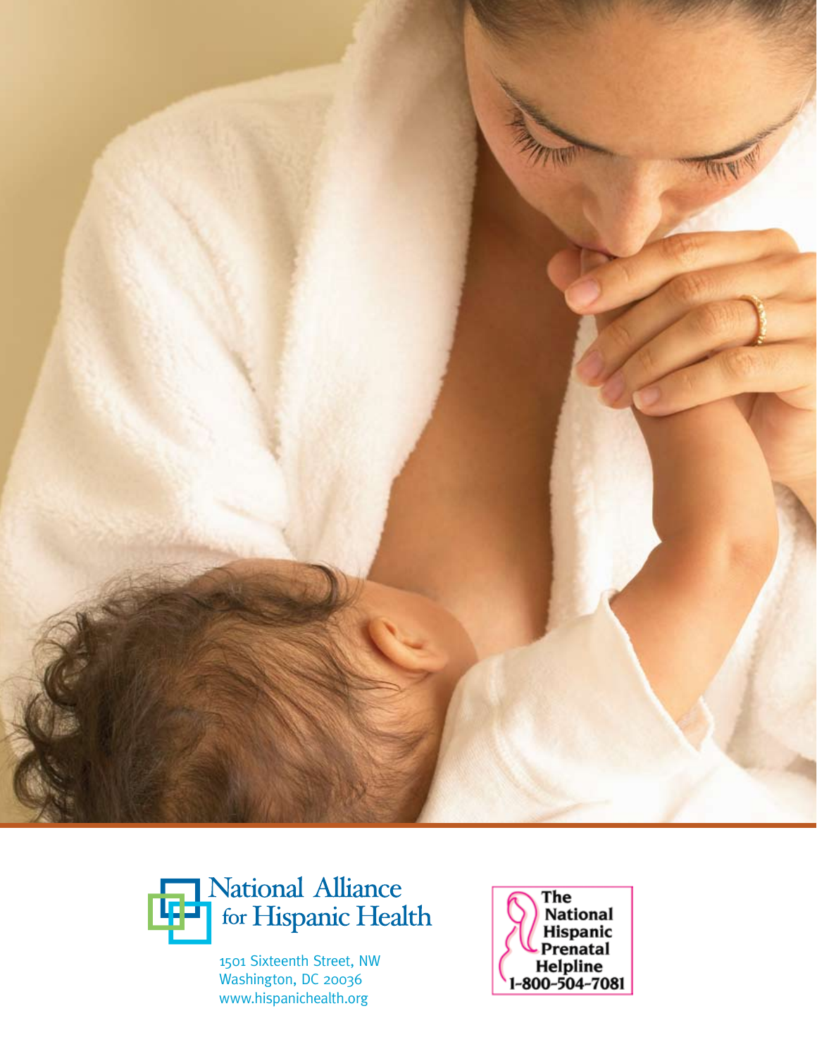National Alliance for Hispanic Health

1501 Sixteenth Street, NW
Washington, DC 20036
www.hispanichealth.org

The National Hispanic Prenatal Helpline
1-800-504-7081